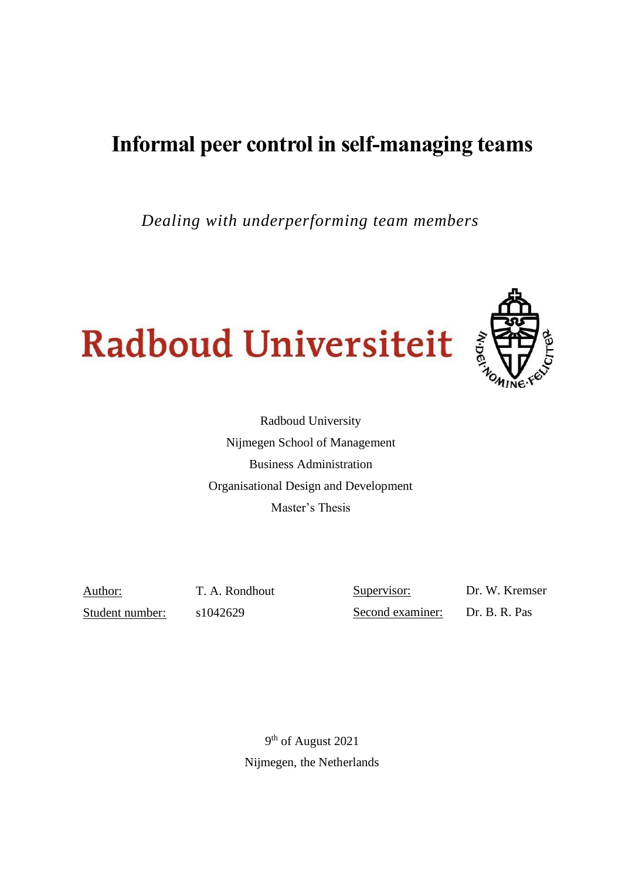# Informal peer control in self-managing teams

*Dealing with underperforming team members*

Radboud Universiteit

Radboud University

Nijmegen School of Management

Business Administration

Organisational Design and Development

Master's Thesis

| Author: | T. A. Rondhout | Supervisor: | Dr. W. Kremser |
|---|---|---|---|
| Student number: | s1042629 | Second examiner: | Dr. B. R. Pas |

9th of August 2021

Nijmegen, the Netherlands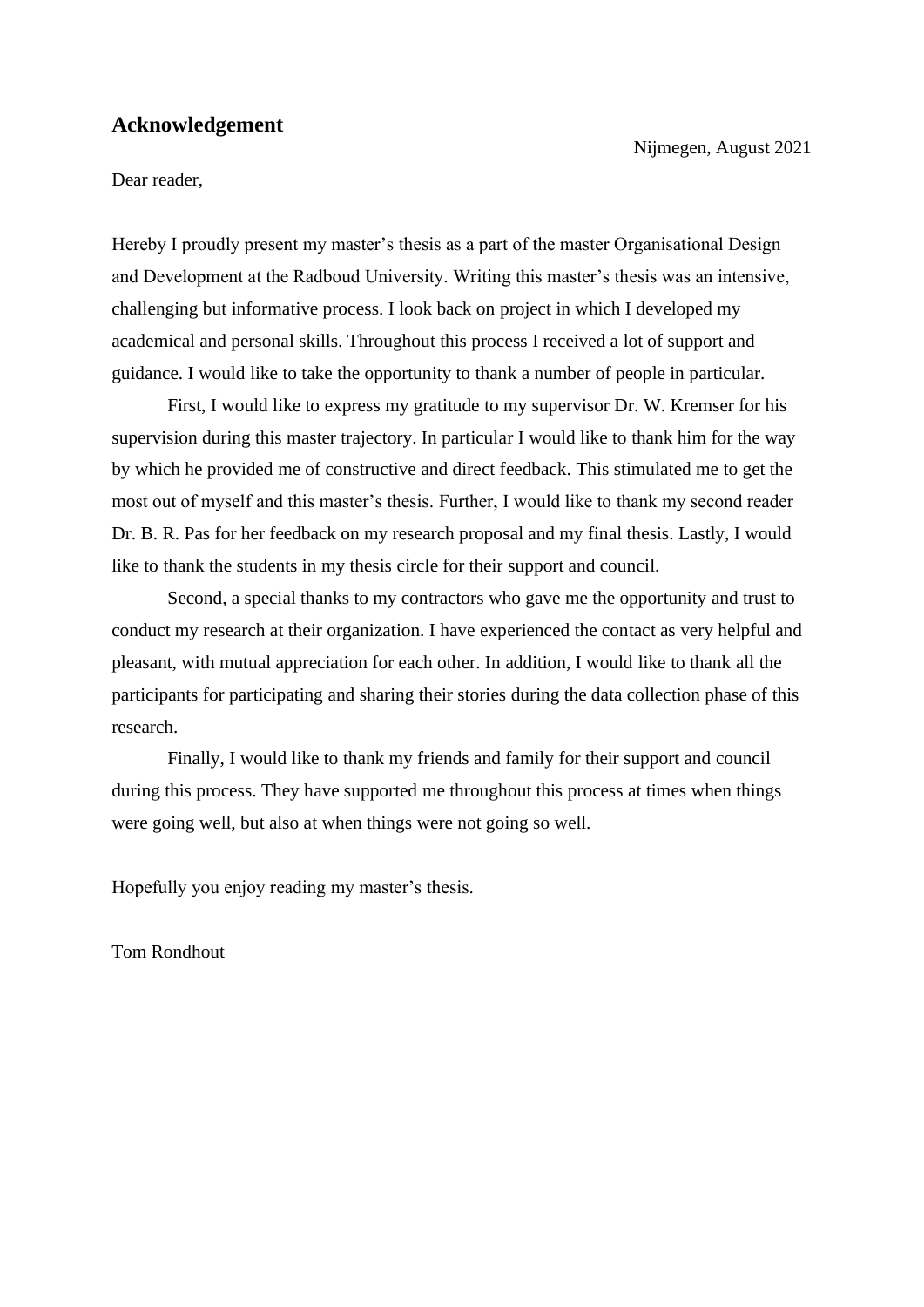## Acknowledgement

Nijmegen, August 2021

Dear reader,

Hereby I proudly present my master's thesis as a part of the master Organisational Design and Development at the Radboud University. Writing this master's thesis was an intensive, challenging but informative process. I look back on project in which I developed my academical and personal skills. Throughout this process I received a lot of support and guidance. I would like to take the opportunity to thank a number of people in particular.

First, I would like to express my gratitude to my supervisor Dr. W. Kremser for his supervision during this master trajectory. In particular I would like to thank him for the way by which he provided me of constructive and direct feedback. This stimulated me to get the most out of myself and this master's thesis. Further, I would like to thank my second reader Dr. B. R. Pas for her feedback on my research proposal and my final thesis. Lastly, I would like to thank the students in my thesis circle for their support and council.

Second, a special thanks to my contractors who gave me the opportunity and trust to conduct my research at their organization. I have experienced the contact as very helpful and pleasant, with mutual appreciation for each other. In addition, I would like to thank all the participants for participating and sharing their stories during the data collection phase of this research.

Finally, I would like to thank my friends and family for their support and council during this process. They have supported me throughout this process at times when things were going well, but also at when things were not going so well.

Hopefully you enjoy reading my master's thesis.

Tom Rondhout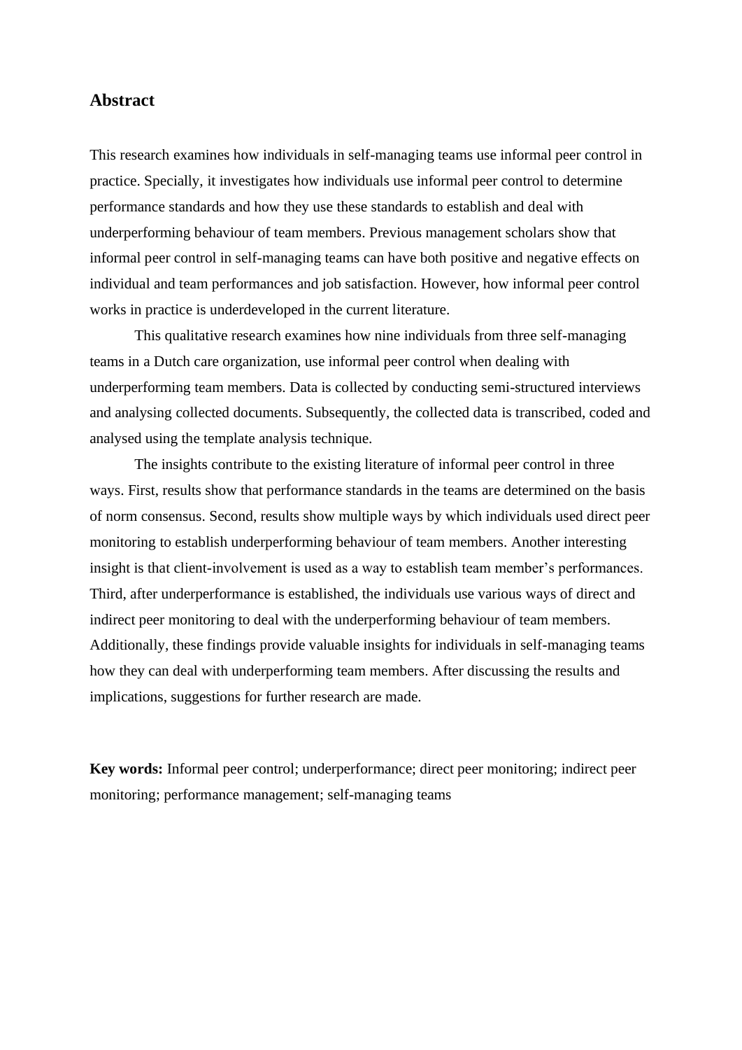## Abstract

This research examines how individuals in self-managing teams use informal peer control in practice. Specially, it investigates how individuals use informal peer control to determine performance standards and how they use these standards to establish and deal with underperforming behaviour of team members. Previous management scholars show that informal peer control in self-managing teams can have both positive and negative effects on individual and team performances and job satisfaction. However, how informal peer control works in practice is underdeveloped in the current literature.

This qualitative research examines how nine individuals from three self-managing teams in a Dutch care organization, use informal peer control when dealing with underperforming team members. Data is collected by conducting semi-structured interviews and analysing collected documents. Subsequently, the collected data is transcribed, coded and analysed using the template analysis technique.

The insights contribute to the existing literature of informal peer control in three ways. First, results show that performance standards in the teams are determined on the basis of norm consensus. Second, results show multiple ways by which individuals used direct peer monitoring to establish underperforming behaviour of team members. Another interesting insight is that client-involvement is used as a way to establish team member's performances. Third, after underperformance is established, the individuals use various ways of direct and indirect peer monitoring to deal with the underperforming behaviour of team members. Additionally, these findings provide valuable insights for individuals in self-managing teams how they can deal with underperforming team members. After discussing the results and implications, suggestions for further research are made.

**Key words:** Informal peer control; underperformance; direct peer monitoring; indirect peer monitoring; performance management; self-managing teams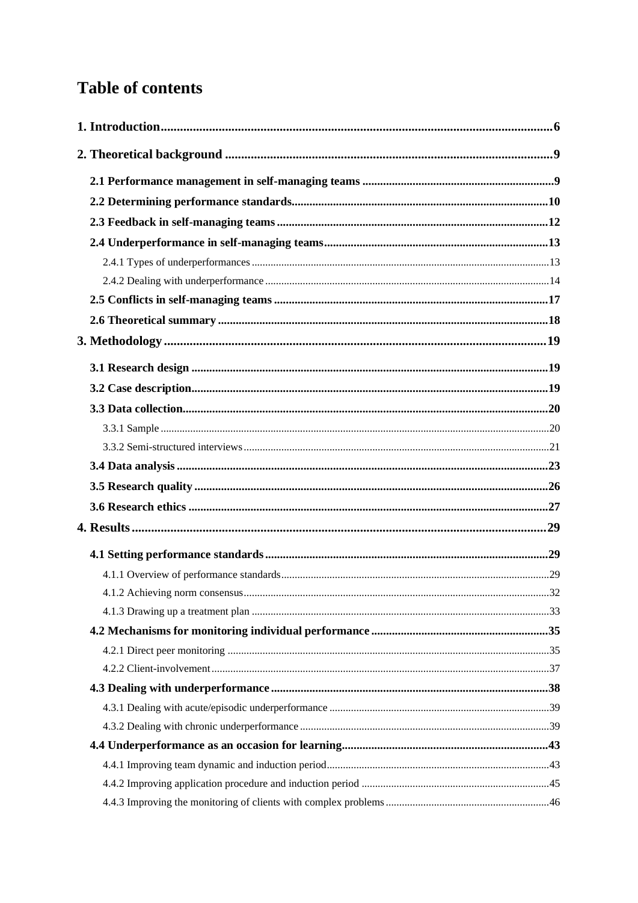# Table of contents

**1. Introduction** .......... 6

**2. Theoretical background** .......... 9

- **2.1 Performance management in self-managing teams** .......... 9
- **2.2 Determining performance standards** .......... 10
- **2.3 Feedback in self-managing teams** .......... 12
- **2.4 Underperformance in self-managing teams** .......... 13
  - 2.4.1 Types of underperformances .......... 13
  - 2.4.2 Dealing with underperformance .......... 14
- **2.5 Conflicts in self-managing teams** .......... 17
- **2.6 Theoretical summary** .......... 18

**3. Methodology** .......... 19

- **3.1 Research design** .......... 19
- **3.2 Case description** .......... 19
- **3.3 Data collection** .......... 20
  - 3.3.1 Sample .......... 20
  - 3.3.2 Semi-structured interviews .......... 21
- **3.4 Data analysis** .......... 23
- **3.5 Research quality** .......... 26
- **3.6 Research ethics** .......... 27

**4. Results** .......... 29

- **4.1 Setting performance standards** .......... 29
  - 4.1.1 Overview of performance standards .......... 29
  - 4.1.2 Achieving norm consensus .......... 32
  - 4.1.3 Drawing up a treatment plan .......... 33
- **4.2 Mechanisms for monitoring individual performance** .......... 35
  - 4.2.1 Direct peer monitoring .......... 35
  - 4.2.2 Client-involvement .......... 37
- **4.3 Dealing with underperformance** .......... 38
  - 4.3.1 Dealing with acute/episodic underperformance .......... 39
  - 4.3.2 Dealing with chronic underperformance .......... 39
- **4.4 Underperformance as an occasion for learning** .......... 43
  - 4.4.1 Improving team dynamic and induction period .......... 43
  - 4.4.2 Improving application procedure and induction period .......... 45
  - 4.4.3 Improving the monitoring of clients with complex problems .......... 46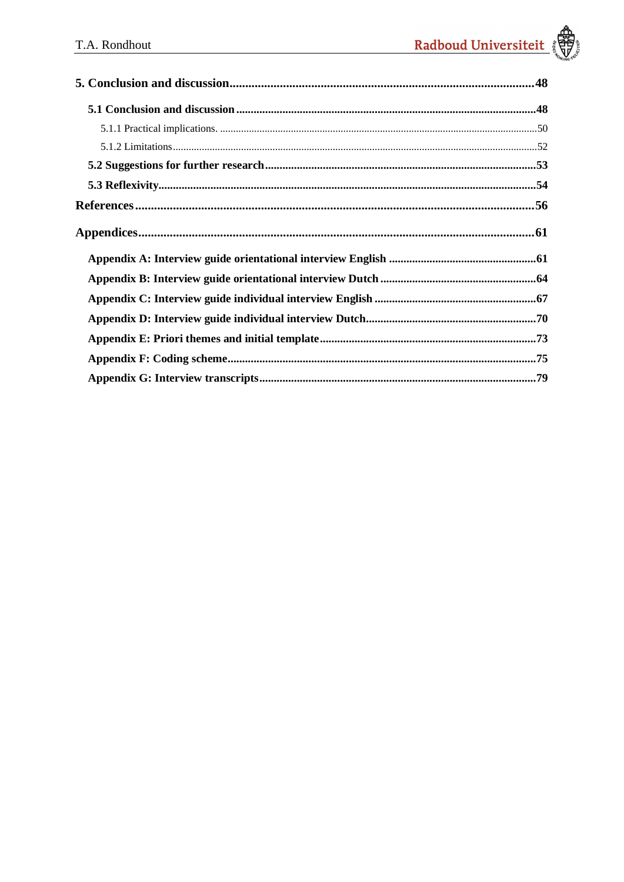**5. Conclusion and discussion................................................................................................48**

**5.1 Conclusion and discussion .......................................................................................................48**

5.1.1 Practical implications. ........................................................................................................................50

5.1.2 Limitations.........................................................................................................................................52

**5.2 Suggestions for further research.............................................................................................53**

**5.3 Reflexivity...................................................................................................................................54**

**References..............................................................................................................................56**

**Appendices.............................................................................................................................61**

**Appendix A: Interview guide orientational interview English ..................................................61**

**Appendix B: Interview guide orientational interview Dutch .....................................................64**

**Appendix C: Interview guide individual interview English .......................................................67**

**Appendix D: Interview guide individual interview Dutch..........................................................70**

**Appendix E: Priori themes and initial template.........................................................................73**

**Appendix F: Coding scheme.........................................................................................................75**

**Appendix G: Interview transcripts...............................................................................................79**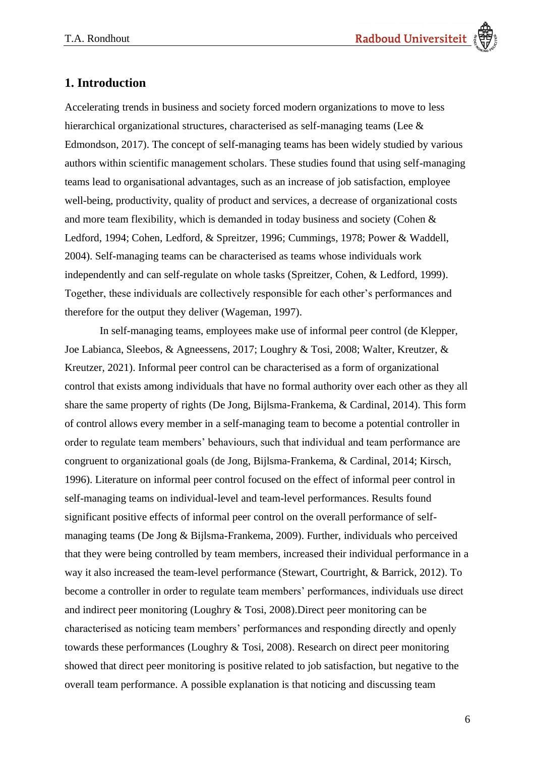# 1. Introduction

Accelerating trends in business and society forced modern organizations to move to less hierarchical organizational structures, characterised as self-managing teams (Lee & Edmondson, 2017). The concept of self-managing teams has been widely studied by various authors within scientific management scholars. These studies found that using self-managing teams lead to organisational advantages, such as an increase of job satisfaction, employee well-being, productivity, quality of product and services, a decrease of organizational costs and more team flexibility, which is demanded in today business and society (Cohen & Ledford, 1994; Cohen, Ledford, & Spreitzer, 1996; Cummings, 1978; Power & Waddell, 2004). Self-managing teams can be characterised as teams whose individuals work independently and can self-regulate on whole tasks (Spreitzer, Cohen, & Ledford, 1999). Together, these individuals are collectively responsible for each other's performances and therefore for the output they deliver (Wageman, 1997).

In self-managing teams, employees make use of informal peer control (de Klepper, Joe Labianca, Sleebos, & Agneessens, 2017; Loughry & Tosi, 2008; Walter, Kreutzer, & Kreutzer, 2021). Informal peer control can be characterised as a form of organizational control that exists among individuals that have no formal authority over each other as they all share the same property of rights (De Jong, Bijlsma-Frankema, & Cardinal, 2014). This form of control allows every member in a self-managing team to become a potential controller in order to regulate team members' behaviours, such that individual and team performance are congruent to organizational goals (de Jong, Bijlsma-Frankema, & Cardinal, 2014; Kirsch, 1996). Literature on informal peer control focused on the effect of informal peer control in self-managing teams on individual-level and team-level performances. Results found significant positive effects of informal peer control on the overall performance of self-managing teams (De Jong & Bijlsma-Frankema, 2009). Further, individuals who perceived that they were being controlled by team members, increased their individual performance in a way it also increased the team-level performance (Stewart, Courtright, & Barrick, 2012). To become a controller in order to regulate team members' performances, individuals use direct and indirect peer monitoring (Loughry & Tosi, 2008).Direct peer monitoring can be characterised as noticing team members' performances and responding directly and openly towards these performances (Loughry & Tosi, 2008). Research on direct peer monitoring showed that direct peer monitoring is positive related to job satisfaction, but negative to the overall team performance. A possible explanation is that noticing and discussing team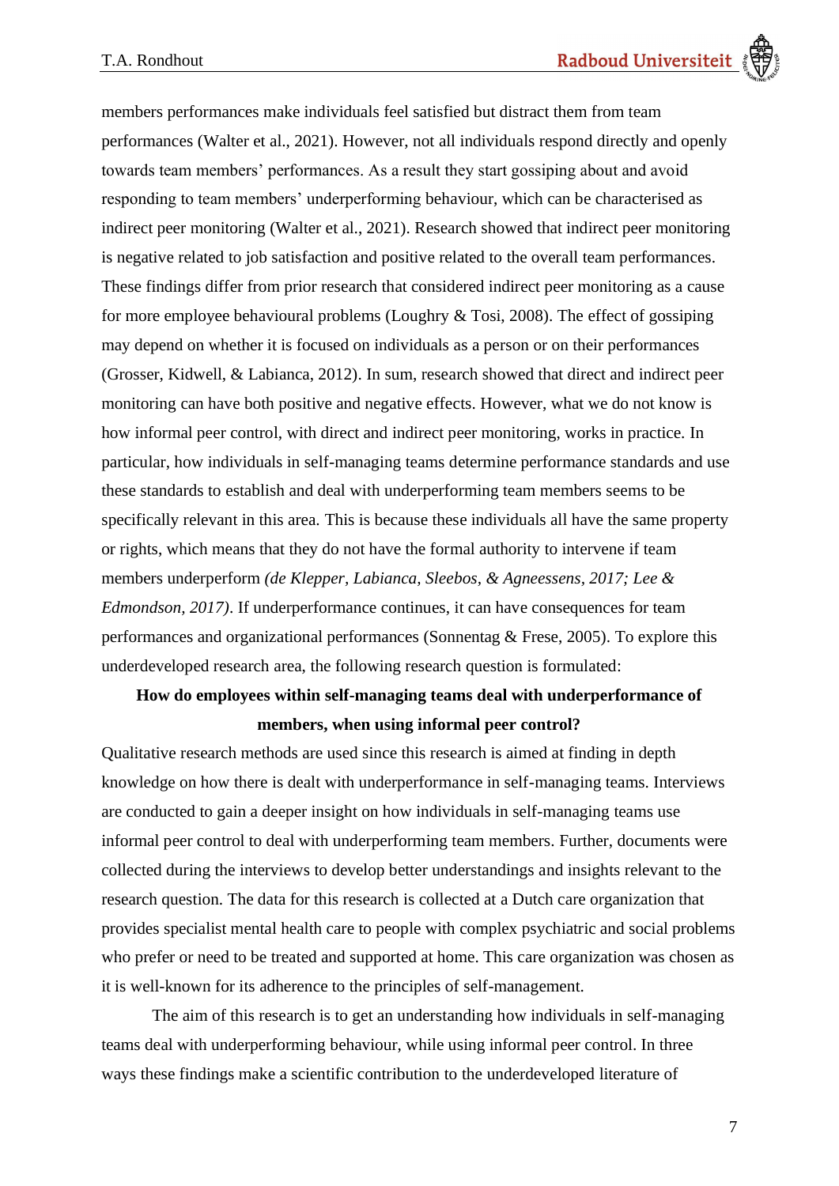members performances make individuals feel satisfied but distract them from team performances (Walter et al., 2021). However, not all individuals respond directly and openly towards team members' performances. As a result they start gossiping about and avoid responding to team members' underperforming behaviour, which can be characterised as indirect peer monitoring (Walter et al., 2021). Research showed that indirect peer monitoring is negative related to job satisfaction and positive related to the overall team performances. These findings differ from prior research that considered indirect peer monitoring as a cause for more employee behavioural problems (Loughry & Tosi, 2008). The effect of gossiping may depend on whether it is focused on individuals as a person or on their performances (Grosser, Kidwell, & Labianca, 2012). In sum, research showed that direct and indirect peer monitoring can have both positive and negative effects. However, what we do not know is how informal peer control, with direct and indirect peer monitoring, works in practice. In particular, how individuals in self-managing teams determine performance standards and use these standards to establish and deal with underperforming team members seems to be specifically relevant in this area. This is because these individuals all have the same property or rights, which means that they do not have the formal authority to intervene if team members underperform *(de Klepper, Labianca, Sleebos, & Agneessens, 2017; Lee & Edmondson, 2017)*. If underperformance continues, it can have consequences for team performances and organizational performances (Sonnentag & Frese, 2005). To explore this underdeveloped research area, the following research question is formulated:

**How do employees within self-managing teams deal with underperformance of members, when using informal peer control?**

Qualitative research methods are used since this research is aimed at finding in depth knowledge on how there is dealt with underperformance in self-managing teams. Interviews are conducted to gain a deeper insight on how individuals in self-managing teams use informal peer control to deal with underperforming team members. Further, documents were collected during the interviews to develop better understandings and insights relevant to the research question. The data for this research is collected at a Dutch care organization that provides specialist mental health care to people with complex psychiatric and social problems who prefer or need to be treated and supported at home. This care organization was chosen as it is well-known for its adherence to the principles of self-management.

The aim of this research is to get an understanding how individuals in self-managing teams deal with underperforming behaviour, while using informal peer control. In three ways these findings make a scientific contribution to the underdeveloped literature of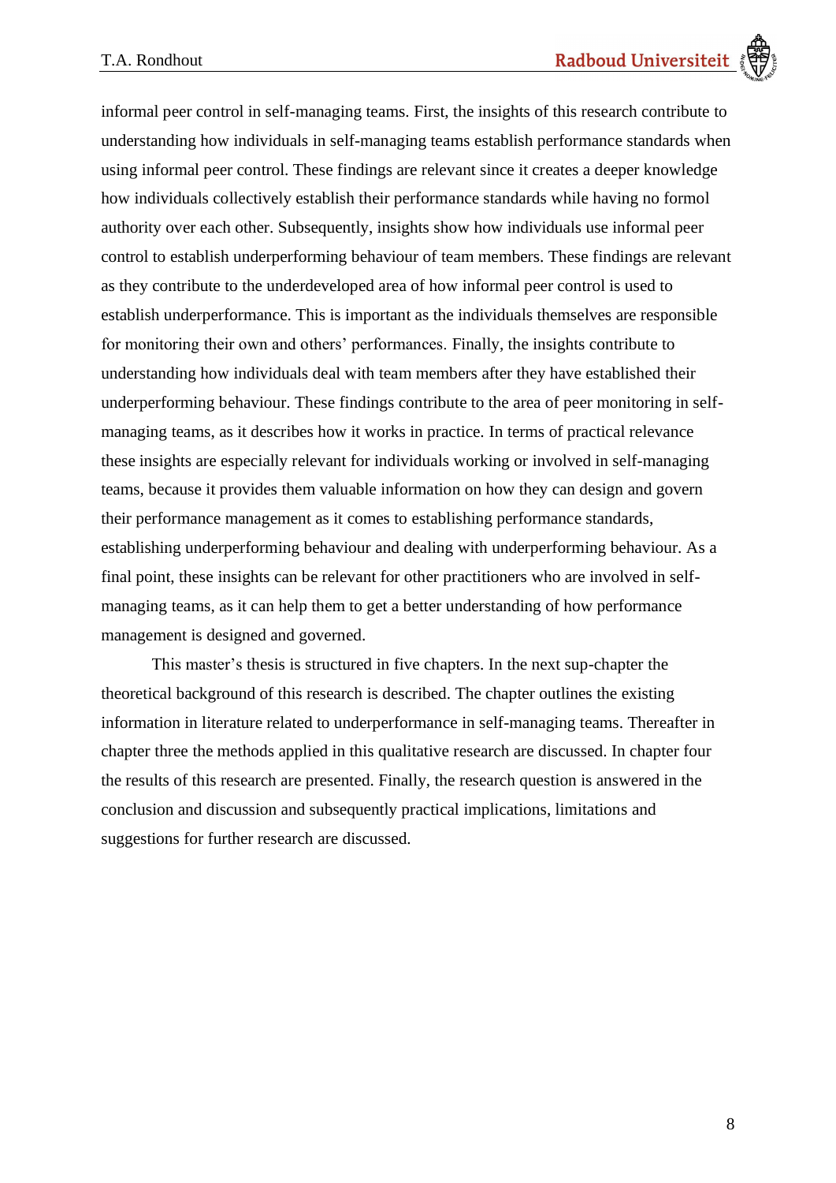informal peer control in self-managing teams. First, the insights of this research contribute to understanding how individuals in self-managing teams establish performance standards when using informal peer control. These findings are relevant since it creates a deeper knowledge how individuals collectively establish their performance standards while having no formol authority over each other. Subsequently, insights show how individuals use informal peer control to establish underperforming behaviour of team members. These findings are relevant as they contribute to the underdeveloped area of how informal peer control is used to establish underperformance. This is important as the individuals themselves are responsible for monitoring their own and others' performances. Finally, the insights contribute to understanding how individuals deal with team members after they have established their underperforming behaviour. These findings contribute to the area of peer monitoring in self-managing teams, as it describes how it works in practice. In terms of practical relevance these insights are especially relevant for individuals working or involved in self-managing teams, because it provides them valuable information on how they can design and govern their performance management as it comes to establishing performance standards, establishing underperforming behaviour and dealing with underperforming behaviour. As a final point, these insights can be relevant for other practitioners who are involved in self-managing teams, as it can help them to get a better understanding of how performance management is designed and governed.

This master's thesis is structured in five chapters. In the next sup-chapter the theoretical background of this research is described. The chapter outlines the existing information in literature related to underperformance in self-managing teams. Thereafter in chapter three the methods applied in this qualitative research are discussed. In chapter four the results of this research are presented. Finally, the research question is answered in the conclusion and discussion and subsequently practical implications, limitations and suggestions for further research are discussed.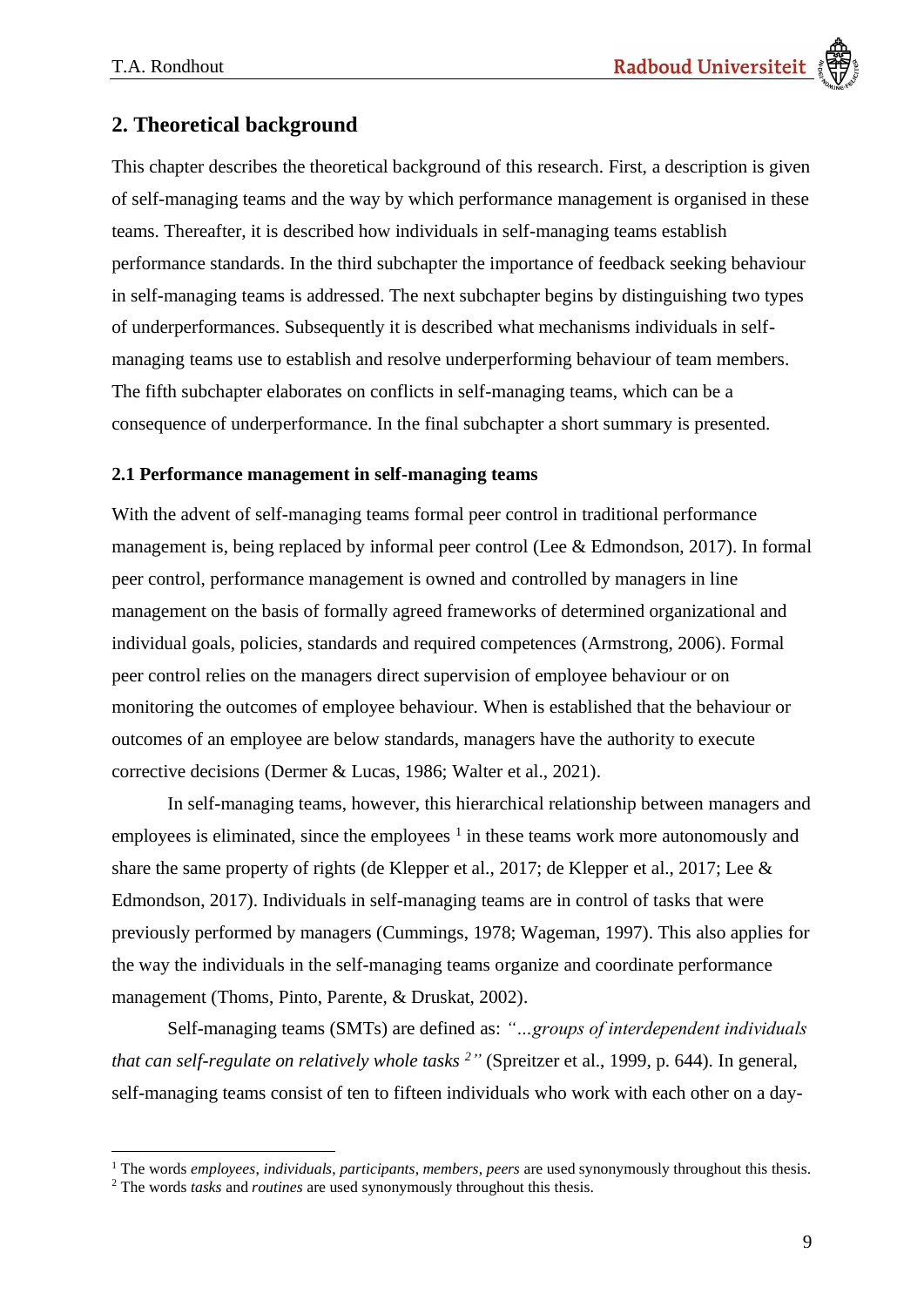## 2. Theoretical background

This chapter describes the theoretical background of this research. First, a description is given of self-managing teams and the way by which performance management is organised in these teams. Thereafter, it is described how individuals in self-managing teams establish performance standards. In the third subchapter the importance of feedback seeking behaviour in self-managing teams is addressed. The next subchapter begins by distinguishing two types of underperformances. Subsequently it is described what mechanisms individuals in self-managing teams use to establish and resolve underperforming behaviour of team members. The fifth subchapter elaborates on conflicts in self-managing teams, which can be a consequence of underperformance. In the final subchapter a short summary is presented.

### 2.1 Performance management in self-managing teams

With the advent of self-managing teams formal peer control in traditional performance management is, being replaced by informal peer control (Lee & Edmondson, 2017). In formal peer control, performance management is owned and controlled by managers in line management on the basis of formally agreed frameworks of determined organizational and individual goals, policies, standards and required competences (Armstrong, 2006). Formal peer control relies on the managers direct supervision of employee behaviour or on monitoring the outcomes of employee behaviour. When is established that the behaviour or outcomes of an employee are below standards, managers have the authority to execute corrective decisions (Dermer & Lucas, 1986; Walter et al., 2021).

In self-managing teams, however, this hierarchical relationship between managers and employees is eliminated, since the employees [1] in these teams work more autonomously and share the same property of rights (de Klepper et al., 2017; de Klepper et al., 2017; Lee & Edmondson, 2017). Individuals in self-managing teams are in control of tasks that were previously performed by managers (Cummings, 1978; Wageman, 1997). This also applies for the way the individuals in the self-managing teams organize and coordinate performance management (Thoms, Pinto, Parente, & Druskat, 2002).

Self-managing teams (SMTs) are defined as: *"…groups of interdependent individuals that can self-regulate on relatively whole tasks [2]"* (Spreitzer et al., 1999, p. 644). In general, self-managing teams consist of ten to fifteen individuals who work with each other on a day-

[1] The words *employees*, *individuals*, *participants*, *members*, *peers* are used synonymously throughout this thesis.

[2] The words *tasks* and *routines* are used synonymously throughout this thesis.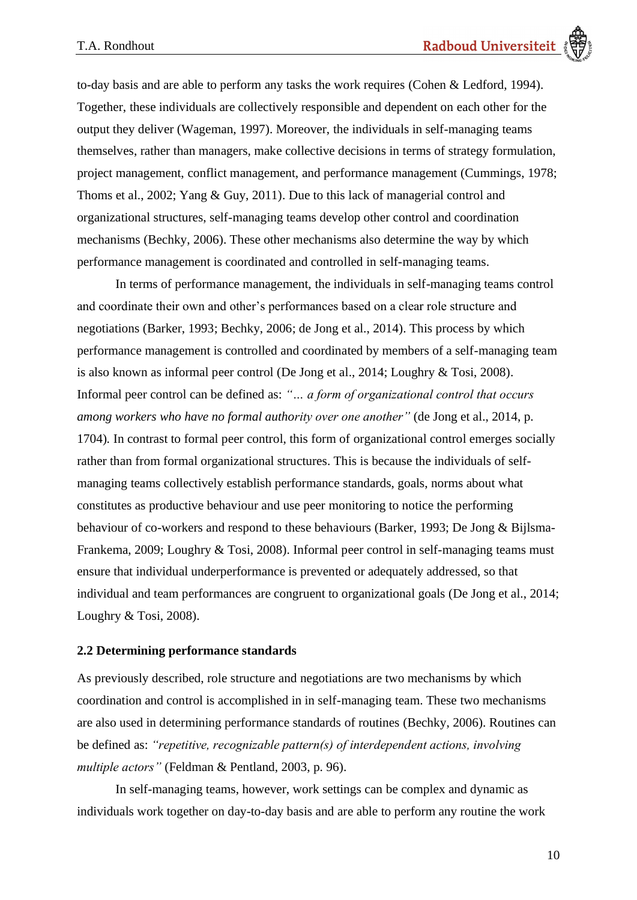to-day basis and are able to perform any tasks the work requires (Cohen & Ledford, 1994). Together, these individuals are collectively responsible and dependent on each other for the output they deliver (Wageman, 1997). Moreover, the individuals in self-managing teams themselves, rather than managers, make collective decisions in terms of strategy formulation, project management, conflict management, and performance management (Cummings, 1978; Thoms et al., 2002; Yang & Guy, 2011). Due to this lack of managerial control and organizational structures, self-managing teams develop other control and coordination mechanisms (Bechky, 2006). These other mechanisms also determine the way by which performance management is coordinated and controlled in self-managing teams.

In terms of performance management, the individuals in self-managing teams control and coordinate their own and other's performances based on a clear role structure and negotiations (Barker, 1993; Bechky, 2006; de Jong et al., 2014). This process by which performance management is controlled and coordinated by members of a self-managing team is also known as informal peer control (De Jong et al., 2014; Loughry & Tosi, 2008). Informal peer control can be defined as: *"… a form of organizational control that occurs among workers who have no formal authority over one another"* (de Jong et al., 2014, p. 1704). In contrast to formal peer control, this form of organizational control emerges socially rather than from formal organizational structures. This is because the individuals of self-managing teams collectively establish performance standards, goals, norms about what constitutes as productive behaviour and use peer monitoring to notice the performing behaviour of co-workers and respond to these behaviours (Barker, 1993; De Jong & Bijlsma-Frankema, 2009; Loughry & Tosi, 2008). Informal peer control in self-managing teams must ensure that individual underperformance is prevented or adequately addressed, so that individual and team performances are congruent to organizational goals (De Jong et al., 2014; Loughry & Tosi, 2008).

### 2.2 Determining performance standards

As previously described, role structure and negotiations are two mechanisms by which coordination and control is accomplished in in self-managing team. These two mechanisms are also used in determining performance standards of routines (Bechky, 2006). Routines can be defined as: *"repetitive, recognizable pattern(s) of interdependent actions, involving multiple actors"* (Feldman & Pentland, 2003, p. 96).

In self-managing teams, however, work settings can be complex and dynamic as individuals work together on day-to-day basis and are able to perform any routine the work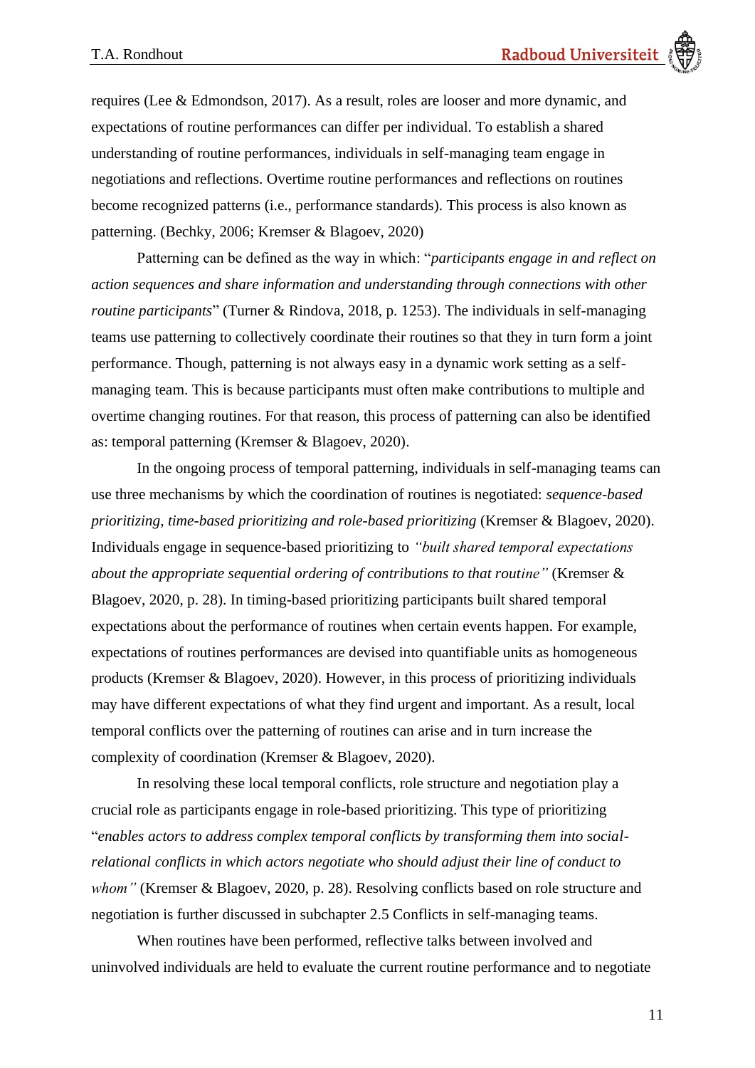requires (Lee & Edmondson, 2017). As a result, roles are looser and more dynamic, and expectations of routine performances can differ per individual. To establish a shared understanding of routine performances, individuals in self-managing team engage in negotiations and reflections. Overtime routine performances and reflections on routines become recognized patterns (i.e., performance standards). This process is also known as patterning. (Bechky, 2006; Kremser & Blagoev, 2020)

Patterning can be defined as the way in which: "*participants engage in and reflect on action sequences and share information and understanding through connections with other routine participants*" (Turner & Rindova, 2018, p. 1253). The individuals in self-managing teams use patterning to collectively coordinate their routines so that they in turn form a joint performance. Though, patterning is not always easy in a dynamic work setting as a self-managing team. This is because participants must often make contributions to multiple and overtime changing routines. For that reason, this process of patterning can also be identified as: temporal patterning (Kremser & Blagoev, 2020).

In the ongoing process of temporal patterning, individuals in self-managing teams can use three mechanisms by which the coordination of routines is negotiated: *sequence-based prioritizing, time-based prioritizing and role-based prioritizing* (Kremser & Blagoev, 2020). Individuals engage in sequence-based prioritizing to *"built shared temporal expectations about the appropriate sequential ordering of contributions to that routine"* (Kremser & Blagoev, 2020, p. 28). In timing-based prioritizing participants built shared temporal expectations about the performance of routines when certain events happen. For example, expectations of routines performances are devised into quantifiable units as homogeneous products (Kremser & Blagoev, 2020). However, in this process of prioritizing individuals may have different expectations of what they find urgent and important. As a result, local temporal conflicts over the patterning of routines can arise and in turn increase the complexity of coordination (Kremser & Blagoev, 2020).

In resolving these local temporal conflicts, role structure and negotiation play a crucial role as participants engage in role-based prioritizing. This type of prioritizing "*enables actors to address complex temporal conflicts by transforming them into social-relational conflicts in which actors negotiate who should adjust their line of conduct to whom"* (Kremser & Blagoev, 2020, p. 28). Resolving conflicts based on role structure and negotiation is further discussed in subchapter 2.5 Conflicts in self-managing teams.

When routines have been performed, reflective talks between involved and uninvolved individuals are held to evaluate the current routine performance and to negotiate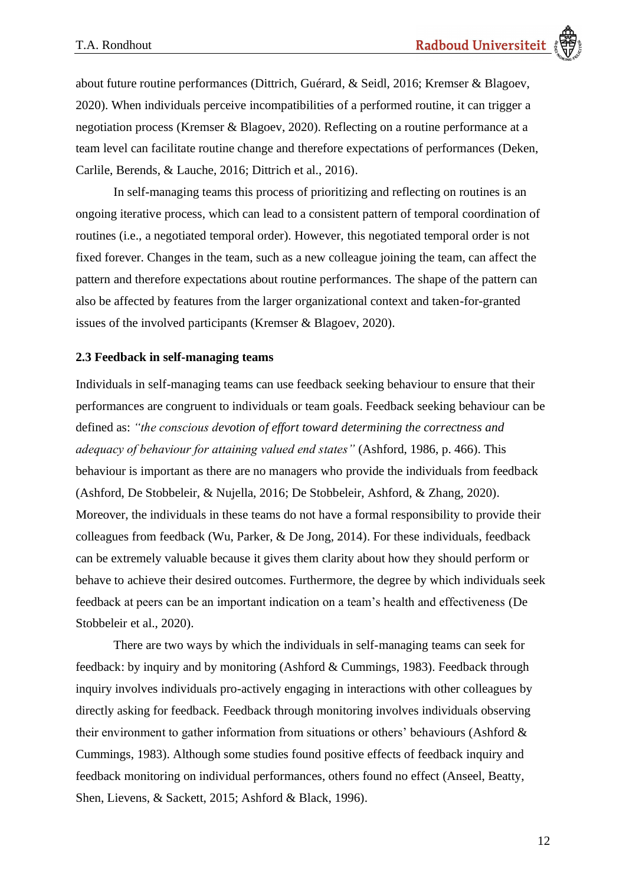about future routine performances (Dittrich, Guérard, & Seidl, 2016; Kremser & Blagoev, 2020). When individuals perceive incompatibilities of a performed routine, it can trigger a negotiation process (Kremser & Blagoev, 2020). Reflecting on a routine performance at a team level can facilitate routine change and therefore expectations of performances (Deken, Carlile, Berends, & Lauche, 2016; Dittrich et al., 2016).

In self-managing teams this process of prioritizing and reflecting on routines is an ongoing iterative process, which can lead to a consistent pattern of temporal coordination of routines (i.e., a negotiated temporal order). However, this negotiated temporal order is not fixed forever. Changes in the team, such as a new colleague joining the team, can affect the pattern and therefore expectations about routine performances. The shape of the pattern can also be affected by features from the larger organizational context and taken-for-granted issues of the involved participants (Kremser & Blagoev, 2020).

### 2.3 Feedback in self-managing teams

Individuals in self-managing teams can use feedback seeking behaviour to ensure that their performances are congruent to individuals or team goals. Feedback seeking behaviour can be defined as: *"the conscious devotion of effort toward determining the correctness and adequacy of behaviour for attaining valued end states"* (Ashford, 1986, p. 466). This behaviour is important as there are no managers who provide the individuals from feedback (Ashford, De Stobbeleir, & Nujella, 2016; De Stobbeleir, Ashford, & Zhang, 2020). Moreover, the individuals in these teams do not have a formal responsibility to provide their colleagues from feedback (Wu, Parker, & De Jong, 2014). For these individuals, feedback can be extremely valuable because it gives them clarity about how they should perform or behave to achieve their desired outcomes. Furthermore, the degree by which individuals seek feedback at peers can be an important indication on a team's health and effectiveness (De Stobbeleir et al., 2020).

There are two ways by which the individuals in self-managing teams can seek for feedback: by inquiry and by monitoring (Ashford & Cummings, 1983). Feedback through inquiry involves individuals pro-actively engaging in interactions with other colleagues by directly asking for feedback. Feedback through monitoring involves individuals observing their environment to gather information from situations or others' behaviours (Ashford & Cummings, 1983). Although some studies found positive effects of feedback inquiry and feedback monitoring on individual performances, others found no effect (Anseel, Beatty, Shen, Lievens, & Sackett, 2015; Ashford & Black, 1996).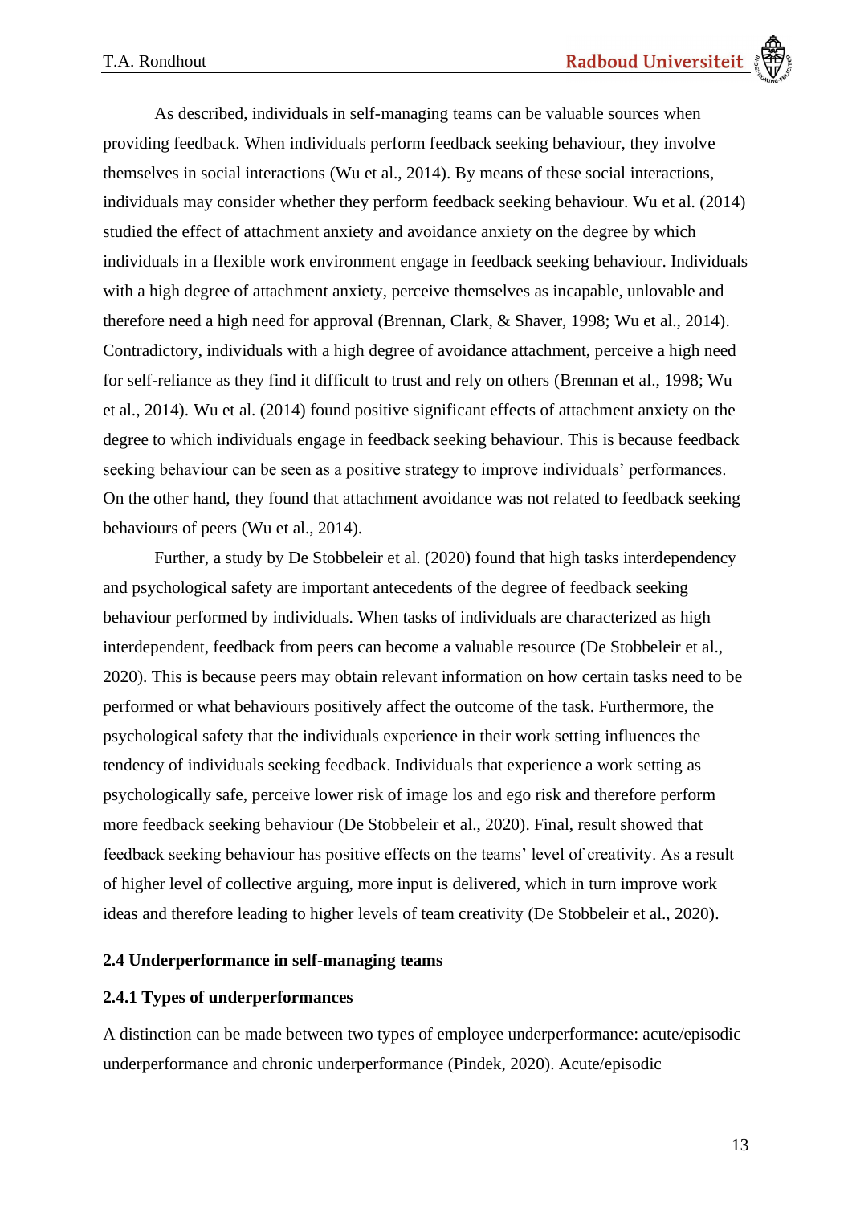As described, individuals in self-managing teams can be valuable sources when providing feedback. When individuals perform feedback seeking behaviour, they involve themselves in social interactions (Wu et al., 2014). By means of these social interactions, individuals may consider whether they perform feedback seeking behaviour. Wu et al. (2014) studied the effect of attachment anxiety and avoidance anxiety on the degree by which individuals in a flexible work environment engage in feedback seeking behaviour. Individuals with a high degree of attachment anxiety, perceive themselves as incapable, unlovable and therefore need a high need for approval (Brennan, Clark, & Shaver, 1998; Wu et al., 2014). Contradictory, individuals with a high degree of avoidance attachment, perceive a high need for self-reliance as they find it difficult to trust and rely on others (Brennan et al., 1998; Wu et al., 2014). Wu et al. (2014) found positive significant effects of attachment anxiety on the degree to which individuals engage in feedback seeking behaviour. This is because feedback seeking behaviour can be seen as a positive strategy to improve individuals' performances. On the other hand, they found that attachment avoidance was not related to feedback seeking behaviours of peers (Wu et al., 2014).

Further, a study by De Stobbeleir et al. (2020) found that high tasks interdependency and psychological safety are important antecedents of the degree of feedback seeking behaviour performed by individuals. When tasks of individuals are characterized as high interdependent, feedback from peers can become a valuable resource (De Stobbeleir et al., 2020). This is because peers may obtain relevant information on how certain tasks need to be performed or what behaviours positively affect the outcome of the task. Furthermore, the psychological safety that the individuals experience in their work setting influences the tendency of individuals seeking feedback. Individuals that experience a work setting as psychologically safe, perceive lower risk of image los and ego risk and therefore perform more feedback seeking behaviour (De Stobbeleir et al., 2020). Final, result showed that feedback seeking behaviour has positive effects on the teams' level of creativity. As a result of higher level of collective arguing, more input is delivered, which in turn improve work ideas and therefore leading to higher levels of team creativity (De Stobbeleir et al., 2020).

### 2.4 Underperformance in self-managing teams

#### 2.4.1 Types of underperformances

A distinction can be made between two types of employee underperformance: acute/episodic underperformance and chronic underperformance (Pindek, 2020). Acute/episodic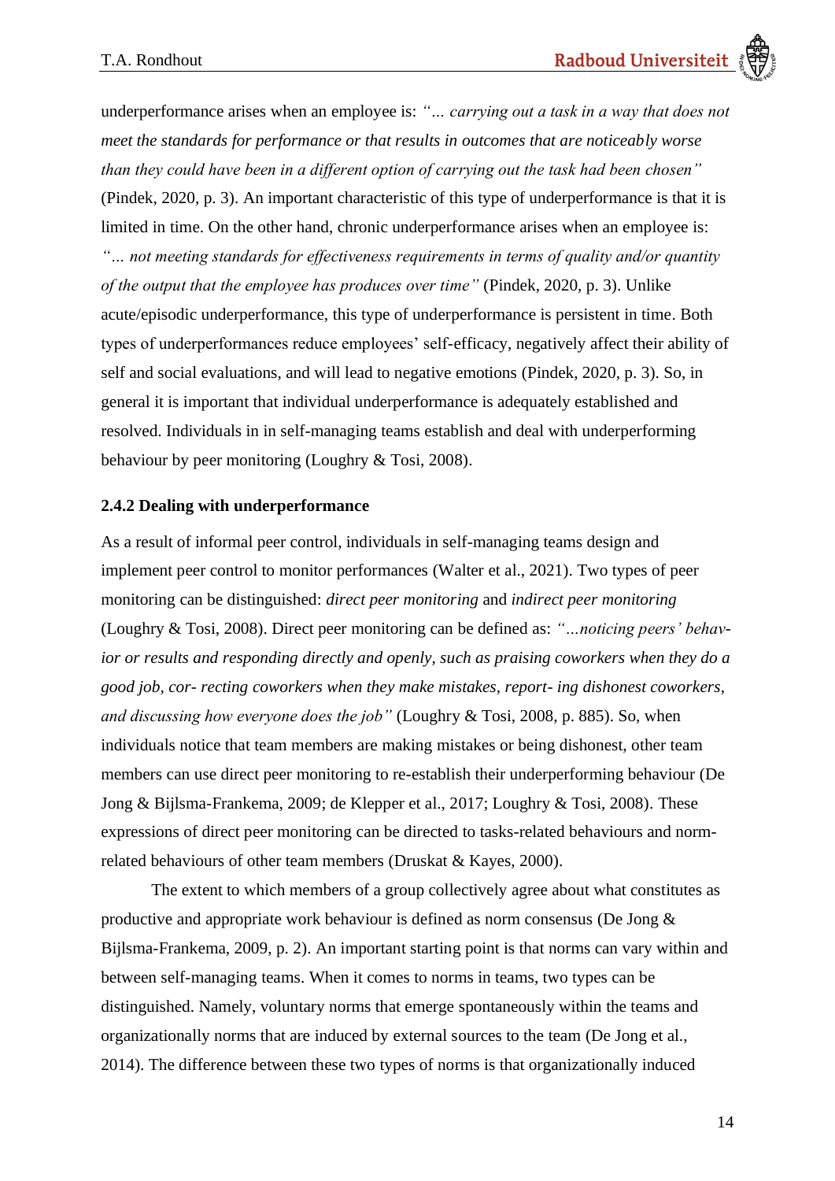underperformance arises when an employee is: *"... carrying out a task in a way that does not meet the standards for performance or that results in outcomes that are noticeably worse than they could have been in a different option of carrying out the task had been chosen"* (Pindek, 2020, p. 3). An important characteristic of this type of underperformance is that it is limited in time. On the other hand, chronic underperformance arises when an employee is: *"... not meeting standards for effectiveness requirements in terms of quality and/or quantity of the output that the employee has produces over time"* (Pindek, 2020, p. 3). Unlike acute/episodic underperformance, this type of underperformance is persistent in time. Both types of underperformances reduce employees' self-efficacy, negatively affect their ability of self and social evaluations, and will lead to negative emotions (Pindek, 2020, p. 3). So, in general it is important that individual underperformance is adequately established and resolved. Individuals in in self-managing teams establish and deal with underperforming behaviour by peer monitoring (Loughry & Tosi, 2008).

### 2.4.2 Dealing with underperformance

As a result of informal peer control, individuals in self-managing teams design and implement peer control to monitor performances (Walter et al., 2021). Two types of peer monitoring can be distinguished: *direct peer monitoring* and *indirect peer monitoring* (Loughry & Tosi, 2008). Direct peer monitoring can be defined as: *"...noticing peers' behavior or results and responding directly and openly, such as praising coworkers when they do a good job, cor- recting coworkers when they make mistakes, report- ing dishonest coworkers, and discussing how everyone does the job"* (Loughry & Tosi, 2008, p. 885). So, when individuals notice that team members are making mistakes or being dishonest, other team members can use direct peer monitoring to re-establish their underperforming behaviour (De Jong & Bijlsma-Frankema, 2009; de Klepper et al., 2017; Loughry & Tosi, 2008). These expressions of direct peer monitoring can be directed to tasks-related behaviours and norm-related behaviours of other team members (Druskat & Kayes, 2000).

The extent to which members of a group collectively agree about what constitutes as productive and appropriate work behaviour is defined as norm consensus (De Jong & Bijlsma-Frankema, 2009, p. 2). An important starting point is that norms can vary within and between self-managing teams. When it comes to norms in teams, two types can be distinguished. Namely, voluntary norms that emerge spontaneously within the teams and organizationally norms that are induced by external sources to the team (De Jong et al., 2014). The difference between these two types of norms is that organizationally induced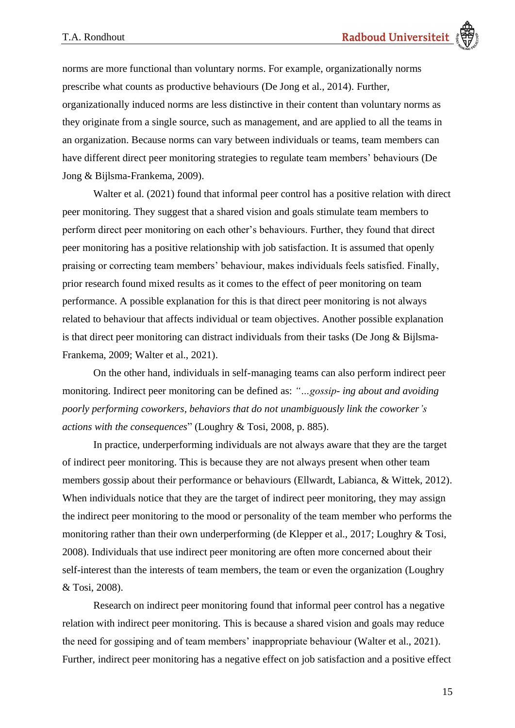norms are more functional than voluntary norms. For example, organizationally norms prescribe what counts as productive behaviours (De Jong et al., 2014). Further, organizationally induced norms are less distinctive in their content than voluntary norms as they originate from a single source, such as management, and are applied to all the teams in an organization. Because norms can vary between individuals or teams, team members can have different direct peer monitoring strategies to regulate team members' behaviours (De Jong & Bijlsma-Frankema, 2009).

Walter et al. (2021) found that informal peer control has a positive relation with direct peer monitoring. They suggest that a shared vision and goals stimulate team members to perform direct peer monitoring on each other's behaviours. Further, they found that direct peer monitoring has a positive relationship with job satisfaction. It is assumed that openly praising or correcting team members' behaviour, makes individuals feels satisfied. Finally, prior research found mixed results as it comes to the effect of peer monitoring on team performance. A possible explanation for this is that direct peer monitoring is not always related to behaviour that affects individual or team objectives. Another possible explanation is that direct peer monitoring can distract individuals from their tasks (De Jong & Bijlsma-Frankema, 2009; Walter et al., 2021).

On the other hand, individuals in self-managing teams can also perform indirect peer monitoring. Indirect peer monitoring can be defined as: *"…gossip- ing about and avoiding poorly performing coworkers, behaviors that do not unambiguously link the coworker's actions with the consequences*" (Loughry & Tosi, 2008, p. 885).

In practice, underperforming individuals are not always aware that they are the target of indirect peer monitoring. This is because they are not always present when other team members gossip about their performance or behaviours (Ellwardt, Labianca, & Wittek, 2012). When individuals notice that they are the target of indirect peer monitoring, they may assign the indirect peer monitoring to the mood or personality of the team member who performs the monitoring rather than their own underperforming (de Klepper et al., 2017; Loughry & Tosi, 2008). Individuals that use indirect peer monitoring are often more concerned about their self-interest than the interests of team members, the team or even the organization (Loughry & Tosi, 2008).

Research on indirect peer monitoring found that informal peer control has a negative relation with indirect peer monitoring. This is because a shared vision and goals may reduce the need for gossiping and of team members' inappropriate behaviour (Walter et al., 2021). Further, indirect peer monitoring has a negative effect on job satisfaction and a positive effect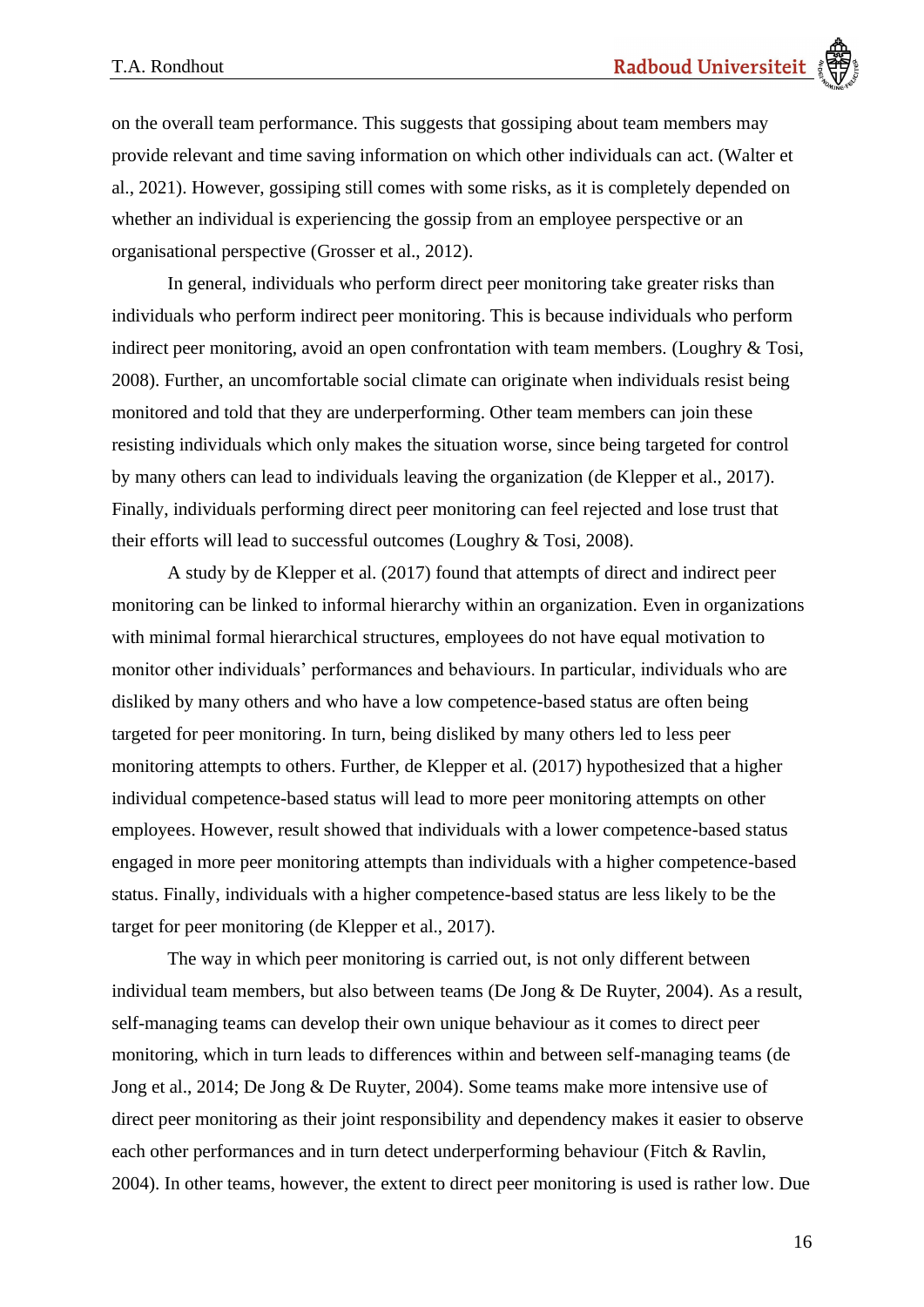on the overall team performance. This suggests that gossiping about team members may provide relevant and time saving information on which other individuals can act. (Walter et al., 2021). However, gossiping still comes with some risks, as it is completely depended on whether an individual is experiencing the gossip from an employee perspective or an organisational perspective (Grosser et al., 2012).

In general, individuals who perform direct peer monitoring take greater risks than individuals who perform indirect peer monitoring. This is because individuals who perform indirect peer monitoring, avoid an open confrontation with team members. (Loughry & Tosi, 2008). Further, an uncomfortable social climate can originate when individuals resist being monitored and told that they are underperforming. Other team members can join these resisting individuals which only makes the situation worse, since being targeted for control by many others can lead to individuals leaving the organization (de Klepper et al., 2017). Finally, individuals performing direct peer monitoring can feel rejected and lose trust that their efforts will lead to successful outcomes (Loughry & Tosi, 2008).

A study by de Klepper et al. (2017) found that attempts of direct and indirect peer monitoring can be linked to informal hierarchy within an organization. Even in organizations with minimal formal hierarchical structures, employees do not have equal motivation to monitor other individuals' performances and behaviours. In particular, individuals who are disliked by many others and who have a low competence-based status are often being targeted for peer monitoring. In turn, being disliked by many others led to less peer monitoring attempts to others. Further, de Klepper et al. (2017) hypothesized that a higher individual competence-based status will lead to more peer monitoring attempts on other employees. However, result showed that individuals with a lower competence-based status engaged in more peer monitoring attempts than individuals with a higher competence-based status. Finally, individuals with a higher competence-based status are less likely to be the target for peer monitoring (de Klepper et al., 2017).

The way in which peer monitoring is carried out, is not only different between individual team members, but also between teams (De Jong & De Ruyter, 2004). As a result, self-managing teams can develop their own unique behaviour as it comes to direct peer monitoring, which in turn leads to differences within and between self-managing teams (de Jong et al., 2014; De Jong & De Ruyter, 2004). Some teams make more intensive use of direct peer monitoring as their joint responsibility and dependency makes it easier to observe each other performances and in turn detect underperforming behaviour (Fitch & Ravlin, 2004). In other teams, however, the extent to direct peer monitoring is used is rather low. Due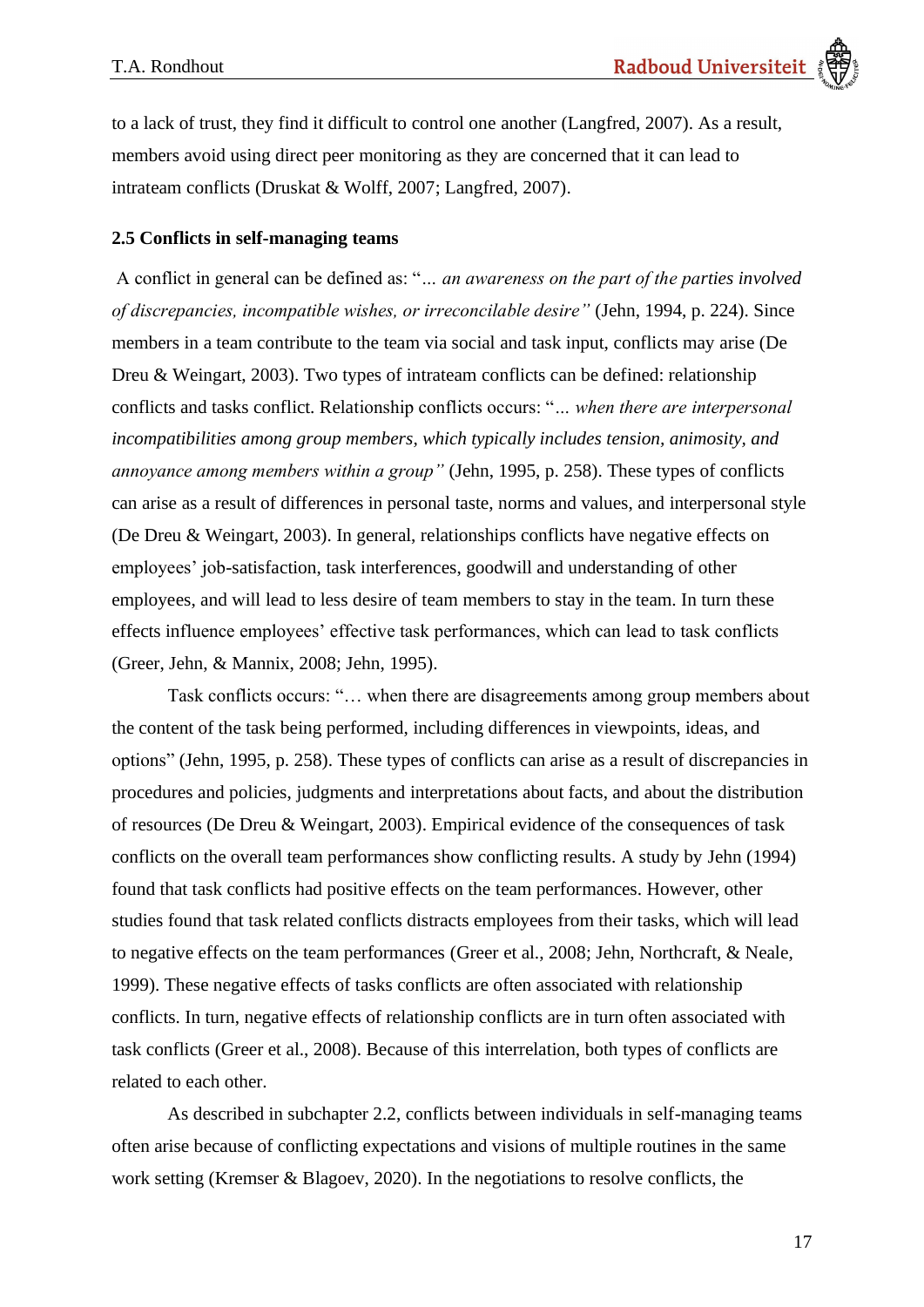to a lack of trust, they find it difficult to control one another (Langfred, 2007). As a result, members avoid using direct peer monitoring as they are concerned that it can lead to intrateam conflicts (Druskat & Wolff, 2007; Langfred, 2007).

### 2.5 Conflicts in self-managing teams

A conflict in general can be defined as: "*… an awareness on the part of the parties involved of discrepancies, incompatible wishes, or irreconcilable desire"* (Jehn, 1994, p. 224). Since members in a team contribute to the team via social and task input, conflicts may arise (De Dreu & Weingart, 2003). Two types of intrateam conflicts can be defined: relationship conflicts and tasks conflict. Relationship conflicts occurs: "*… when there are interpersonal incompatibilities among group members, which typically includes tension, animosity, and annoyance among members within a group"* (Jehn, 1995, p. 258). These types of conflicts can arise as a result of differences in personal taste, norms and values, and interpersonal style (De Dreu & Weingart, 2003). In general, relationships conflicts have negative effects on employees' job-satisfaction, task interferences, goodwill and understanding of other employees, and will lead to less desire of team members to stay in the team. In turn these effects influence employees' effective task performances, which can lead to task conflicts (Greer, Jehn, & Mannix, 2008; Jehn, 1995).

Task conflicts occurs: "… when there are disagreements among group members about the content of the task being performed, including differences in viewpoints, ideas, and options" (Jehn, 1995, p. 258). These types of conflicts can arise as a result of discrepancies in procedures and policies, judgments and interpretations about facts, and about the distribution of resources (De Dreu & Weingart, 2003). Empirical evidence of the consequences of task conflicts on the overall team performances show conflicting results. A study by Jehn (1994) found that task conflicts had positive effects on the team performances. However, other studies found that task related conflicts distracts employees from their tasks, which will lead to negative effects on the team performances (Greer et al., 2008; Jehn, Northcraft, & Neale, 1999). These negative effects of tasks conflicts are often associated with relationship conflicts. In turn, negative effects of relationship conflicts are in turn often associated with task conflicts (Greer et al., 2008). Because of this interrelation, both types of conflicts are related to each other.

As described in subchapter 2.2, conflicts between individuals in self-managing teams often arise because of conflicting expectations and visions of multiple routines in the same work setting (Kremser & Blagoev, 2020). In the negotiations to resolve conflicts, the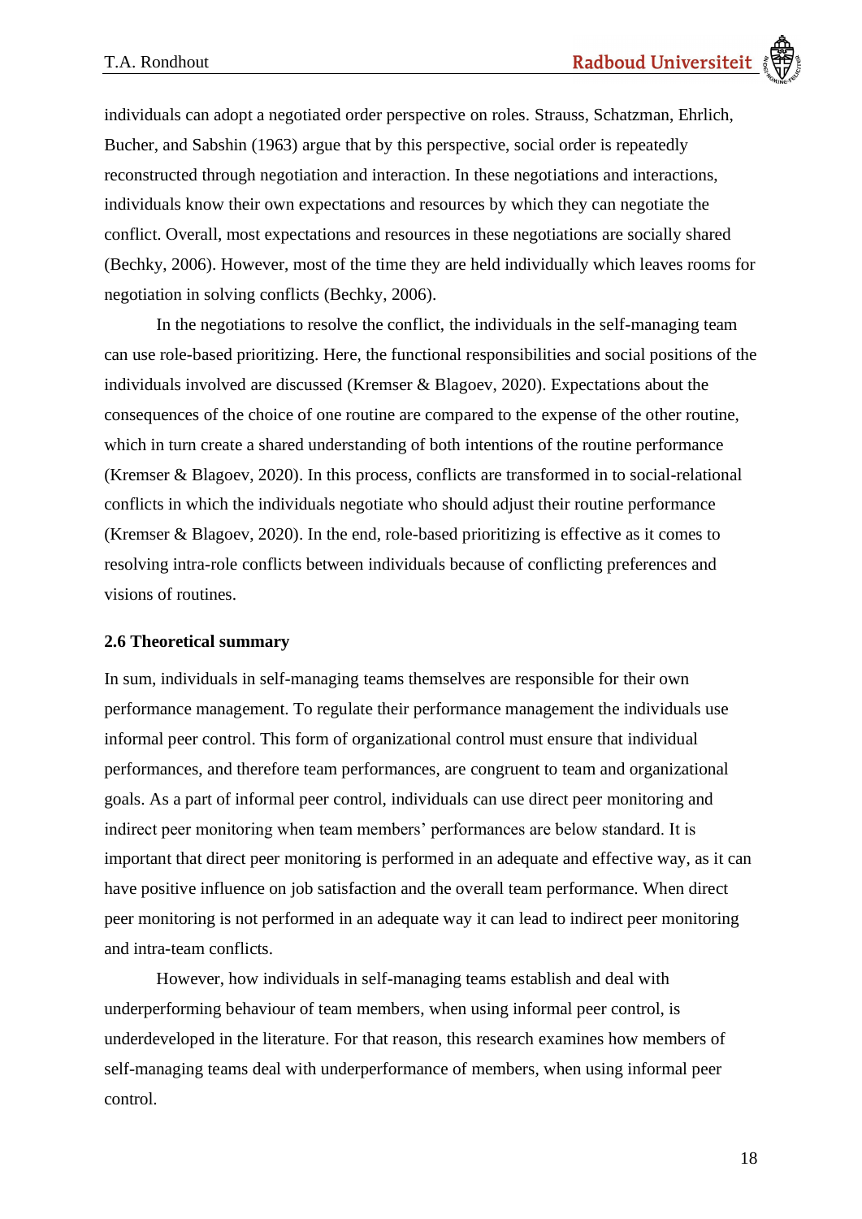individuals can adopt a negotiated order perspective on roles. Strauss, Schatzman, Ehrlich, Bucher, and Sabshin (1963) argue that by this perspective, social order is repeatedly reconstructed through negotiation and interaction. In these negotiations and interactions, individuals know their own expectations and resources by which they can negotiate the conflict. Overall, most expectations and resources in these negotiations are socially shared (Bechky, 2006). However, most of the time they are held individually which leaves rooms for negotiation in solving conflicts (Bechky, 2006).

In the negotiations to resolve the conflict, the individuals in the self-managing team can use role-based prioritizing. Here, the functional responsibilities and social positions of the individuals involved are discussed (Kremser & Blagoev, 2020). Expectations about the consequences of the choice of one routine are compared to the expense of the other routine, which in turn create a shared understanding of both intentions of the routine performance (Kremser & Blagoev, 2020). In this process, conflicts are transformed in to social-relational conflicts in which the individuals negotiate who should adjust their routine performance (Kremser & Blagoev, 2020). In the end, role-based prioritizing is effective as it comes to resolving intra-role conflicts between individuals because of conflicting preferences and visions of routines.

### 2.6 Theoretical summary

In sum, individuals in self-managing teams themselves are responsible for their own performance management. To regulate their performance management the individuals use informal peer control. This form of organizational control must ensure that individual performances, and therefore team performances, are congruent to team and organizational goals. As a part of informal peer control, individuals can use direct peer monitoring and indirect peer monitoring when team members' performances are below standard. It is important that direct peer monitoring is performed in an adequate and effective way, as it can have positive influence on job satisfaction and the overall team performance. When direct peer monitoring is not performed in an adequate way it can lead to indirect peer monitoring and intra-team conflicts.

However, how individuals in self-managing teams establish and deal with underperforming behaviour of team members, when using informal peer control, is underdeveloped in the literature. For that reason, this research examines how members of self-managing teams deal with underperformance of members, when using informal peer control.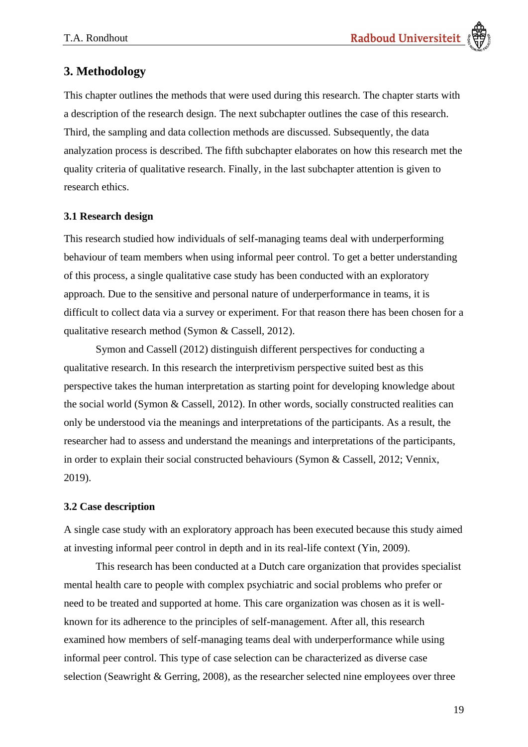# 3. Methodology

This chapter outlines the methods that were used during this research. The chapter starts with a description of the research design. The next subchapter outlines the case of this research. Third, the sampling and data collection methods are discussed. Subsequently, the data analyzation process is described. The fifth subchapter elaborates on how this research met the quality criteria of qualitative research. Finally, in the last subchapter attention is given to research ethics.

## 3.1 Research design

This research studied how individuals of self-managing teams deal with underperforming behaviour of team members when using informal peer control. To get a better understanding of this process, a single qualitative case study has been conducted with an exploratory approach. Due to the sensitive and personal nature of underperformance in teams, it is difficult to collect data via a survey or experiment. For that reason there has been chosen for a qualitative research method (Symon & Cassell, 2012).

Symon and Cassell (2012) distinguish different perspectives for conducting a qualitative research. In this research the interpretivism perspective suited best as this perspective takes the human interpretation as starting point for developing knowledge about the social world (Symon & Cassell, 2012). In other words, socially constructed realities can only be understood via the meanings and interpretations of the participants. As a result, the researcher had to assess and understand the meanings and interpretations of the participants, in order to explain their social constructed behaviours (Symon & Cassell, 2012; Vennix, 2019).

## 3.2 Case description

A single case study with an exploratory approach has been executed because this study aimed at investing informal peer control in depth and in its real-life context (Yin, 2009).

This research has been conducted at a Dutch care organization that provides specialist mental health care to people with complex psychiatric and social problems who prefer or need to be treated and supported at home. This care organization was chosen as it is well-known for its adherence to the principles of self-management. After all, this research examined how members of self-managing teams deal with underperformance while using informal peer control. This type of case selection can be characterized as diverse case selection (Seawright & Gerring, 2008), as the researcher selected nine employees over three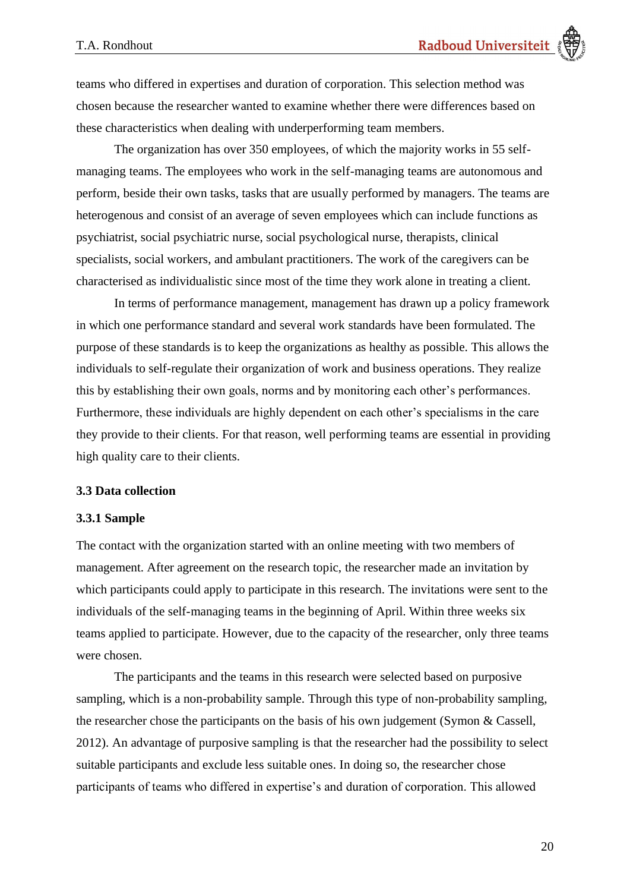teams who differed in expertises and duration of corporation. This selection method was chosen because the researcher wanted to examine whether there were differences based on these characteristics when dealing with underperforming team members.

The organization has over 350 employees, of which the majority works in 55 self-managing teams. The employees who work in the self-managing teams are autonomous and perform, beside their own tasks, tasks that are usually performed by managers. The teams are heterogenous and consist of an average of seven employees which can include functions as psychiatrist, social psychiatric nurse, social psychological nurse, therapists, clinical specialists, social workers, and ambulant practitioners. The work of the caregivers can be characterised as individualistic since most of the time they work alone in treating a client.

In terms of performance management, management has drawn up a policy framework in which one performance standard and several work standards have been formulated. The purpose of these standards is to keep the organizations as healthy as possible. This allows the individuals to self-regulate their organization of work and business operations. They realize this by establishing their own goals, norms and by monitoring each other's performances. Furthermore, these individuals are highly dependent on each other's specialisms in the care they provide to their clients. For that reason, well performing teams are essential in providing high quality care to their clients.

### 3.3 Data collection

#### 3.3.1 Sample

The contact with the organization started with an online meeting with two members of management. After agreement on the research topic, the researcher made an invitation by which participants could apply to participate in this research. The invitations were sent to the individuals of the self-managing teams in the beginning of April. Within three weeks six teams applied to participate. However, due to the capacity of the researcher, only three teams were chosen.

The participants and the teams in this research were selected based on purposive sampling, which is a non-probability sample. Through this type of non-probability sampling, the researcher chose the participants on the basis of his own judgement (Symon & Cassell, 2012). An advantage of purposive sampling is that the researcher had the possibility to select suitable participants and exclude less suitable ones. In doing so, the researcher chose participants of teams who differed in expertise's and duration of corporation. This allowed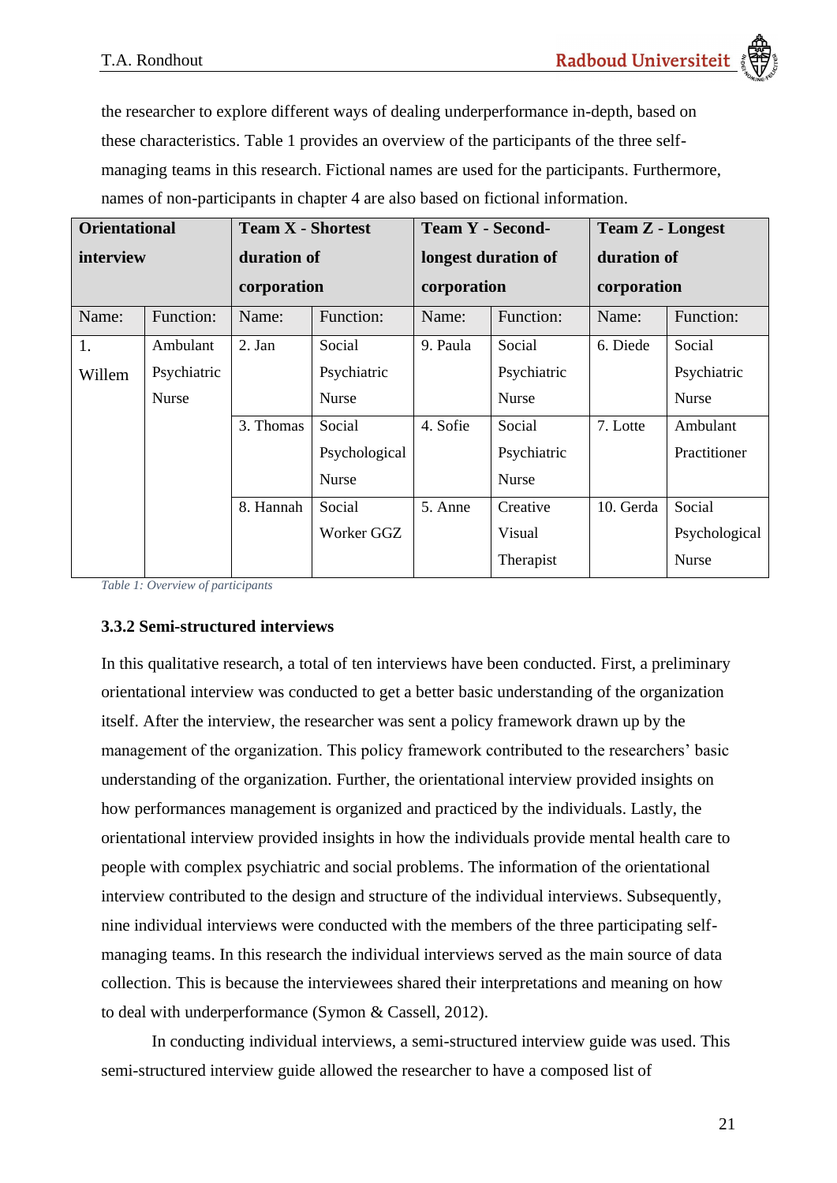the researcher to explore different ways of dealing underperformance in-depth, based on these characteristics. Table 1 provides an overview of the participants of the three self-managing teams in this research. Fictional names are used for the participants. Furthermore, names of non-participants in chapter 4 are also based on fictional information.

| **Orientational interview** | | **Team X - Shortest duration of corporation** | | **Team Y - Second-longest duration of corporation** | | **Team Z - Longest duration of corporation** | |
|---|---|---|---|---|---|---|---|
| Name: | Function: | Name: | Function: | Name: | Function: | Name: | Function: |
| 1. Willem | Ambulant Psychiatric Nurse | 2. Jan | Social Psychiatric Nurse | 9. Paula | Social Psychiatric Nurse | 6. Diede | Social Psychiatric Nurse |
| | | 3. Thomas | Social Psychological Nurse | 4. Sofie | Social Psychiatric Nurse | 7. Lotte | Ambulant Practitioner |
| | | 8. Hannah | Social Worker GGZ | 5. Anne | Creative Visual Therapist | 10. Gerda | Social Psychological Nurse |

*Table 1: Overview of participants*

### 3.3.2 Semi-structured interviews

In this qualitative research, a total of ten interviews have been conducted. First, a preliminary orientational interview was conducted to get a better basic understanding of the organization itself. After the interview, the researcher was sent a policy framework drawn up by the management of the organization. This policy framework contributed to the researchers' basic understanding of the organization. Further, the orientational interview provided insights on how performances management is organized and practiced by the individuals. Lastly, the orientational interview provided insights in how the individuals provide mental health care to people with complex psychiatric and social problems. The information of the orientational interview contributed to the design and structure of the individual interviews. Subsequently, nine individual interviews were conducted with the members of the three participating self-managing teams. In this research the individual interviews served as the main source of data collection. This is because the interviewees shared their interpretations and meaning on how to deal with underperformance (Symon & Cassell, 2012).

In conducting individual interviews, a semi-structured interview guide was used. This semi-structured interview guide allowed the researcher to have a composed list of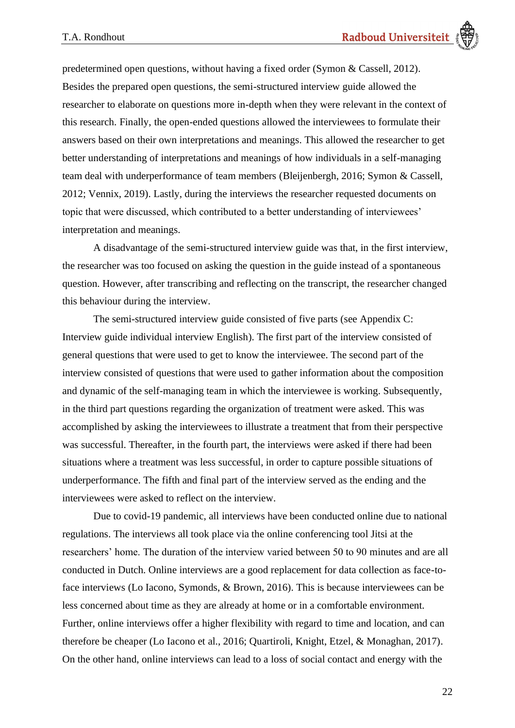predetermined open questions, without having a fixed order (Symon & Cassell, 2012). Besides the prepared open questions, the semi-structured interview guide allowed the researcher to elaborate on questions more in-depth when they were relevant in the context of this research. Finally, the open-ended questions allowed the interviewees to formulate their answers based on their own interpretations and meanings. This allowed the researcher to get better understanding of interpretations and meanings of how individuals in a self-managing team deal with underperformance of team members (Bleijenbergh, 2016; Symon & Cassell, 2012; Vennix, 2019). Lastly, during the interviews the researcher requested documents on topic that were discussed, which contributed to a better understanding of interviewees' interpretation and meanings.

A disadvantage of the semi-structured interview guide was that, in the first interview, the researcher was too focused on asking the question in the guide instead of a spontaneous question. However, after transcribing and reflecting on the transcript, the researcher changed this behaviour during the interview.

The semi-structured interview guide consisted of five parts (see Appendix C: Interview guide individual interview English). The first part of the interview consisted of general questions that were used to get to know the interviewee. The second part of the interview consisted of questions that were used to gather information about the composition and dynamic of the self-managing team in which the interviewee is working. Subsequently, in the third part questions regarding the organization of treatment were asked. This was accomplished by asking the interviewees to illustrate a treatment that from their perspective was successful. Thereafter, in the fourth part, the interviews were asked if there had been situations where a treatment was less successful, in order to capture possible situations of underperformance. The fifth and final part of the interview served as the ending and the interviewees were asked to reflect on the interview.

Due to covid-19 pandemic, all interviews have been conducted online due to national regulations. The interviews all took place via the online conferencing tool Jitsi at the researchers' home. The duration of the interview varied between 50 to 90 minutes and are all conducted in Dutch. Online interviews are a good replacement for data collection as face-to-face interviews (Lo Iacono, Symonds, & Brown, 2016). This is because interviewees can be less concerned about time as they are already at home or in a comfortable environment. Further, online interviews offer a higher flexibility with regard to time and location, and can therefore be cheaper (Lo Iacono et al., 2016; Quartiroli, Knight, Etzel, & Monaghan, 2017). On the other hand, online interviews can lead to a loss of social contact and energy with the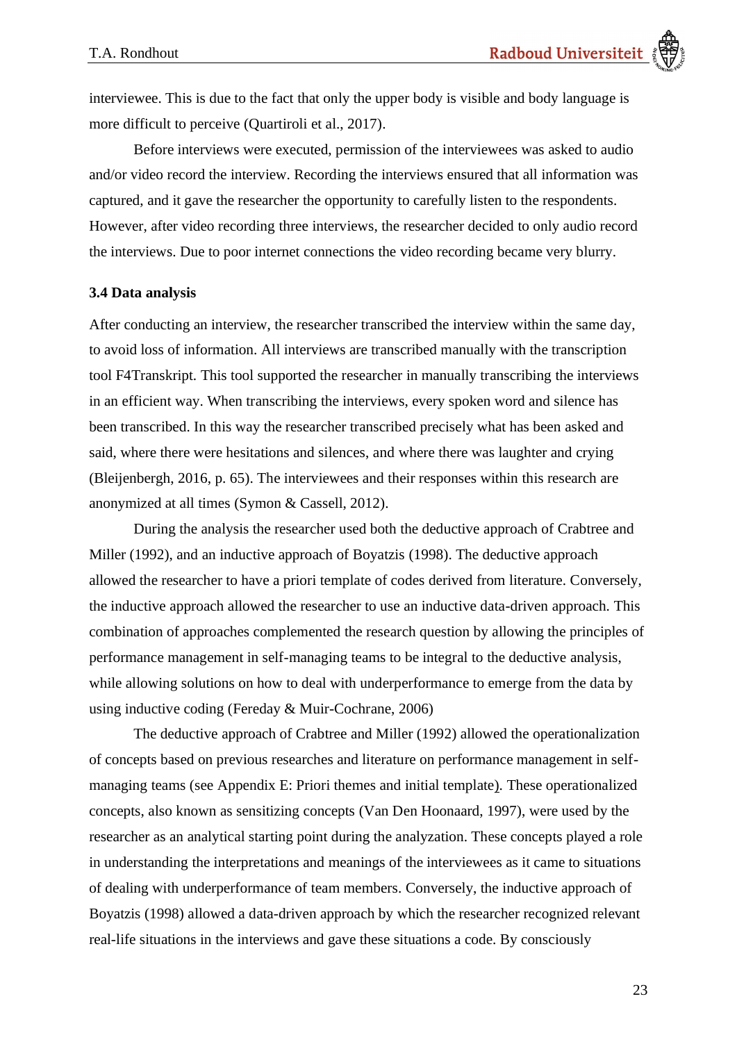interviewee. This is due to the fact that only the upper body is visible and body language is more difficult to perceive (Quartiroli et al., 2017).

Before interviews were executed, permission of the interviewees was asked to audio and/or video record the interview. Recording the interviews ensured that all information was captured, and it gave the researcher the opportunity to carefully listen to the respondents. However, after video recording three interviews, the researcher decided to only audio record the interviews. Due to poor internet connections the video recording became very blurry.

### 3.4 Data analysis

After conducting an interview, the researcher transcribed the interview within the same day, to avoid loss of information. All interviews are transcribed manually with the transcription tool F4Transkript. This tool supported the researcher in manually transcribing the interviews in an efficient way. When transcribing the interviews, every spoken word and silence has been transcribed. In this way the researcher transcribed precisely what has been asked and said, where there were hesitations and silences, and where there was laughter and crying (Bleijenbergh, 2016, p. 65). The interviewees and their responses within this research are anonymized at all times (Symon & Cassell, 2012).

During the analysis the researcher used both the deductive approach of Crabtree and Miller (1992), and an inductive approach of Boyatzis (1998). The deductive approach allowed the researcher to have a priori template of codes derived from literature. Conversely, the inductive approach allowed the researcher to use an inductive data-driven approach. This combination of approaches complemented the research question by allowing the principles of performance management in self-managing teams to be integral to the deductive analysis, while allowing solutions on how to deal with underperformance to emerge from the data by using inductive coding (Fereday & Muir-Cochrane, 2006)

The deductive approach of Crabtree and Miller (1992) allowed the operationalization of concepts based on previous researches and literature on performance management in self-managing teams (see Appendix E: Priori themes and initial template). These operationalized concepts, also known as sensitizing concepts (Van Den Hoonaard, 1997), were used by the researcher as an analytical starting point during the analyzation. These concepts played a role in understanding the interpretations and meanings of the interviewees as it came to situations of dealing with underperformance of team members. Conversely, the inductive approach of Boyatzis (1998) allowed a data-driven approach by which the researcher recognized relevant real-life situations in the interviews and gave these situations a code. By consciously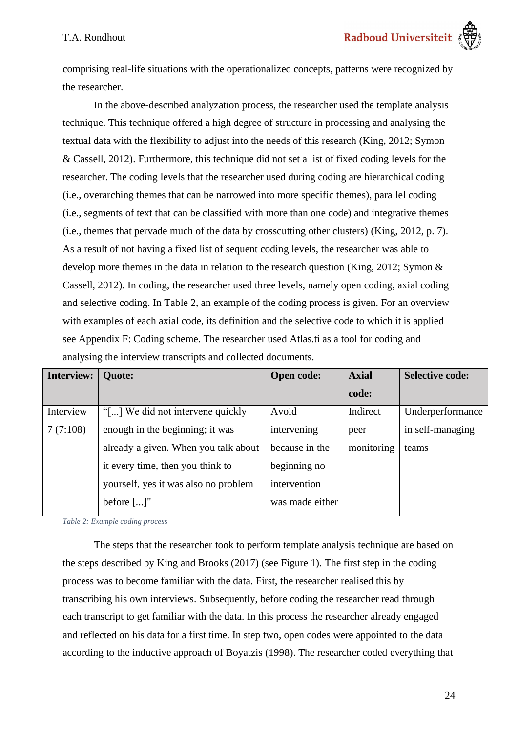comprising real-life situations with the operationalized concepts, patterns were recognized by the researcher.

In the above-described analyzation process, the researcher used the template analysis technique. This technique offered a high degree of structure in processing and analysing the textual data with the flexibility to adjust into the needs of this research (King, 2012; Symon & Cassell, 2012). Furthermore, this technique did not set a list of fixed coding levels for the researcher. The coding levels that the researcher used during coding are hierarchical coding (i.e., overarching themes that can be narrowed into more specific themes), parallel coding (i.e., segments of text that can be classified with more than one code) and integrative themes (i.e., themes that pervade much of the data by crosscutting other clusters) (King, 2012, p. 7). As a result of not having a fixed list of sequent coding levels, the researcher was able to develop more themes in the data in relation to the research question (King, 2012; Symon & Cassell, 2012). In coding, the researcher used three levels, namely open coding, axial coding and selective coding. In Table 2, an example of the coding process is given. For an overview with examples of each axial code, its definition and the selective code to which it is applied see Appendix F: Coding scheme. The researcher used Atlas.ti as a tool for coding and analysing the interview transcripts and collected documents.

| **Interview:** | **Quote:** | **Open code:** | **Axial code:** | **Selective code:** |
|---|---|---|---|---|
| Interview 7 (7:108) | "[...] We did not intervene quickly enough in the beginning; it was already a given. When you talk about it every time, then you think to yourself, yes it was also no problem before [...]" | Avoid intervening because in the beginning no intervention was made either | Indirect peer monitoring | Underperformance in self-managing teams |

*Table 2: Example coding process*

The steps that the researcher took to perform template analysis technique are based on the steps described by King and Brooks (2017) (see Figure 1). The first step in the coding process was to become familiar with the data. First, the researcher realised this by transcribing his own interviews. Subsequently, before coding the researcher read through each transcript to get familiar with the data. In this process the researcher already engaged and reflected on his data for a first time. In step two, open codes were appointed to the data according to the inductive approach of Boyatzis (1998). The researcher coded everything that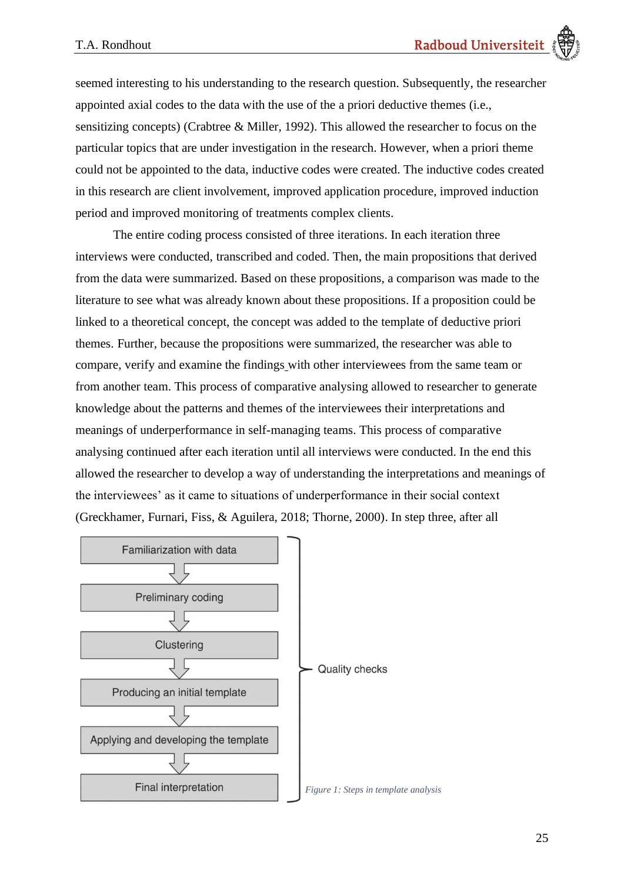seemed interesting to his understanding to the research question. Subsequently, the researcher appointed axial codes to the data with the use of the a priori deductive themes (i.e., sensitizing concepts) (Crabtree & Miller, 1992). This allowed the researcher to focus on the particular topics that are under investigation in the research. However, when a priori theme could not be appointed to the data, inductive codes were created. The inductive codes created in this research are client involvement, improved application procedure, improved induction period and improved monitoring of treatments complex clients.

The entire coding process consisted of three iterations. In each iteration three interviews were conducted, transcribed and coded. Then, the main propositions that derived from the data were summarized. Based on these propositions, a comparison was made to the literature to see what was already known about these propositions. If a proposition could be linked to a theoretical concept, the concept was added to the template of deductive priori themes. Further, because the propositions were summarized, the researcher was able to compare, verify and examine the findings with other interviewees from the same team or from another team. This process of comparative analysing allowed to researcher to generate knowledge about the patterns and themes of the interviewees their interpretations and meanings of underperformance in self-managing teams. This process of comparative analysing continued after each iteration until all interviews were conducted. In the end this allowed the researcher to develop a way of understanding the interpretations and meanings of the interviewees' as it came to situations of underperformance in their social context (Greckhamer, Furnari, Fiss, & Aguilera, 2018; Thorne, 2000). In step three, after all

Familiarization with data
↓
Preliminary coding
↓
Clustering
↓
Producing an initial template
↓
Applying and developing the template
↓
Final interpretation

Quality checks

*Figure 1: Steps in template analysis*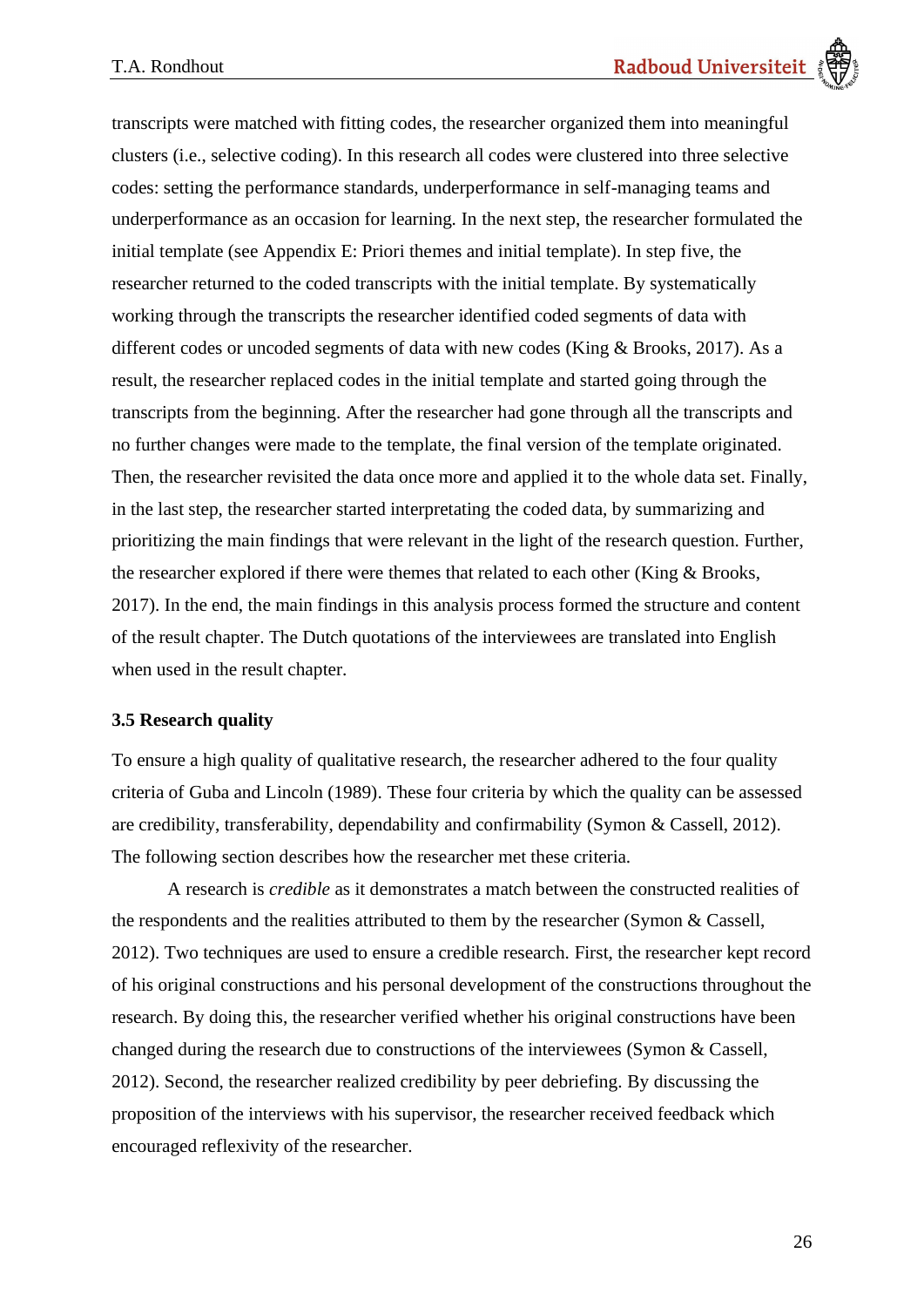transcripts were matched with fitting codes, the researcher organized them into meaningful clusters (i.e., selective coding). In this research all codes were clustered into three selective codes: setting the performance standards, underperformance in self-managing teams and underperformance as an occasion for learning. In the next step, the researcher formulated the initial template (see Appendix E: Priori themes and initial template). In step five, the researcher returned to the coded transcripts with the initial template. By systematically working through the transcripts the researcher identified coded segments of data with different codes or uncoded segments of data with new codes (King & Brooks, 2017). As a result, the researcher replaced codes in the initial template and started going through the transcripts from the beginning. After the researcher had gone through all the transcripts and no further changes were made to the template, the final version of the template originated. Then, the researcher revisited the data once more and applied it to the whole data set. Finally, in the last step, the researcher started interpreting the coded data, by summarizing and prioritizing the main findings that were relevant in the light of the research question. Further, the researcher explored if there were themes that related to each other (King & Brooks, 2017). In the end, the main findings in this analysis process formed the structure and content of the result chapter. The Dutch quotations of the interviewees are translated into English when used in the result chapter.

### 3.5 Research quality

To ensure a high quality of qualitative research, the researcher adhered to the four quality criteria of Guba and Lincoln (1989). These four criteria by which the quality can be assessed are credibility, transferability, dependability and confirmability (Symon & Cassell, 2012). The following section describes how the researcher met these criteria.

A research is *credible* as it demonstrates a match between the constructed realities of the respondents and the realities attributed to them by the researcher (Symon & Cassell, 2012). Two techniques are used to ensure a credible research. First, the researcher kept record of his original constructions and his personal development of the constructions throughout the research. By doing this, the researcher verified whether his original constructions have been changed during the research due to constructions of the interviewees (Symon & Cassell, 2012). Second, the researcher realized credibility by peer debriefing. By discussing the proposition of the interviews with his supervisor, the researcher received feedback which encouraged reflexivity of the researcher.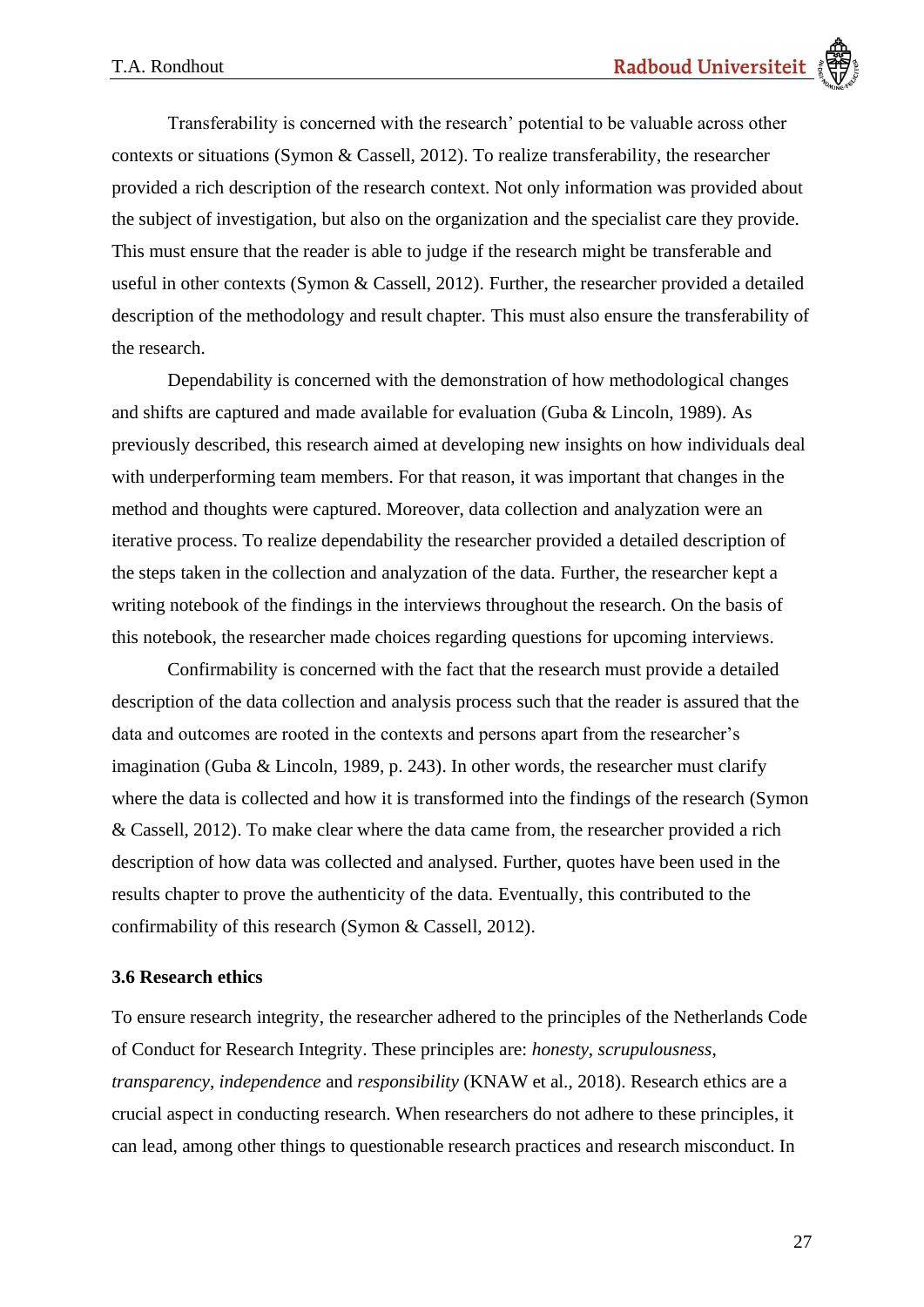Transferability is concerned with the research' potential to be valuable across other contexts or situations (Symon & Cassell, 2012). To realize transferability, the researcher provided a rich description of the research context. Not only information was provided about the subject of investigation, but also on the organization and the specialist care they provide. This must ensure that the reader is able to judge if the research might be transferable and useful in other contexts (Symon & Cassell, 2012). Further, the researcher provided a detailed description of the methodology and result chapter. This must also ensure the transferability of the research.

Dependability is concerned with the demonstration of how methodological changes and shifts are captured and made available for evaluation (Guba & Lincoln, 1989). As previously described, this research aimed at developing new insights on how individuals deal with underperforming team members. For that reason, it was important that changes in the method and thoughts were captured. Moreover, data collection and analyzation were an iterative process. To realize dependability the researcher provided a detailed description of the steps taken in the collection and analyzation of the data. Further, the researcher kept a writing notebook of the findings in the interviews throughout the research. On the basis of this notebook, the researcher made choices regarding questions for upcoming interviews.

Confirmability is concerned with the fact that the research must provide a detailed description of the data collection and analysis process such that the reader is assured that the data and outcomes are rooted in the contexts and persons apart from the researcher's imagination (Guba & Lincoln, 1989, p. 243). In other words, the researcher must clarify where the data is collected and how it is transformed into the findings of the research (Symon & Cassell, 2012). To make clear where the data came from, the researcher provided a rich description of how data was collected and analysed. Further, quotes have been used in the results chapter to prove the authenticity of the data. Eventually, this contributed to the confirmability of this research (Symon & Cassell, 2012).

### 3.6 Research ethics

To ensure research integrity, the researcher adhered to the principles of the Netherlands Code of Conduct for Research Integrity. These principles are: *honesty*, *scrupulousness*, *transparency*, *independence* and *responsibility* (KNAW et al., 2018). Research ethics are a crucial aspect in conducting research. When researchers do not adhere to these principles, it can lead, among other things to questionable research practices and research misconduct. In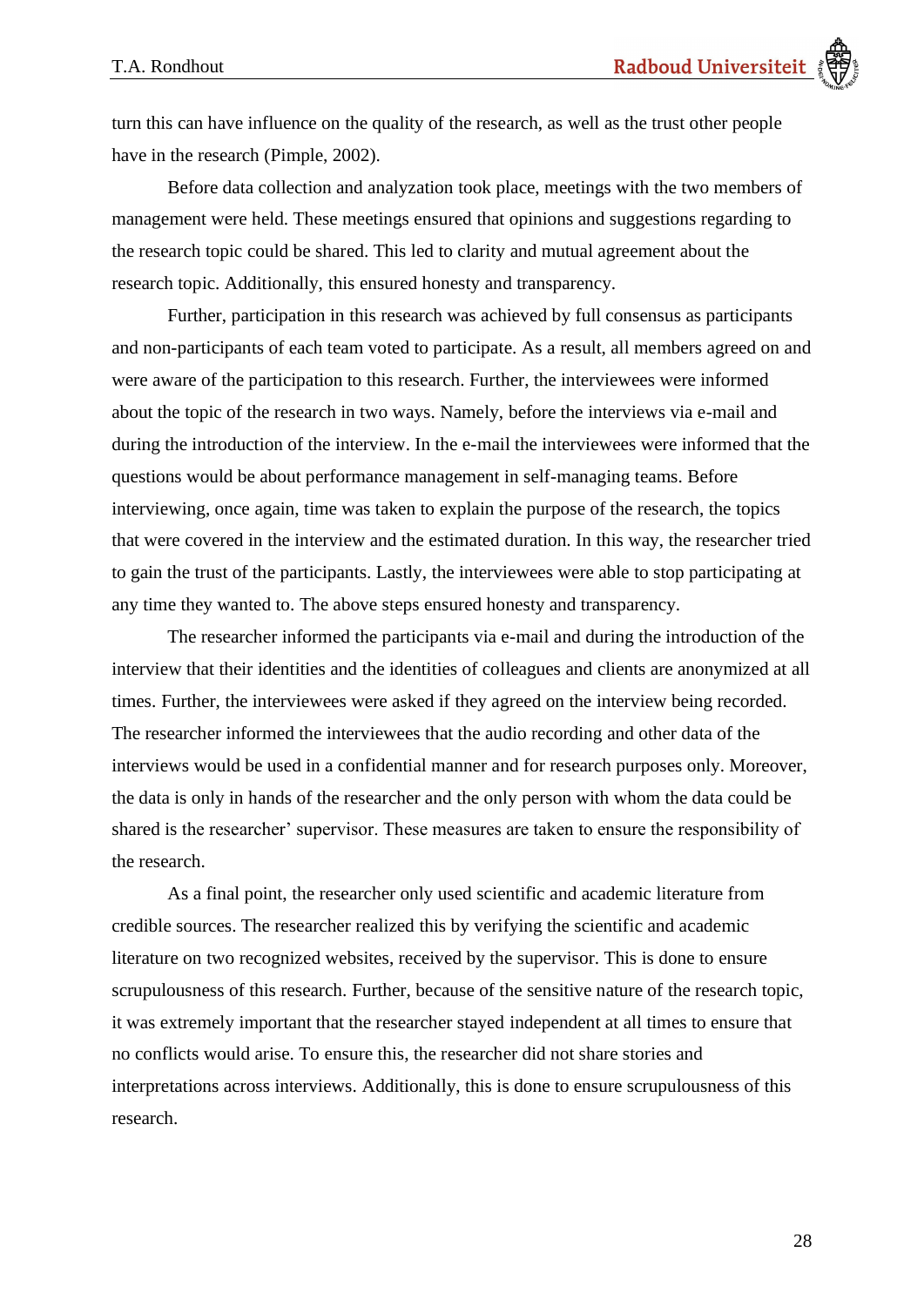turn this can have influence on the quality of the research, as well as the trust other people have in the research (Pimple, 2002).

Before data collection and analyzation took place, meetings with the two members of management were held. These meetings ensured that opinions and suggestions regarding to the research topic could be shared. This led to clarity and mutual agreement about the research topic. Additionally, this ensured honesty and transparency.

Further, participation in this research was achieved by full consensus as participants and non-participants of each team voted to participate. As a result, all members agreed on and were aware of the participation to this research. Further, the interviewees were informed about the topic of the research in two ways. Namely, before the interviews via e-mail and during the introduction of the interview. In the e-mail the interviewees were informed that the questions would be about performance management in self-managing teams. Before interviewing, once again, time was taken to explain the purpose of the research, the topics that were covered in the interview and the estimated duration. In this way, the researcher tried to gain the trust of the participants. Lastly, the interviewees were able to stop participating at any time they wanted to. The above steps ensured honesty and transparency.

The researcher informed the participants via e-mail and during the introduction of the interview that their identities and the identities of colleagues and clients are anonymized at all times. Further, the interviewees were asked if they agreed on the interview being recorded. The researcher informed the interviewees that the audio recording and other data of the interviews would be used in a confidential manner and for research purposes only. Moreover, the data is only in hands of the researcher and the only person with whom the data could be shared is the researcher' supervisor. These measures are taken to ensure the responsibility of the research.

As a final point, the researcher only used scientific and academic literature from credible sources. The researcher realized this by verifying the scientific and academic literature on two recognized websites, received by the supervisor. This is done to ensure scrupulousness of this research. Further, because of the sensitive nature of the research topic, it was extremely important that the researcher stayed independent at all times to ensure that no conflicts would arise. To ensure this, the researcher did not share stories and interpretations across interviews. Additionally, this is done to ensure scrupulousness of this research.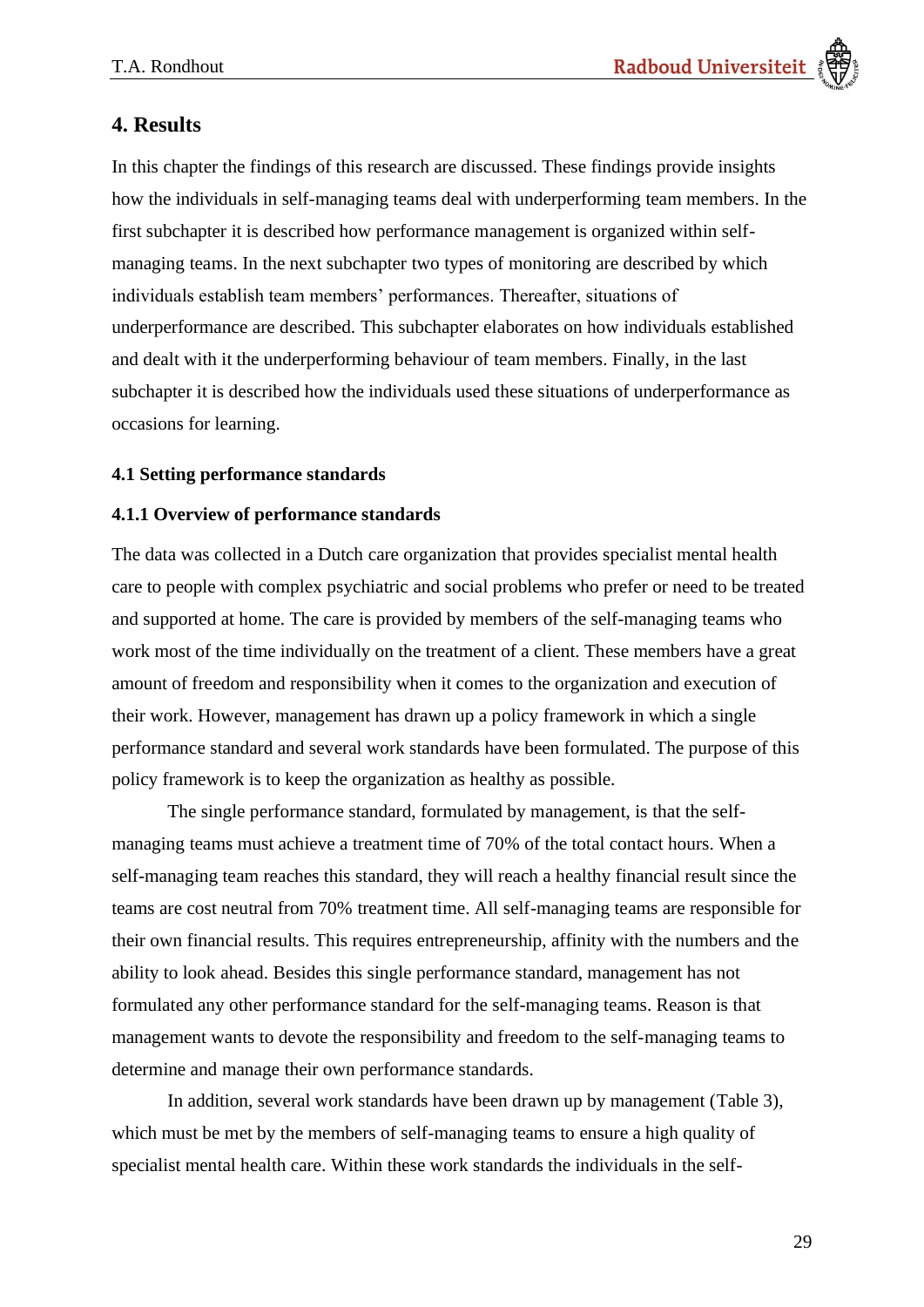# 4. Results

In this chapter the findings of this research are discussed. These findings provide insights how the individuals in self-managing teams deal with underperforming team members. In the first subchapter it is described how performance management is organized within self-managing teams. In the next subchapter two types of monitoring are described by which individuals establish team members' performances. Thereafter, situations of underperformance are described. This subchapter elaborates on how individuals established and dealt with it the underperforming behaviour of team members. Finally, in the last subchapter it is described how the individuals used these situations of underperformance as occasions for learning.

## 4.1 Setting performance standards

### 4.1.1 Overview of performance standards

The data was collected in a Dutch care organization that provides specialist mental health care to people with complex psychiatric and social problems who prefer or need to be treated and supported at home. The care is provided by members of the self-managing teams who work most of the time individually on the treatment of a client. These members have a great amount of freedom and responsibility when it comes to the organization and execution of their work. However, management has drawn up a policy framework in which a single performance standard and several work standards have been formulated. The purpose of this policy framework is to keep the organization as healthy as possible.

The single performance standard, formulated by management, is that the self-managing teams must achieve a treatment time of 70% of the total contact hours. When a self-managing team reaches this standard, they will reach a healthy financial result since the teams are cost neutral from 70% treatment time. All self-managing teams are responsible for their own financial results. This requires entrepreneurship, affinity with the numbers and the ability to look ahead. Besides this single performance standard, management has not formulated any other performance standard for the self-managing teams. Reason is that management wants to devote the responsibility and freedom to the self-managing teams to determine and manage their own performance standards.

In addition, several work standards have been drawn up by management (Table 3), which must be met by the members of self-managing teams to ensure a high quality of specialist mental health care. Within these work standards the individuals in the self-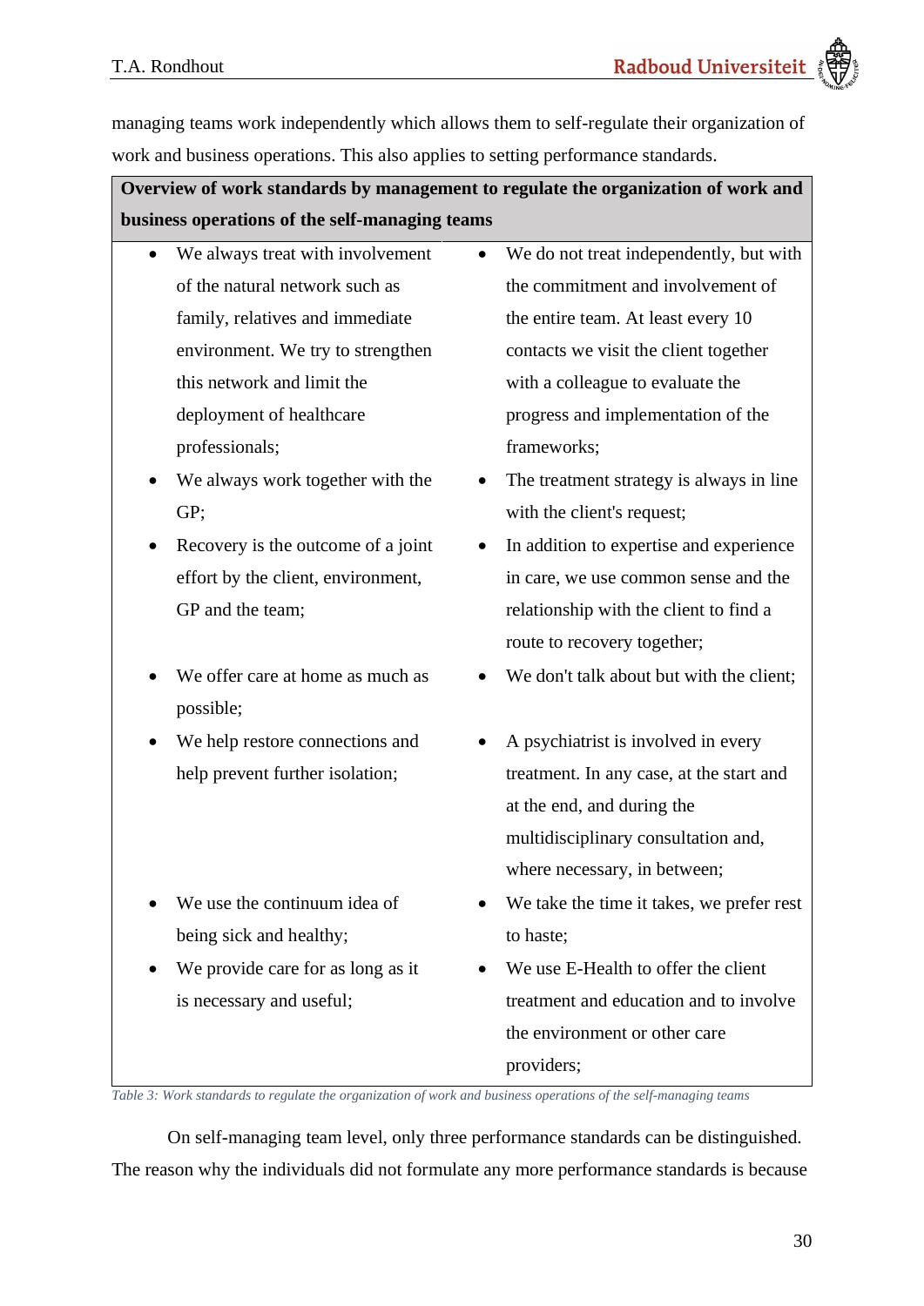managing teams work independently which allows them to self-regulate their organization of work and business operations. This also applies to setting performance standards.

| **Overview of work standards by management to regulate the organization of work and business operations of the self-managing teams** | |
|---|---|
| • We always treat with involvement of the natural network such as family, relatives and immediate environment. We try to strengthen this network and limit the deployment of healthcare professionals; | • We do not treat independently, but with the commitment and involvement of the entire team. At least every 10 contacts we visit the client together with a colleague to evaluate the progress and implementation of the frameworks; |
| • We always work together with the GP; | • The treatment strategy is always in line with the client's request; |
| • Recovery is the outcome of a joint effort by the client, environment, GP and the team; | • In addition to expertise and experience in care, we use common sense and the relationship with the client to find a route to recovery together; |
| • We offer care at home as much as possible; | • We don't talk about but with the client; |
| • We help restore connections and help prevent further isolation; | • A psychiatrist is involved in every treatment. In any case, at the start and at the end, and during the multidisciplinary consultation and, where necessary, in between; |
| • We use the continuum idea of being sick and healthy; | • We take the time it takes, we prefer rest to haste; |
| • We provide care for as long as it is necessary and useful; | • We use E-Health to offer the client treatment and education and to involve the environment or other care providers; |

*Table 3: Work standards to regulate the organization of work and business operations of the self-managing teams*

On self-managing team level, only three performance standards can be distinguished. The reason why the individuals did not formulate any more performance standards is because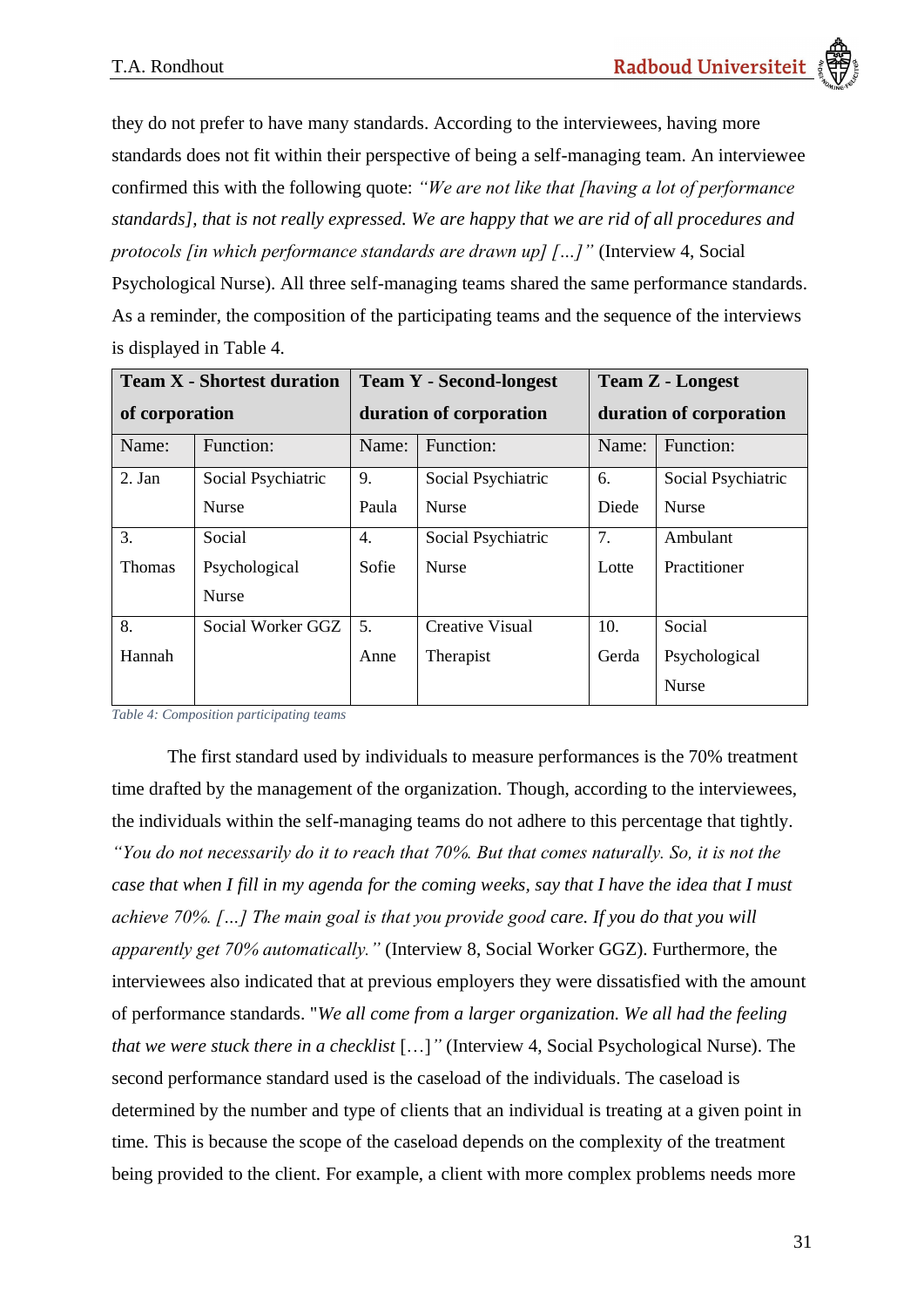they do not prefer to have many standards. According to the interviewees, having more standards does not fit within their perspective of being a self-managing team. An interviewee confirmed this with the following quote: *"We are not like that [having a lot of performance standards], that is not really expressed. We are happy that we are rid of all procedures and protocols [in which performance standards are drawn up] […]"* (Interview 4, Social Psychological Nurse). All three self-managing teams shared the same performance standards. As a reminder, the composition of the participating teams and the sequence of the interviews is displayed in Table 4.

| **Team X - Shortest duration of corporation** | | **Team Y - Second-longest duration of corporation** | | **Team Z - Longest duration of corporation** | |
|---|---|---|---|---|---|
| Name: | Function: | Name: | Function: | Name: | Function: |
| 2. Jan | Social Psychiatric Nurse | 9. Paula | Social Psychiatric Nurse | 6. Diede | Social Psychiatric Nurse |
| 3. Thomas | Social Psychological Nurse | 4. Sofie | Social Psychiatric Nurse | 7. Lotte | Ambulant Practitioner |
| 8. Hannah | Social Worker GGZ | 5. Anne | Creative Visual Therapist | 10. Gerda | Social Psychological Nurse |

*Table 4: Composition participating teams*

The first standard used by individuals to measure performances is the 70% treatment time drafted by the management of the organization. Though, according to the interviewees, the individuals within the self-managing teams do not adhere to this percentage that tightly. *"You do not necessarily do it to reach that 70%. But that comes naturally. So, it is not the case that when I fill in my agenda for the coming weeks, say that I have the idea that I must achieve 70%. […] The main goal is that you provide good care. If you do that you will apparently get 70% automatically."* (Interview 8, Social Worker GGZ). Furthermore, the interviewees also indicated that at previous employers they were dissatisfied with the amount of performance standards. "*We all come from a larger organization. We all had the feeling that we were stuck there in a checklist* […]*"* (Interview 4, Social Psychological Nurse). The second performance standard used is the caseload of the individuals. The caseload is determined by the number and type of clients that an individual is treating at a given point in time. This is because the scope of the caseload depends on the complexity of the treatment being provided to the client. For example, a client with more complex problems needs more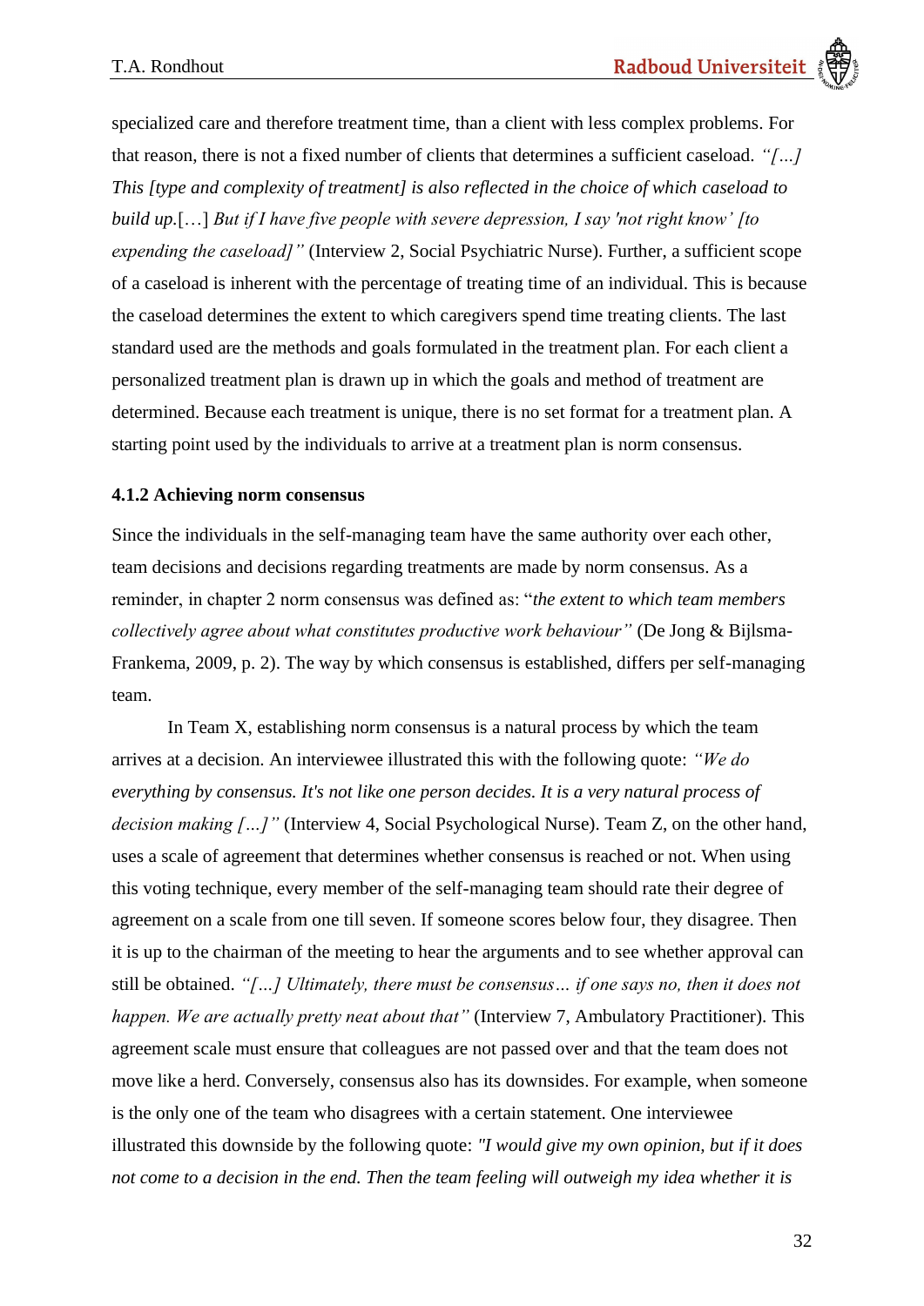specialized care and therefore treatment time, than a client with less complex problems. For that reason, there is not a fixed number of clients that determines a sufficient caseload. *"[…] This [type and complexity of treatment] is also reflected in the choice of which caseload to build up.*[…] *But if I have five people with severe depression, I say 'not right know' [to expending the caseload]"* (Interview 2, Social Psychiatric Nurse). Further, a sufficient scope of a caseload is inherent with the percentage of treating time of an individual. This is because the caseload determines the extent to which caregivers spend time treating clients. The last standard used are the methods and goals formulated in the treatment plan. For each client a personalized treatment plan is drawn up in which the goals and method of treatment are determined. Because each treatment is unique, there is no set format for a treatment plan. A starting point used by the individuals to arrive at a treatment plan is norm consensus.

### 4.1.2 Achieving norm consensus

Since the individuals in the self-managing team have the same authority over each other, team decisions and decisions regarding treatments are made by norm consensus. As a reminder, in chapter 2 norm consensus was defined as: "*the extent to which team members collectively agree about what constitutes productive work behaviour"* (De Jong & Bijlsma-Frankema, 2009, p. 2). The way by which consensus is established, differs per self-managing team.

In Team X, establishing norm consensus is a natural process by which the team arrives at a decision. An interviewee illustrated this with the following quote: *"We do everything by consensus. It's not like one person decides. It is a very natural process of decision making […]"* (Interview 4, Social Psychological Nurse). Team Z, on the other hand, uses a scale of agreement that determines whether consensus is reached or not. When using this voting technique, every member of the self-managing team should rate their degree of agreement on a scale from one till seven. If someone scores below four, they disagree. Then it is up to the chairman of the meeting to hear the arguments and to see whether approval can still be obtained. *"[…] Ultimately, there must be consensus… if one says no, then it does not happen. We are actually pretty neat about that"* (Interview 7, Ambulatory Practitioner). This agreement scale must ensure that colleagues are not passed over and that the team does not move like a herd. Conversely, consensus also has its downsides. For example, when someone is the only one of the team who disagrees with a certain statement. One interviewee illustrated this downside by the following quote: *"I would give my own opinion, but if it does not come to a decision in the end. Then the team feeling will outweigh my idea whether it is*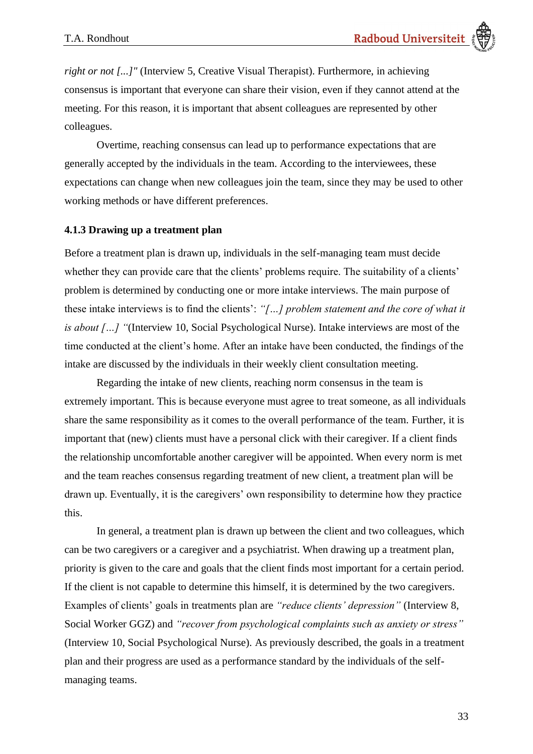*right or not [...]"* (Interview 5, Creative Visual Therapist). Furthermore, in achieving consensus is important that everyone can share their vision, even if they cannot attend at the meeting. For this reason, it is important that absent colleagues are represented by other colleagues.

Overtime, reaching consensus can lead up to performance expectations that are generally accepted by the individuals in the team. According to the interviewees, these expectations can change when new colleagues join the team, since they may be used to other working methods or have different preferences.

### 4.1.3 Drawing up a treatment plan

Before a treatment plan is drawn up, individuals in the self-managing team must decide whether they can provide care that the clients' problems require. The suitability of a clients' problem is determined by conducting one or more intake interviews. The main purpose of these intake interviews is to find the clients': *"[…] problem statement and the core of what it is about […] "*(Interview 10, Social Psychological Nurse). Intake interviews are most of the time conducted at the client's home. After an intake have been conducted, the findings of the intake are discussed by the individuals in their weekly client consultation meeting.

Regarding the intake of new clients, reaching norm consensus in the team is extremely important. This is because everyone must agree to treat someone, as all individuals share the same responsibility as it comes to the overall performance of the team. Further, it is important that (new) clients must have a personal click with their caregiver. If a client finds the relationship uncomfortable another caregiver will be appointed. When every norm is met and the team reaches consensus regarding treatment of new client, a treatment plan will be drawn up. Eventually, it is the caregivers' own responsibility to determine how they practice this.

In general, a treatment plan is drawn up between the client and two colleagues, which can be two caregivers or a caregiver and a psychiatrist. When drawing up a treatment plan, priority is given to the care and goals that the client finds most important for a certain period. If the client is not capable to determine this himself, it is determined by the two caregivers. Examples of clients' goals in treatments plan are *"reduce clients' depression"* (Interview 8, Social Worker GGZ) and *"recover from psychological complaints such as anxiety or stress"* (Interview 10, Social Psychological Nurse). As previously described, the goals in a treatment plan and their progress are used as a performance standard by the individuals of the self-managing teams.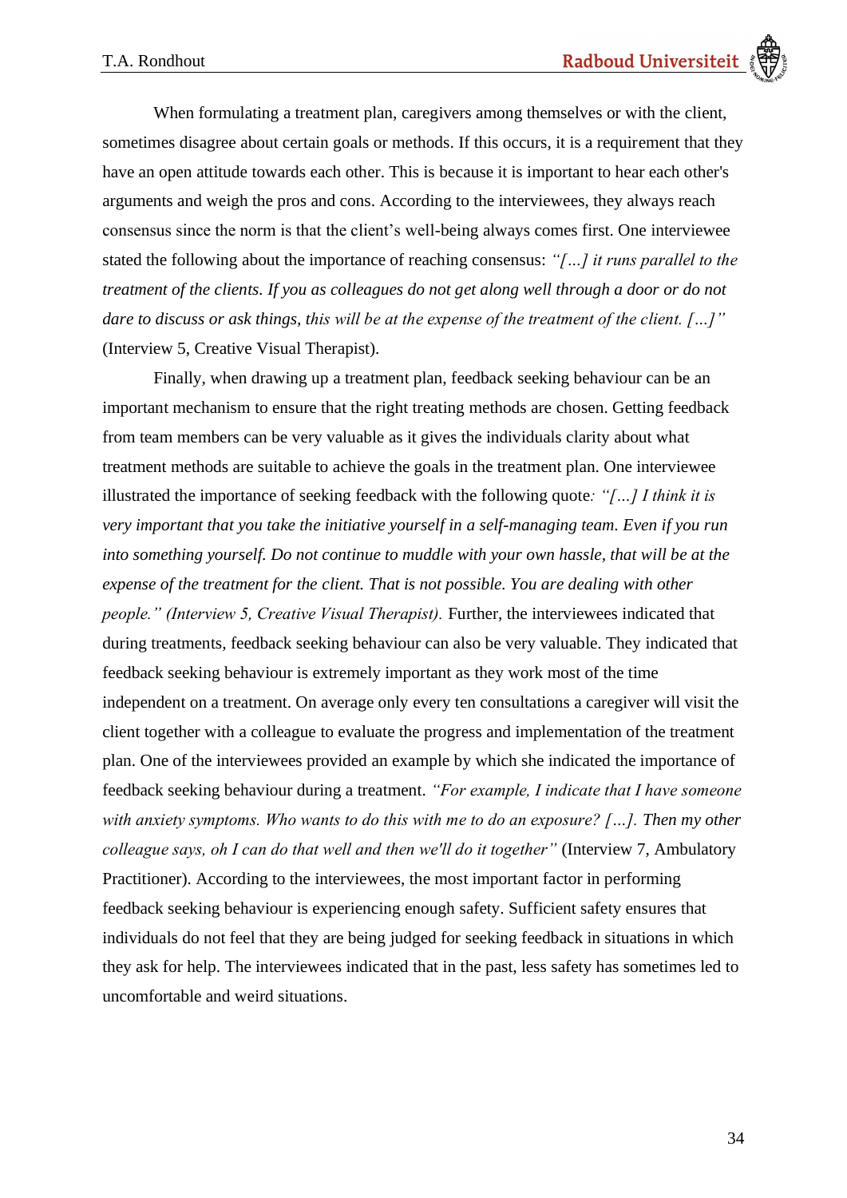When formulating a treatment plan, caregivers among themselves or with the client, sometimes disagree about certain goals or methods. If this occurs, it is a requirement that they have an open attitude towards each other. This is because it is important to hear each other's arguments and weigh the pros and cons. According to the interviewees, they always reach consensus since the norm is that the client's well-being always comes first. One interviewee stated the following about the importance of reaching consensus: *"[…] it runs parallel to the treatment of the clients. If you as colleagues do not get along well through a door or do not dare to discuss or ask things, this will be at the expense of the treatment of the client. […]"* (Interview 5, Creative Visual Therapist).

Finally, when drawing up a treatment plan, feedback seeking behaviour can be an important mechanism to ensure that the right treating methods are chosen. Getting feedback from team members can be very valuable as it gives the individuals clarity about what treatment methods are suitable to achieve the goals in the treatment plan. One interviewee illustrated the importance of seeking feedback with the following quote*: "[…] I think it is very important that you take the initiative yourself in a self-managing team. Even if you run into something yourself. Do not continue to muddle with your own hassle, that will be at the expense of the treatment for the client. That is not possible. You are dealing with other people." (Interview 5, Creative Visual Therapist).* Further, the interviewees indicated that during treatments, feedback seeking behaviour can also be very valuable. They indicated that feedback seeking behaviour is extremely important as they work most of the time independent on a treatment. On average only every ten consultations a caregiver will visit the client together with a colleague to evaluate the progress and implementation of the treatment plan. One of the interviewees provided an example by which she indicated the importance of feedback seeking behaviour during a treatment. *"For example, I indicate that I have someone with anxiety symptoms. Who wants to do this with me to do an exposure? […]. Then my other colleague says, oh I can do that well and then we'll do it together"* (Interview 7, Ambulatory Practitioner). According to the interviewees, the most important factor in performing feedback seeking behaviour is experiencing enough safety. Sufficient safety ensures that individuals do not feel that they are being judged for seeking feedback in situations in which they ask for help. The interviewees indicated that in the past, less safety has sometimes led to uncomfortable and weird situations.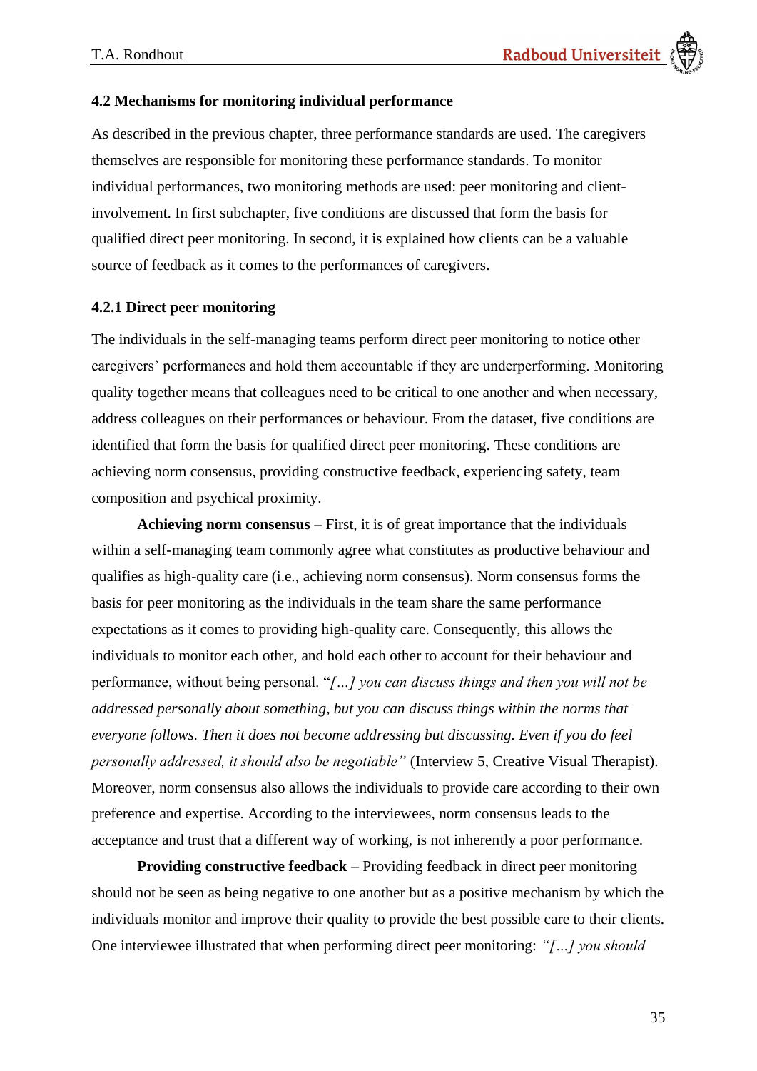### 4.2 Mechanisms for monitoring individual performance

As described in the previous chapter, three performance standards are used. The caregivers themselves are responsible for monitoring these performance standards. To monitor individual performances, two monitoring methods are used: peer monitoring and client-involvement. In first subchapter, five conditions are discussed that form the basis for qualified direct peer monitoring. In second, it is explained how clients can be a valuable source of feedback as it comes to the performances of caregivers.

### 4.2.1 Direct peer monitoring

The individuals in the self-managing teams perform direct peer monitoring to notice other caregivers' performances and hold them accountable if they are underperforming. Monitoring quality together means that colleagues need to be critical to one another and when necessary, address colleagues on their performances or behaviour. From the dataset, five conditions are identified that form the basis for qualified direct peer monitoring. These conditions are achieving norm consensus, providing constructive feedback, experiencing safety, team composition and psychical proximity.

**Achieving norm consensus –** First, it is of great importance that the individuals within a self-managing team commonly agree what constitutes as productive behaviour and qualifies as high-quality care (i.e., achieving norm consensus). Norm consensus forms the basis for peer monitoring as the individuals in the team share the same performance expectations as it comes to providing high-quality care. Consequently, this allows the individuals to monitor each other, and hold each other to account for their behaviour and performance, without being personal. "*[…] you can discuss things and then you will not be addressed personally about something, but you can discuss things within the norms that everyone follows. Then it does not become addressing but discussing. Even if you do feel personally addressed, it should also be negotiable"* (Interview 5, Creative Visual Therapist). Moreover, norm consensus also allows the individuals to provide care according to their own preference and expertise. According to the interviewees, norm consensus leads to the acceptance and trust that a different way of working, is not inherently a poor performance.

**Providing constructive feedback** – Providing feedback in direct peer monitoring should not be seen as being negative to one another but as a positive mechanism by which the individuals monitor and improve their quality to provide the best possible care to their clients. One interviewee illustrated that when performing direct peer monitoring: *"[…] you should*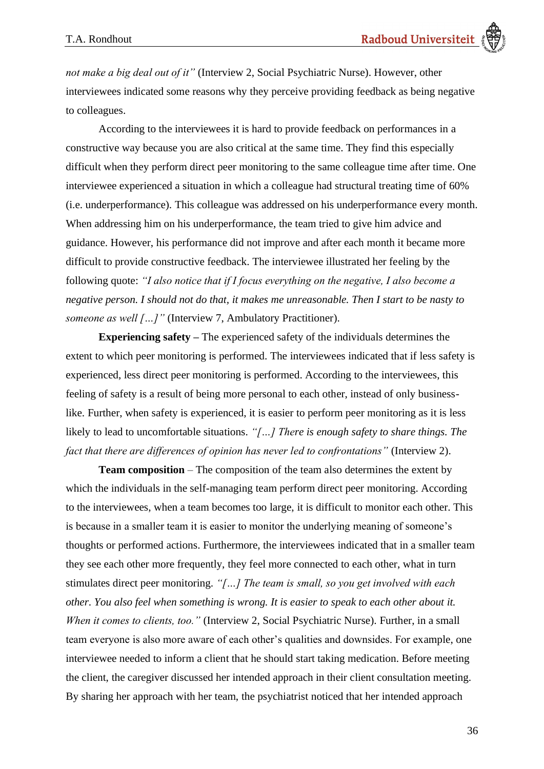*not make a big deal out of it"* (Interview 2, Social Psychiatric Nurse). However, other interviewees indicated some reasons why they perceive providing feedback as being negative to colleagues.

According to the interviewees it is hard to provide feedback on performances in a constructive way because you are also critical at the same time. They find this especially difficult when they perform direct peer monitoring to the same colleague time after time. One interviewee experienced a situation in which a colleague had structural treating time of 60% (i.e. underperformance). This colleague was addressed on his underperformance every month. When addressing him on his underperformance, the team tried to give him advice and guidance. However, his performance did not improve and after each month it became more difficult to provide constructive feedback. The interviewee illustrated her feeling by the following quote: *"I also notice that if I focus everything on the negative, I also become a negative person. I should not do that, it makes me unreasonable. Then I start to be nasty to someone as well […]"* (Interview 7, Ambulatory Practitioner).

**Experiencing safety –** The experienced safety of the individuals determines the extent to which peer monitoring is performed. The interviewees indicated that if less safety is experienced, less direct peer monitoring is performed. According to the interviewees, this feeling of safety is a result of being more personal to each other, instead of only business-like. Further, when safety is experienced, it is easier to perform peer monitoring as it is less likely to lead to uncomfortable situations. *"[…] There is enough safety to share things. The fact that there are differences of opinion has never led to confrontations"* (Interview 2).

**Team composition** – The composition of the team also determines the extent by which the individuals in the self-managing team perform direct peer monitoring. According to the interviewees, when a team becomes too large, it is difficult to monitor each other. This is because in a smaller team it is easier to monitor the underlying meaning of someone's thoughts or performed actions. Furthermore, the interviewees indicated that in a smaller team they see each other more frequently, they feel more connected to each other, what in turn stimulates direct peer monitoring. *"[…] The team is small, so you get involved with each other. You also feel when something is wrong. It is easier to speak to each other about it. When it comes to clients, too."* (Interview 2, Social Psychiatric Nurse). Further, in a small team everyone is also more aware of each other's qualities and downsides. For example, one interviewee needed to inform a client that he should start taking medication. Before meeting the client, the caregiver discussed her intended approach in their client consultation meeting. By sharing her approach with her team, the psychiatrist noticed that her intended approach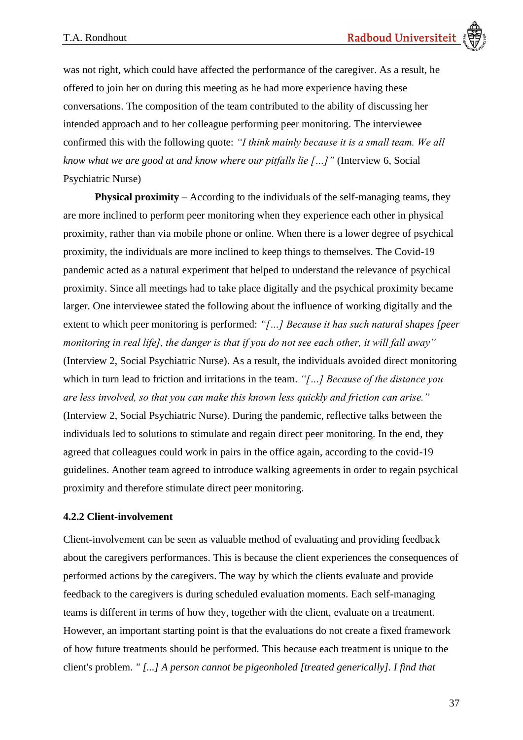was not right, which could have affected the performance of the caregiver. As a result, he offered to join her on during this meeting as he had more experience having these conversations. The composition of the team contributed to the ability of discussing her intended approach and to her colleague performing peer monitoring. The interviewee confirmed this with the following quote: *"I think mainly because it is a small team. We all know what we are good at and know where our pitfalls lie […]"* (Interview 6, Social Psychiatric Nurse)

**Physical proximity** – According to the individuals of the self-managing teams, they are more inclined to perform peer monitoring when they experience each other in physical proximity, rather than via mobile phone or online. When there is a lower degree of psychical proximity, the individuals are more inclined to keep things to themselves. The Covid-19 pandemic acted as a natural experiment that helped to understand the relevance of psychical proximity. Since all meetings had to take place digitally and the psychical proximity became larger. One interviewee stated the following about the influence of working digitally and the extent to which peer monitoring is performed: *"[…] Because it has such natural shapes [peer monitoring in real life], the danger is that if you do not see each other, it will fall away"* (Interview 2, Social Psychiatric Nurse). As a result, the individuals avoided direct monitoring which in turn lead to friction and irritations in the team. *"[…] Because of the distance you are less involved, so that you can make this known less quickly and friction can arise."* (Interview 2, Social Psychiatric Nurse). During the pandemic, reflective talks between the individuals led to solutions to stimulate and regain direct peer monitoring. In the end, they agreed that colleagues could work in pairs in the office again, according to the covid-19 guidelines. Another team agreed to introduce walking agreements in order to regain psychical proximity and therefore stimulate direct peer monitoring.

### 4.2.2 Client-involvement

Client-involvement can be seen as valuable method of evaluating and providing feedback about the caregivers performances. This is because the client experiences the consequences of performed actions by the caregivers. The way by which the clients evaluate and provide feedback to the caregivers is during scheduled evaluation moments. Each self-managing teams is different in terms of how they, together with the client, evaluate on a treatment. However, an important starting point is that the evaluations do not create a fixed framework of how future treatments should be performed. This because each treatment is unique to the client's problem. *" […] A person cannot be pigeonholed [treated generically]. I find that*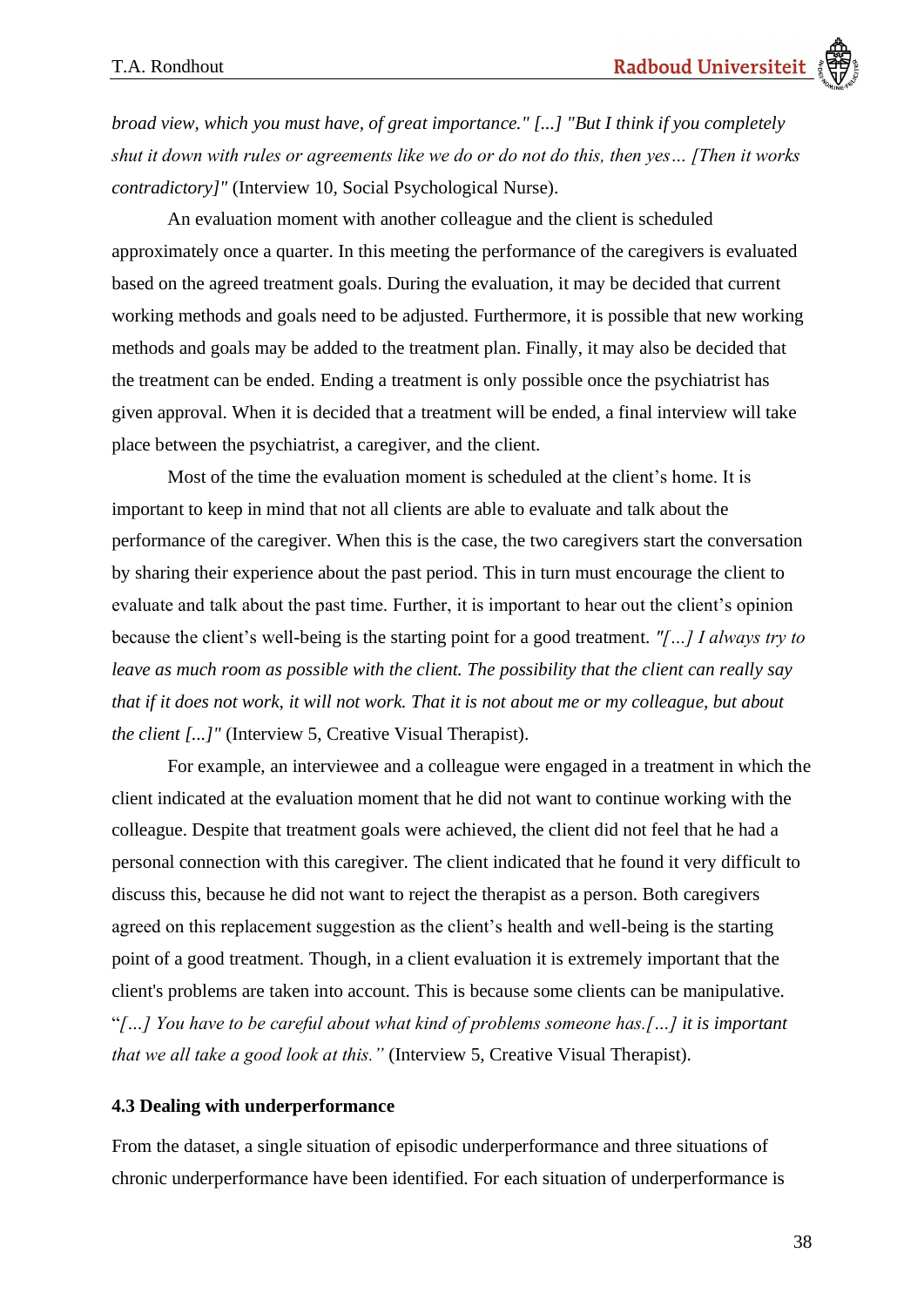*broad view, which you must have, of great importance." [...] "But I think if you completely shut it down with rules or agreements like we do or do not do this, then yes… [Then it works contradictory]"* (Interview 10, Social Psychological Nurse).

An evaluation moment with another colleague and the client is scheduled approximately once a quarter. In this meeting the performance of the caregivers is evaluated based on the agreed treatment goals. During the evaluation, it may be decided that current working methods and goals need to be adjusted. Furthermore, it is possible that new working methods and goals may be added to the treatment plan. Finally, it may also be decided that the treatment can be ended. Ending a treatment is only possible once the psychiatrist has given approval. When it is decided that a treatment will be ended, a final interview will take place between the psychiatrist, a caregiver, and the client.

Most of the time the evaluation moment is scheduled at the client's home. It is important to keep in mind that not all clients are able to evaluate and talk about the performance of the caregiver. When this is the case, the two caregivers start the conversation by sharing their experience about the past period. This in turn must encourage the client to evaluate and talk about the past time. Further, it is important to hear out the client's opinion because the client's well-being is the starting point for a good treatment. *"[…] I always try to leave as much room as possible with the client. The possibility that the client can really say that if it does not work, it will not work. That it is not about me or my colleague, but about the client [...]"* (Interview 5, Creative Visual Therapist).

For example, an interviewee and a colleague were engaged in a treatment in which the client indicated at the evaluation moment that he did not want to continue working with the colleague. Despite that treatment goals were achieved, the client did not feel that he had a personal connection with this caregiver. The client indicated that he found it very difficult to discuss this, because he did not want to reject the therapist as a person. Both caregivers agreed on this replacement suggestion as the client's health and well-being is the starting point of a good treatment. Though, in a client evaluation it is extremely important that the client's problems are taken into account. This is because some clients can be manipulative. *"[…] You have to be careful about what kind of problems someone has.[…] it is important that we all take a good look at this."* (Interview 5, Creative Visual Therapist).

### 4.3 Dealing with underperformance

From the dataset, a single situation of episodic underperformance and three situations of chronic underperformance have been identified. For each situation of underperformance is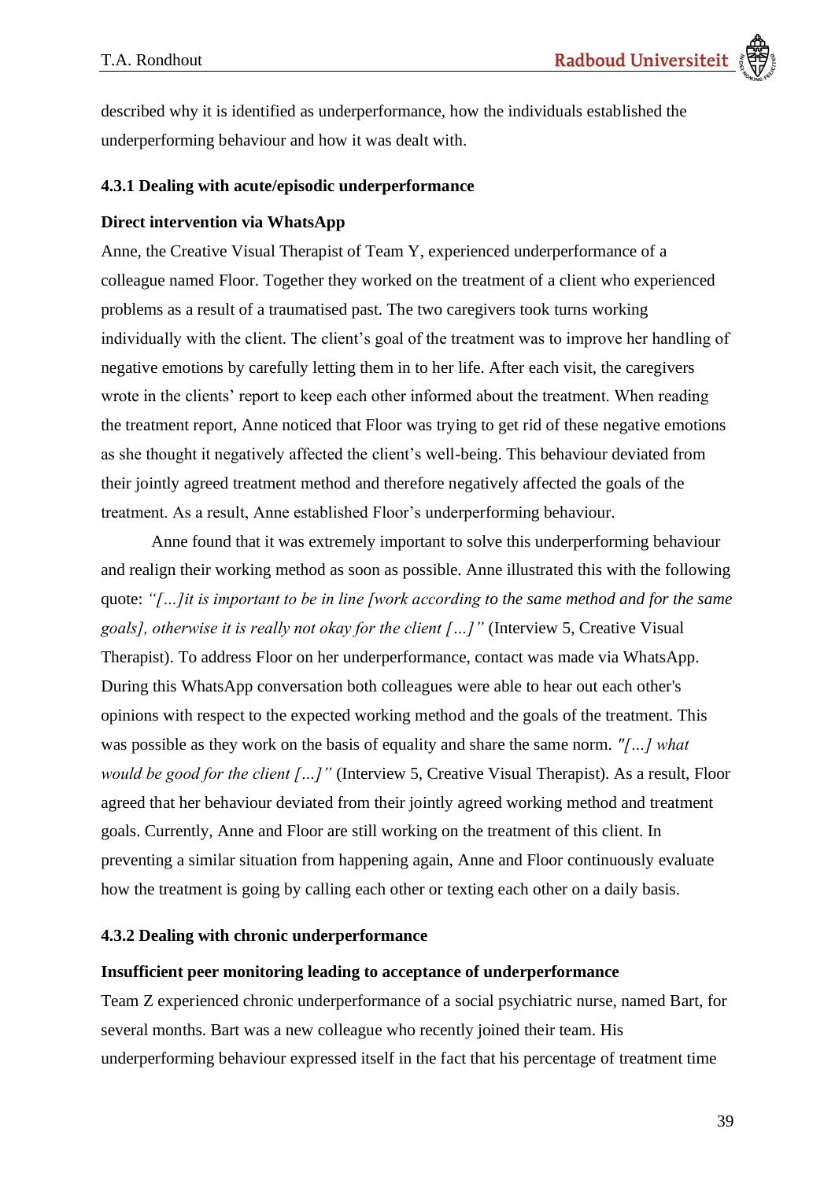described why it is identified as underperformance, how the individuals established the underperforming behaviour and how it was dealt with.

### 4.3.1 Dealing with acute/episodic underperformance

**Direct intervention via WhatsApp**

Anne, the Creative Visual Therapist of Team Y, experienced underperformance of a colleague named Floor. Together they worked on the treatment of a client who experienced problems as a result of a traumatised past. The two caregivers took turns working individually with the client. The client's goal of the treatment was to improve her handling of negative emotions by carefully letting them in to her life. After each visit, the caregivers wrote in the clients' report to keep each other informed about the treatment. When reading the treatment report, Anne noticed that Floor was trying to get rid of these negative emotions as she thought it negatively affected the client's well-being. This behaviour deviated from their jointly agreed treatment method and therefore negatively affected the goals of the treatment. As a result, Anne established Floor's underperforming behaviour.

Anne found that it was extremely important to solve this underperforming behaviour and realign their working method as soon as possible. Anne illustrated this with the following quote: *"[…]it is important to be in line [work according to the same method and for the same goals], otherwise it is really not okay for the client […]"* (Interview 5, Creative Visual Therapist). To address Floor on her underperformance, contact was made via WhatsApp. During this WhatsApp conversation both colleagues were able to hear out each other's opinions with respect to the expected working method and the goals of the treatment. This was possible as they work on the basis of equality and share the same norm. *"[…] what would be good for the client […]"* (Interview 5, Creative Visual Therapist). As a result, Floor agreed that her behaviour deviated from their jointly agreed working method and treatment goals. Currently, Anne and Floor are still working on the treatment of this client. In preventing a similar situation from happening again, Anne and Floor continuously evaluate how the treatment is going by calling each other or texting each other on a daily basis.

### 4.3.2 Dealing with chronic underperformance

**Insufficient peer monitoring leading to acceptance of underperformance**

Team Z experienced chronic underperformance of a social psychiatric nurse, named Bart, for several months. Bart was a new colleague who recently joined their team. His underperforming behaviour expressed itself in the fact that his percentage of treatment time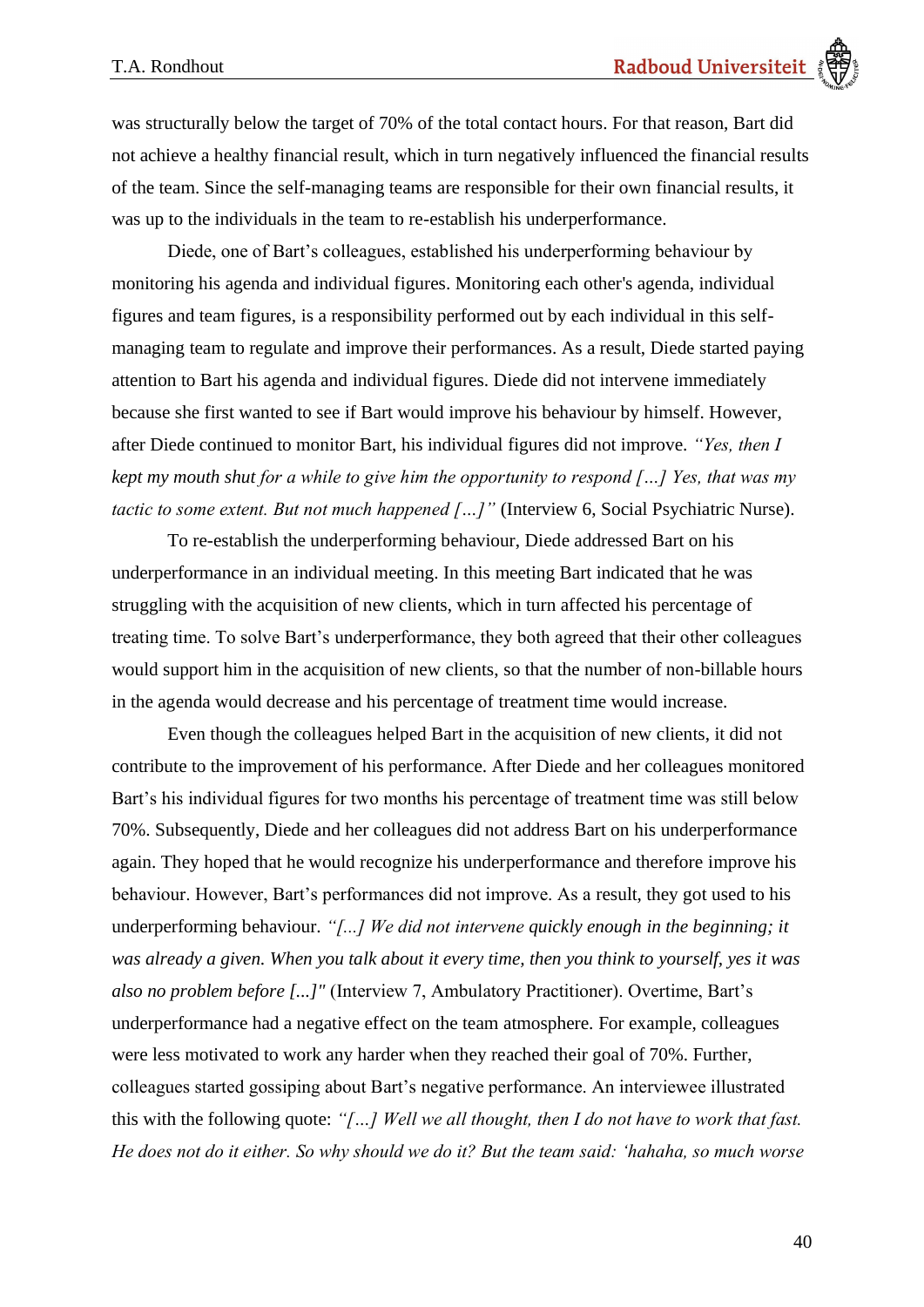was structurally below the target of 70% of the total contact hours. For that reason, Bart did not achieve a healthy financial result, which in turn negatively influenced the financial results of the team. Since the self-managing teams are responsible for their own financial results, it was up to the individuals in the team to re-establish his underperformance.

Diede, one of Bart's colleagues, established his underperforming behaviour by monitoring his agenda and individual figures. Monitoring each other's agenda, individual figures and team figures, is a responsibility performed out by each individual in this self-managing team to regulate and improve their performances. As a result, Diede started paying attention to Bart his agenda and individual figures. Diede did not intervene immediately because she first wanted to see if Bart would improve his behaviour by himself. However, after Diede continued to monitor Bart, his individual figures did not improve. *"Yes, then I kept my mouth shut for a while to give him the opportunity to respond […] Yes, that was my tactic to some extent. But not much happened […]"* (Interview 6, Social Psychiatric Nurse).

To re-establish the underperforming behaviour, Diede addressed Bart on his underperformance in an individual meeting. In this meeting Bart indicated that he was struggling with the acquisition of new clients, which in turn affected his percentage of treating time. To solve Bart's underperformance, they both agreed that their other colleagues would support him in the acquisition of new clients, so that the number of non-billable hours in the agenda would decrease and his percentage of treatment time would increase.

Even though the colleagues helped Bart in the acquisition of new clients, it did not contribute to the improvement of his performance. After Diede and her colleagues monitored Bart's his individual figures for two months his percentage of treatment time was still below 70%. Subsequently, Diede and her colleagues did not address Bart on his underperformance again. They hoped that he would recognize his underperformance and therefore improve his behaviour. However, Bart's performances did not improve. As a result, they got used to his underperforming behaviour. *"[...] We did not intervene quickly enough in the beginning; it was already a given. When you talk about it every time, then you think to yourself, yes it was also no problem before [...]"* (Interview 7, Ambulatory Practitioner). Overtime, Bart's underperformance had a negative effect on the team atmosphere. For example, colleagues were less motivated to work any harder when they reached their goal of 70%. Further, colleagues started gossiping about Bart's negative performance. An interviewee illustrated this with the following quote: *"[…] Well we all thought, then I do not have to work that fast. He does not do it either. So why should we do it? But the team said: 'hahaha, so much worse*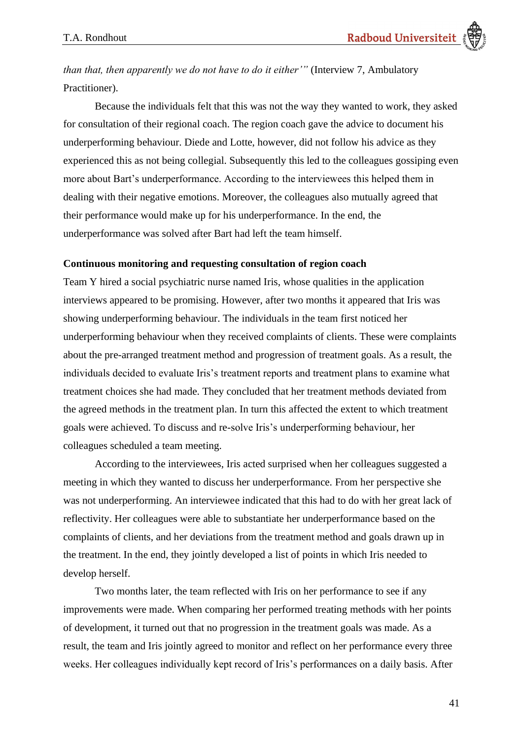*than that, then apparently we do not have to do it either'"* (Interview 7, Ambulatory Practitioner).

Because the individuals felt that this was not the way they wanted to work, they asked for consultation of their regional coach. The region coach gave the advice to document his underperforming behaviour. Diede and Lotte, however, did not follow his advice as they experienced this as not being collegial. Subsequently this led to the colleagues gossiping even more about Bart's underperformance. According to the interviewees this helped them in dealing with their negative emotions. Moreover, the colleagues also mutually agreed that their performance would make up for his underperformance. In the end, the underperformance was solved after Bart had left the team himself.

**Continuous monitoring and requesting consultation of region coach**

Team Y hired a social psychiatric nurse named Iris, whose qualities in the application interviews appeared to be promising. However, after two months it appeared that Iris was showing underperforming behaviour. The individuals in the team first noticed her underperforming behaviour when they received complaints of clients. These were complaints about the pre-arranged treatment method and progression of treatment goals. As a result, the individuals decided to evaluate Iris's treatment reports and treatment plans to examine what treatment choices she had made. They concluded that her treatment methods deviated from the agreed methods in the treatment plan. In turn this affected the extent to which treatment goals were achieved. To discuss and re-solve Iris's underperforming behaviour, her colleagues scheduled a team meeting.

According to the interviewees, Iris acted surprised when her colleagues suggested a meeting in which they wanted to discuss her underperformance. From her perspective she was not underperforming. An interviewee indicated that this had to do with her great lack of reflectivity. Her colleagues were able to substantiate her underperformance based on the complaints of clients, and her deviations from the treatment method and goals drawn up in the treatment. In the end, they jointly developed a list of points in which Iris needed to develop herself.

Two months later, the team reflected with Iris on her performance to see if any improvements were made. When comparing her performed treating methods with her points of development, it turned out that no progression in the treatment goals was made. As a result, the team and Iris jointly agreed to monitor and reflect on her performance every three weeks. Her colleagues individually kept record of Iris's performances on a daily basis. After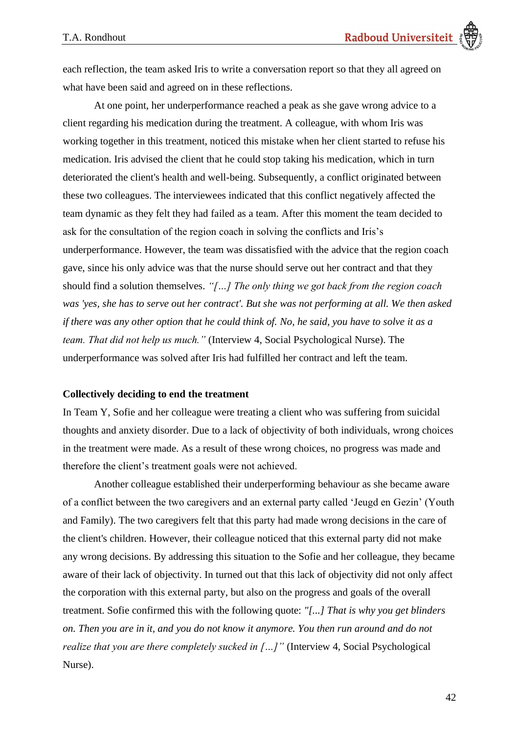each reflection, the team asked Iris to write a conversation report so that they all agreed on what have been said and agreed on in these reflections.

At one point, her underperformance reached a peak as she gave wrong advice to a client regarding his medication during the treatment. A colleague, with whom Iris was working together in this treatment, noticed this mistake when her client started to refuse his medication. Iris advised the client that he could stop taking his medication, which in turn deteriorated the client's health and well-being. Subsequently, a conflict originated between these two colleagues. The interviewees indicated that this conflict negatively affected the team dynamic as they felt they had failed as a team. After this moment the team decided to ask for the consultation of the region coach in solving the conflicts and Iris's underperformance. However, the team was dissatisfied with the advice that the region coach gave, since his only advice was that the nurse should serve out her contract and that they should find a solution themselves. *"[…] The only thing we got back from the region coach was 'yes, she has to serve out her contract'. But she was not performing at all. We then asked if there was any other option that he could think of. No, he said, you have to solve it as a team. That did not help us much."* (Interview 4, Social Psychological Nurse). The underperformance was solved after Iris had fulfilled her contract and left the team.

**Collectively deciding to end the treatment**

In Team Y, Sofie and her colleague were treating a client who was suffering from suicidal thoughts and anxiety disorder. Due to a lack of objectivity of both individuals, wrong choices in the treatment were made. As a result of these wrong choices, no progress was made and therefore the client's treatment goals were not achieved.

Another colleague established their underperforming behaviour as she became aware of a conflict between the two caregivers and an external party called 'Jeugd en Gezin' (Youth and Family). The two caregivers felt that this party had made wrong decisions in the care of the client's children. However, their colleague noticed that this external party did not make any wrong decisions. By addressing this situation to the Sofie and her colleague, they became aware of their lack of objectivity. In turned out that this lack of objectivity did not only affect the corporation with this external party, but also on the progress and goals of the overall treatment. Sofie confirmed this with the following quote: *"[...] That is why you get blinders on. Then you are in it, and you do not know it anymore. You then run around and do not realize that you are there completely sucked in […]"* (Interview 4, Social Psychological Nurse).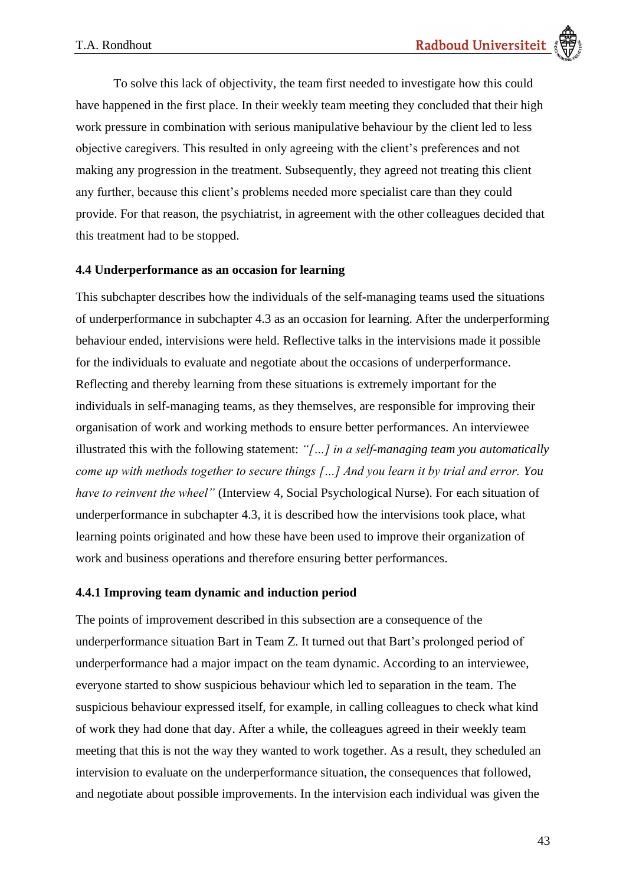To solve this lack of objectivity, the team first needed to investigate how this could have happened in the first place. In their weekly team meeting they concluded that their high work pressure in combination with serious manipulative behaviour by the client led to less objective caregivers. This resulted in only agreeing with the client's preferences and not making any progression in the treatment. Subsequently, they agreed not treating this client any further, because this client's problems needed more specialist care than they could provide. For that reason, the psychiatrist, in agreement with the other colleagues decided that this treatment had to be stopped.

### 4.4 Underperformance as an occasion for learning

This subchapter describes how the individuals of the self-managing teams used the situations of underperformance in subchapter 4.3 as an occasion for learning. After the underperforming behaviour ended, intervisions were held. Reflective talks in the intervisions made it possible for the individuals to evaluate and negotiate about the occasions of underperformance. Reflecting and thereby learning from these situations is extremely important for the individuals in self-managing teams, as they themselves, are responsible for improving their organisation of work and working methods to ensure better performances. An interviewee illustrated this with the following statement: *"[…] in a self-managing team you automatically come up with methods together to secure things […] And you learn it by trial and error. You have to reinvent the wheel"* (Interview 4, Social Psychological Nurse). For each situation of underperformance in subchapter 4.3, it is described how the intervisions took place, what learning points originated and how these have been used to improve their organization of work and business operations and therefore ensuring better performances.

#### 4.4.1 Improving team dynamic and induction period

The points of improvement described in this subsection are a consequence of the underperformance situation Bart in Team Z. It turned out that Bart's prolonged period of underperformance had a major impact on the team dynamic. According to an interviewee, everyone started to show suspicious behaviour which led to separation in the team. The suspicious behaviour expressed itself, for example, in calling colleagues to check what kind of work they had done that day. After a while, the colleagues agreed in their weekly team meeting that this is not the way they wanted to work together. As a result, they scheduled an intervision to evaluate on the underperformance situation, the consequences that followed, and negotiate about possible improvements. In the intervision each individual was given the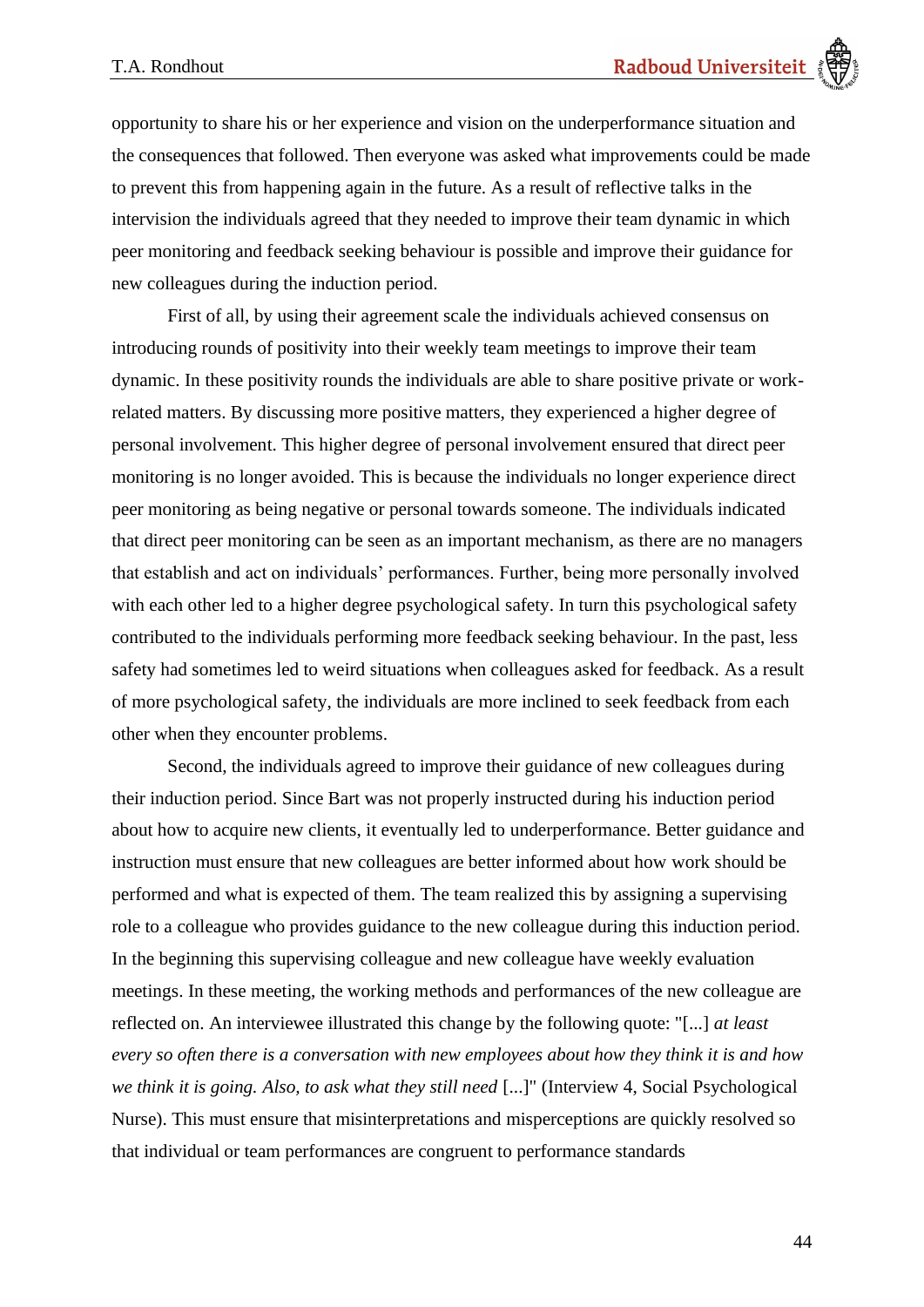opportunity to share his or her experience and vision on the underperformance situation and the consequences that followed. Then everyone was asked what improvements could be made to prevent this from happening again in the future. As a result of reflective talks in the intervision the individuals agreed that they needed to improve their team dynamic in which peer monitoring and feedback seeking behaviour is possible and improve their guidance for new colleagues during the induction period.

First of all, by using their agreement scale the individuals achieved consensus on introducing rounds of positivity into their weekly team meetings to improve their team dynamic. In these positivity rounds the individuals are able to share positive private or work-related matters. By discussing more positive matters, they experienced a higher degree of personal involvement. This higher degree of personal involvement ensured that direct peer monitoring is no longer avoided. This is because the individuals no longer experience direct peer monitoring as being negative or personal towards someone. The individuals indicated that direct peer monitoring can be seen as an important mechanism, as there are no managers that establish and act on individuals' performances. Further, being more personally involved with each other led to a higher degree psychological safety. In turn this psychological safety contributed to the individuals performing more feedback seeking behaviour. In the past, less safety had sometimes led to weird situations when colleagues asked for feedback. As a result of more psychological safety, the individuals are more inclined to seek feedback from each other when they encounter problems.

Second, the individuals agreed to improve their guidance of new colleagues during their induction period. Since Bart was not properly instructed during his induction period about how to acquire new clients, it eventually led to underperformance. Better guidance and instruction must ensure that new colleagues are better informed about how work should be performed and what is expected of them. The team realized this by assigning a supervising role to a colleague who provides guidance to the new colleague during this induction period. In the beginning this supervising colleague and new colleague have weekly evaluation meetings. In these meeting, the working methods and performances of the new colleague are reflected on. An interviewee illustrated this change by the following quote: "[...] *at least every so often there is a conversation with new employees about how they think it is and how we think it is going. Also, to ask what they still need* [...]" (Interview 4, Social Psychological Nurse). This must ensure that misinterpretations and misperceptions are quickly resolved so that individual or team performances are congruent to performance standards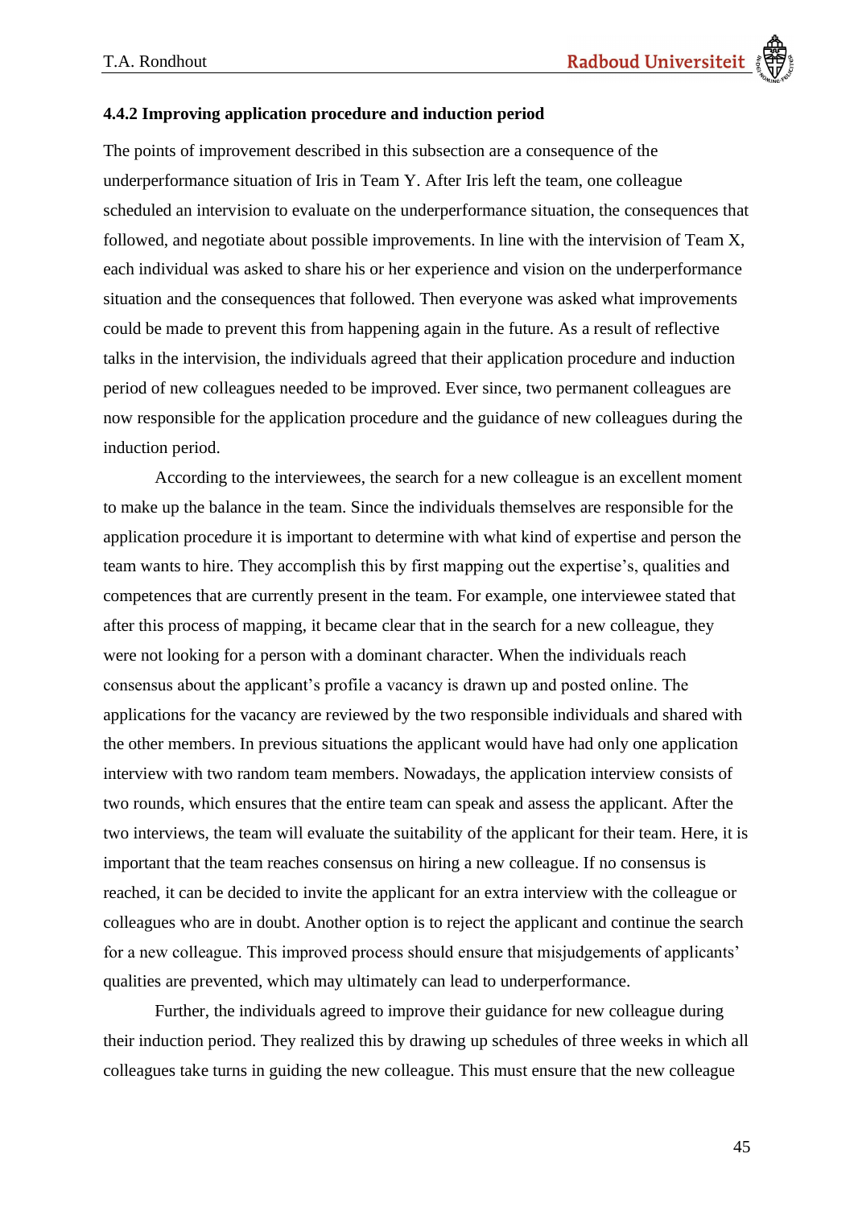#### 4.4.2 Improving application procedure and induction period

The points of improvement described in this subsection are a consequence of the underperformance situation of Iris in Team Y. After Iris left the team, one colleague scheduled an intervision to evaluate on the underperformance situation, the consequences that followed, and negotiate about possible improvements. In line with the intervision of Team X, each individual was asked to share his or her experience and vision on the underperformance situation and the consequences that followed. Then everyone was asked what improvements could be made to prevent this from happening again in the future. As a result of reflective talks in the intervision, the individuals agreed that their application procedure and induction period of new colleagues needed to be improved. Ever since, two permanent colleagues are now responsible for the application procedure and the guidance of new colleagues during the induction period.

According to the interviewees, the search for a new colleague is an excellent moment to make up the balance in the team. Since the individuals themselves are responsible for the application procedure it is important to determine with what kind of expertise and person the team wants to hire. They accomplish this by first mapping out the expertise's, qualities and competences that are currently present in the team. For example, one interviewee stated that after this process of mapping, it became clear that in the search for a new colleague, they were not looking for a person with a dominant character. When the individuals reach consensus about the applicant's profile a vacancy is drawn up and posted online. The applications for the vacancy are reviewed by the two responsible individuals and shared with the other members. In previous situations the applicant would have had only one application interview with two random team members. Nowadays, the application interview consists of two rounds, which ensures that the entire team can speak and assess the applicant. After the two interviews, the team will evaluate the suitability of the applicant for their team. Here, it is important that the team reaches consensus on hiring a new colleague. If no consensus is reached, it can be decided to invite the applicant for an extra interview with the colleague or colleagues who are in doubt. Another option is to reject the applicant and continue the search for a new colleague. This improved process should ensure that misjudgements of applicants' qualities are prevented, which may ultimately can lead to underperformance.

Further, the individuals agreed to improve their guidance for new colleague during their induction period. They realized this by drawing up schedules of three weeks in which all colleagues take turns in guiding the new colleague. This must ensure that the new colleague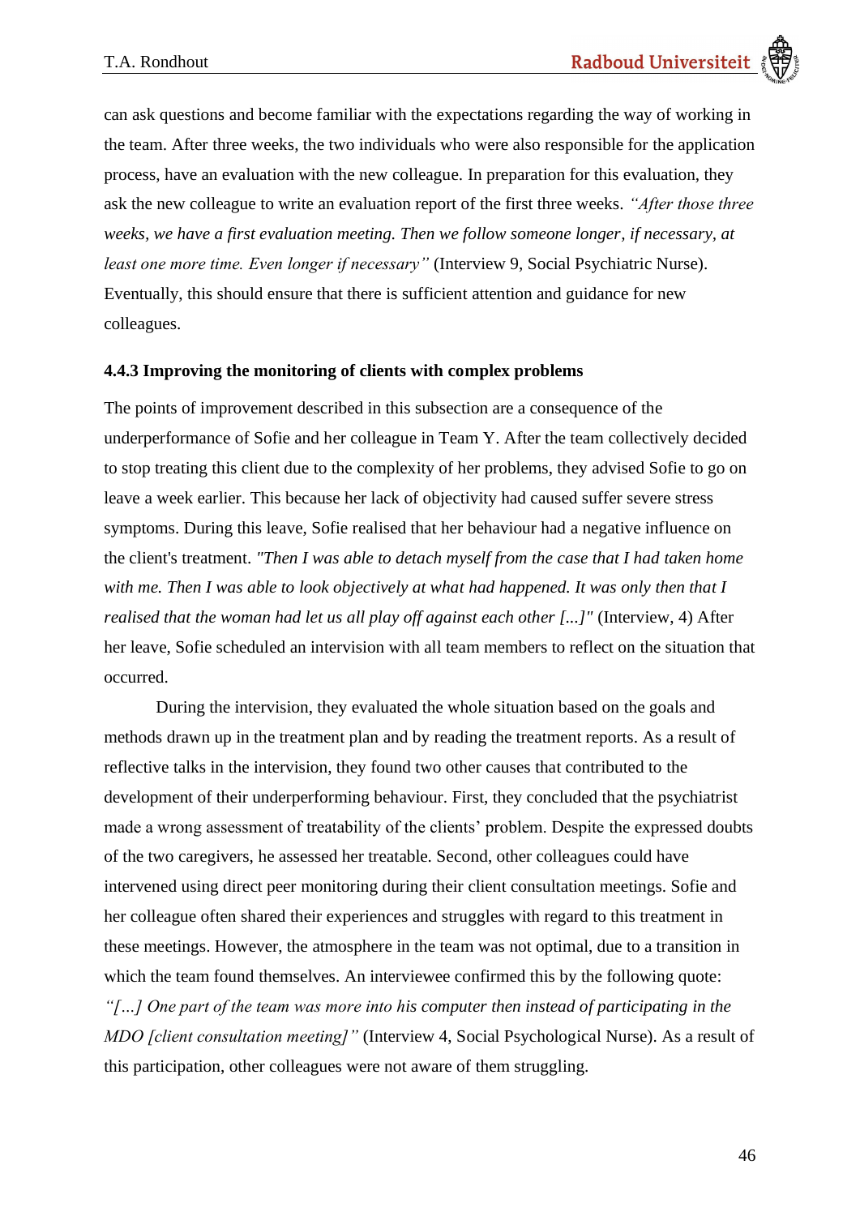can ask questions and become familiar with the expectations regarding the way of working in the team. After three weeks, the two individuals who were also responsible for the application process, have an evaluation with the new colleague. In preparation for this evaluation, they ask the new colleague to write an evaluation report of the first three weeks. *"After those three weeks, we have a first evaluation meeting. Then we follow someone longer, if necessary, at least one more time. Even longer if necessary"* (Interview 9, Social Psychiatric Nurse). Eventually, this should ensure that there is sufficient attention and guidance for new colleagues.

### 4.4.3 Improving the monitoring of clients with complex problems

The points of improvement described in this subsection are a consequence of the underperformance of Sofie and her colleague in Team Y. After the team collectively decided to stop treating this client due to the complexity of her problems, they advised Sofie to go on leave a week earlier. This because her lack of objectivity had caused suffer severe stress symptoms. During this leave, Sofie realised that her behaviour had a negative influence on the client's treatment. *"Then I was able to detach myself from the case that I had taken home with me. Then I was able to look objectively at what had happened. It was only then that I realised that the woman had let us all play off against each other [...]"* (Interview, 4) After her leave, Sofie scheduled an intervision with all team members to reflect on the situation that occurred.

During the intervision, they evaluated the whole situation based on the goals and methods drawn up in the treatment plan and by reading the treatment reports. As a result of reflective talks in the intervision, they found two other causes that contributed to the development of their underperforming behaviour. First, they concluded that the psychiatrist made a wrong assessment of treatability of the clients' problem. Despite the expressed doubts of the two caregivers, he assessed her treatable. Second, other colleagues could have intervened using direct peer monitoring during their client consultation meetings. Sofie and her colleague often shared their experiences and struggles with regard to this treatment in these meetings. However, the atmosphere in the team was not optimal, due to a transition in which the team found themselves. An interviewee confirmed this by the following quote: *"[…] One part of the team was more into his computer then instead of participating in the MDO [client consultation meeting]"* (Interview 4, Social Psychological Nurse). As a result of this participation, other colleagues were not aware of them struggling.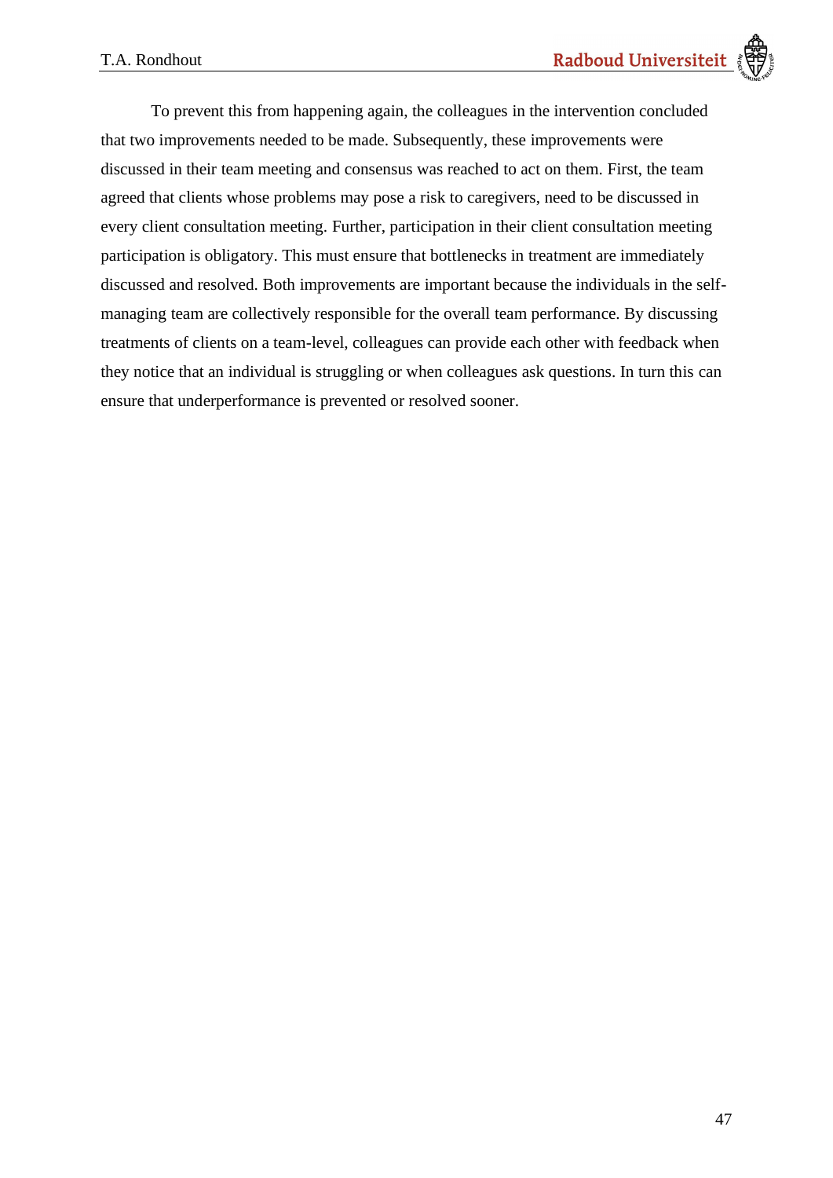To prevent this from happening again, the colleagues in the intervention concluded that two improvements needed to be made. Subsequently, these improvements were discussed in their team meeting and consensus was reached to act on them. First, the team agreed that clients whose problems may pose a risk to caregivers, need to be discussed in every client consultation meeting. Further, participation in their client consultation meeting participation is obligatory. This must ensure that bottlenecks in treatment are immediately discussed and resolved. Both improvements are important because the individuals in the self-managing team are collectively responsible for the overall team performance. By discussing treatments of clients on a team-level, colleagues can provide each other with feedback when they notice that an individual is struggling or when colleagues ask questions. In turn this can ensure that underperformance is prevented or resolved sooner.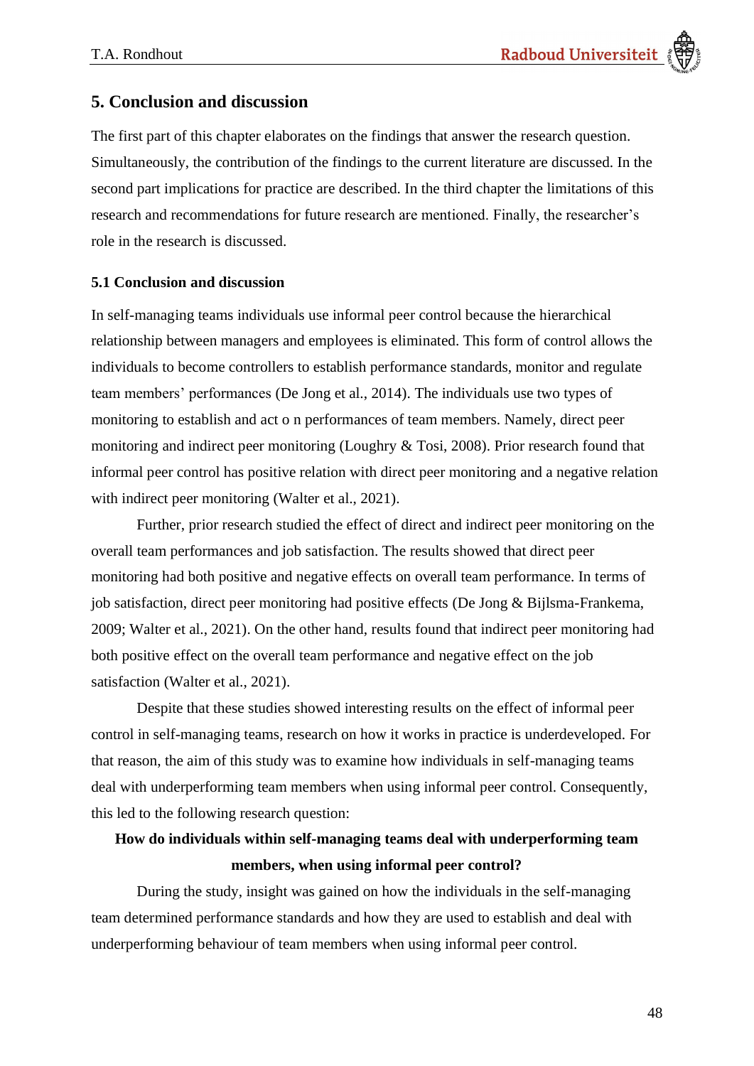## 5. Conclusion and discussion

The first part of this chapter elaborates on the findings that answer the research question. Simultaneously, the contribution of the findings to the current literature are discussed. In the second part implications for practice are described. In the third chapter the limitations of this research and recommendations for future research are mentioned. Finally, the researcher's role in the research is discussed.

### 5.1 Conclusion and discussion

In self-managing teams individuals use informal peer control because the hierarchical relationship between managers and employees is eliminated. This form of control allows the individuals to become controllers to establish performance standards, monitor and regulate team members' performances (De Jong et al., 2014). The individuals use two types of monitoring to establish and act o n performances of team members. Namely, direct peer monitoring and indirect peer monitoring (Loughry & Tosi, 2008). Prior research found that informal peer control has positive relation with direct peer monitoring and a negative relation with indirect peer monitoring (Walter et al., 2021).

Further, prior research studied the effect of direct and indirect peer monitoring on the overall team performances and job satisfaction. The results showed that direct peer monitoring had both positive and negative effects on overall team performance. In terms of job satisfaction, direct peer monitoring had positive effects (De Jong & Bijlsma-Frankema, 2009; Walter et al., 2021). On the other hand, results found that indirect peer monitoring had both positive effect on the overall team performance and negative effect on the job satisfaction (Walter et al., 2021).

Despite that these studies showed interesting results on the effect of informal peer control in self-managing teams, research on how it works in practice is underdeveloped. For that reason, the aim of this study was to examine how individuals in self-managing teams deal with underperforming team members when using informal peer control. Consequently, this led to the following research question:

**How do individuals within self-managing teams deal with underperforming team members, when using informal peer control?**

During the study, insight was gained on how the individuals in the self-managing team determined performance standards and how they are used to establish and deal with underperforming behaviour of team members when using informal peer control.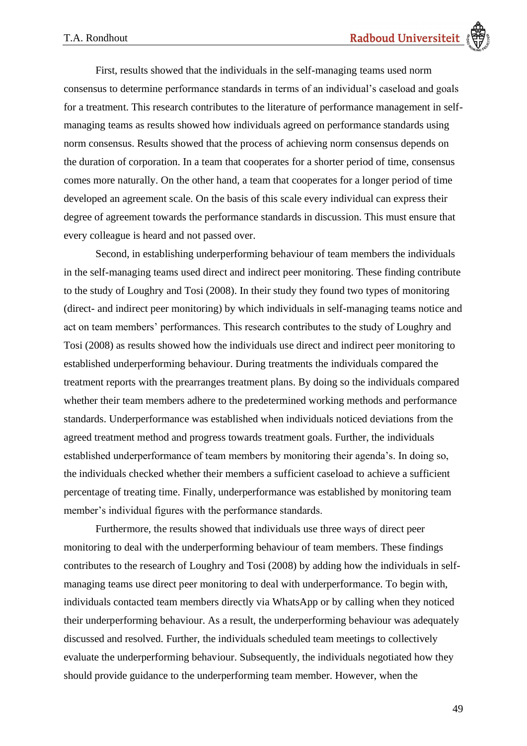First, results showed that the individuals in the self-managing teams used norm consensus to determine performance standards in terms of an individual's caseload and goals for a treatment. This research contributes to the literature of performance management in self-managing teams as results showed how individuals agreed on performance standards using norm consensus. Results showed that the process of achieving norm consensus depends on the duration of corporation. In a team that cooperates for a shorter period of time, consensus comes more naturally. On the other hand, a team that cooperates for a longer period of time developed an agreement scale. On the basis of this scale every individual can express their degree of agreement towards the performance standards in discussion. This must ensure that every colleague is heard and not passed over.

Second, in establishing underperforming behaviour of team members the individuals in the self-managing teams used direct and indirect peer monitoring. These finding contribute to the study of Loughry and Tosi (2008). In their study they found two types of monitoring (direct- and indirect peer monitoring) by which individuals in self-managing teams notice and act on team members' performances. This research contributes to the study of Loughry and Tosi (2008) as results showed how the individuals use direct and indirect peer monitoring to established underperforming behaviour. During treatments the individuals compared the treatment reports with the prearranges treatment plans. By doing so the individuals compared whether their team members adhere to the predetermined working methods and performance standards. Underperformance was established when individuals noticed deviations from the agreed treatment method and progress towards treatment goals. Further, the individuals established underperformance of team members by monitoring their agenda's. In doing so, the individuals checked whether their members a sufficient caseload to achieve a sufficient percentage of treating time. Finally, underperformance was established by monitoring team member's individual figures with the performance standards.

Furthermore, the results showed that individuals use three ways of direct peer monitoring to deal with the underperforming behaviour of team members. These findings contributes to the research of Loughry and Tosi (2008) by adding how the individuals in self-managing teams use direct peer monitoring to deal with underperformance. To begin with, individuals contacted team members directly via WhatsApp or by calling when they noticed their underperforming behaviour. As a result, the underperforming behaviour was adequately discussed and resolved. Further, the individuals scheduled team meetings to collectively evaluate the underperforming behaviour. Subsequently, the individuals negotiated how they should provide guidance to the underperforming team member. However, when the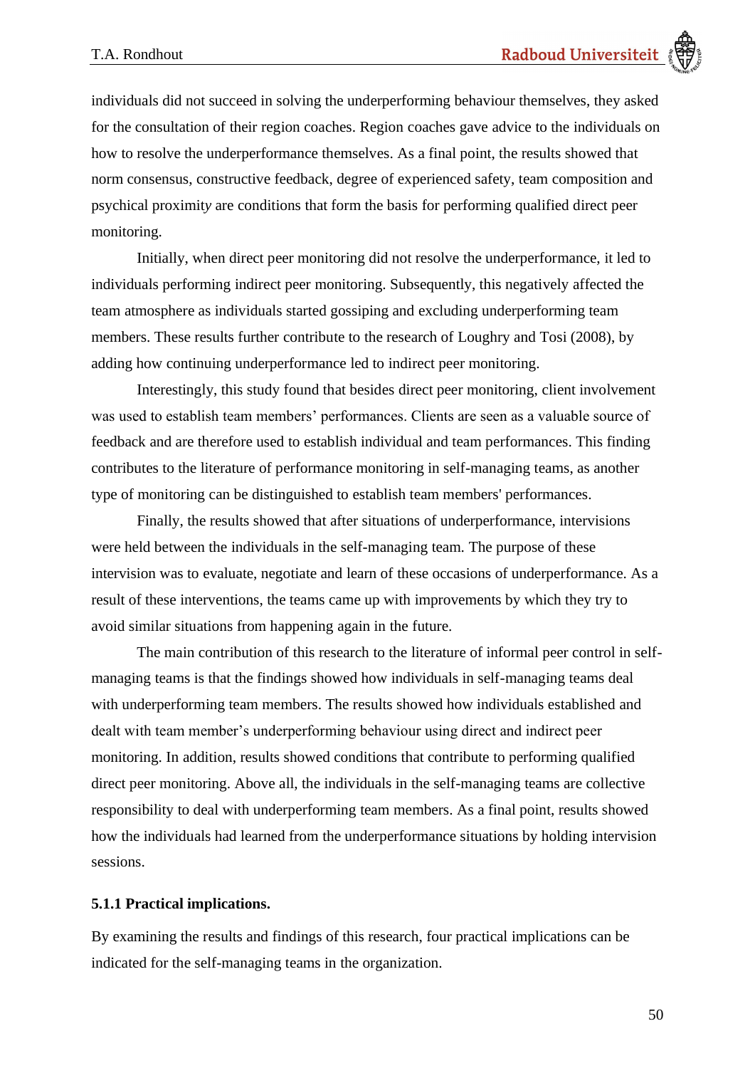individuals did not succeed in solving the underperforming behaviour themselves, they asked for the consultation of their region coaches. Region coaches gave advice to the individuals on how to resolve the underperformance themselves. As a final point, the results showed that norm consensus, constructive feedback, degree of experienced safety, team composition and psychical proximity are conditions that form the basis for performing qualified direct peer monitoring.

Initially, when direct peer monitoring did not resolve the underperformance, it led to individuals performing indirect peer monitoring. Subsequently, this negatively affected the team atmosphere as individuals started gossiping and excluding underperforming team members. These results further contribute to the research of Loughry and Tosi (2008), by adding how continuing underperformance led to indirect peer monitoring.

Interestingly, this study found that besides direct peer monitoring, client involvement was used to establish team members' performances. Clients are seen as a valuable source of feedback and are therefore used to establish individual and team performances. This finding contributes to the literature of performance monitoring in self-managing teams, as another type of monitoring can be distinguished to establish team members' performances.

Finally, the results showed that after situations of underperformance, intervisions were held between the individuals in the self-managing team. The purpose of these intervision was to evaluate, negotiate and learn of these occasions of underperformance. As a result of these interventions, the teams came up with improvements by which they try to avoid similar situations from happening again in the future.

The main contribution of this research to the literature of informal peer control in self-managing teams is that the findings showed how individuals in self-managing teams deal with underperforming team members. The results showed how individuals established and dealt with team member's underperforming behaviour using direct and indirect peer monitoring. In addition, results showed conditions that contribute to performing qualified direct peer monitoring. Above all, the individuals in the self-managing teams are collective responsibility to deal with underperforming team members. As a final point, results showed how the individuals had learned from the underperformance situations by holding intervision sessions.

#### 5.1.1 Practical implications.

By examining the results and findings of this research, four practical implications can be indicated for the self-managing teams in the organization.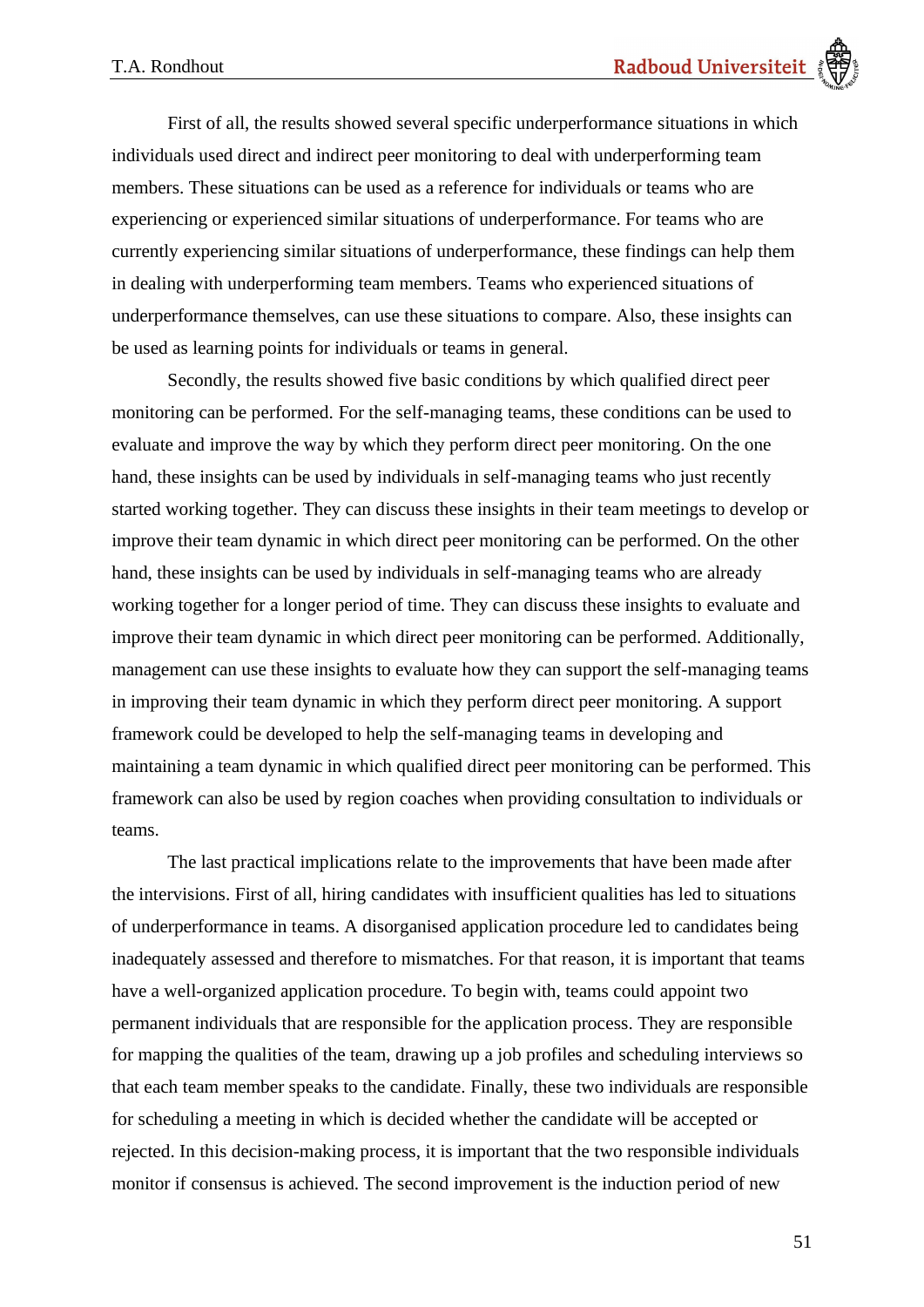First of all, the results showed several specific underperformance situations in which individuals used direct and indirect peer monitoring to deal with underperforming team members. These situations can be used as a reference for individuals or teams who are experiencing or experienced similar situations of underperformance. For teams who are currently experiencing similar situations of underperformance, these findings can help them in dealing with underperforming team members. Teams who experienced situations of underperformance themselves, can use these situations to compare. Also, these insights can be used as learning points for individuals or teams in general.

Secondly, the results showed five basic conditions by which qualified direct peer monitoring can be performed. For the self-managing teams, these conditions can be used to evaluate and improve the way by which they perform direct peer monitoring. On the one hand, these insights can be used by individuals in self-managing teams who just recently started working together. They can discuss these insights in their team meetings to develop or improve their team dynamic in which direct peer monitoring can be performed. On the other hand, these insights can be used by individuals in self-managing teams who are already working together for a longer period of time. They can discuss these insights to evaluate and improve their team dynamic in which direct peer monitoring can be performed. Additionally, management can use these insights to evaluate how they can support the self-managing teams in improving their team dynamic in which they perform direct peer monitoring. A support framework could be developed to help the self-managing teams in developing and maintaining a team dynamic in which qualified direct peer monitoring can be performed. This framework can also be used by region coaches when providing consultation to individuals or teams.

The last practical implications relate to the improvements that have been made after the intervisions. First of all, hiring candidates with insufficient qualities has led to situations of underperformance in teams. A disorganised application procedure led to candidates being inadequately assessed and therefore to mismatches. For that reason, it is important that teams have a well-organized application procedure. To begin with, teams could appoint two permanent individuals that are responsible for the application process. They are responsible for mapping the qualities of the team, drawing up a job profiles and scheduling interviews so that each team member speaks to the candidate. Finally, these two individuals are responsible for scheduling a meeting in which is decided whether the candidate will be accepted or rejected. In this decision-making process, it is important that the two responsible individuals monitor if consensus is achieved. The second improvement is the induction period of new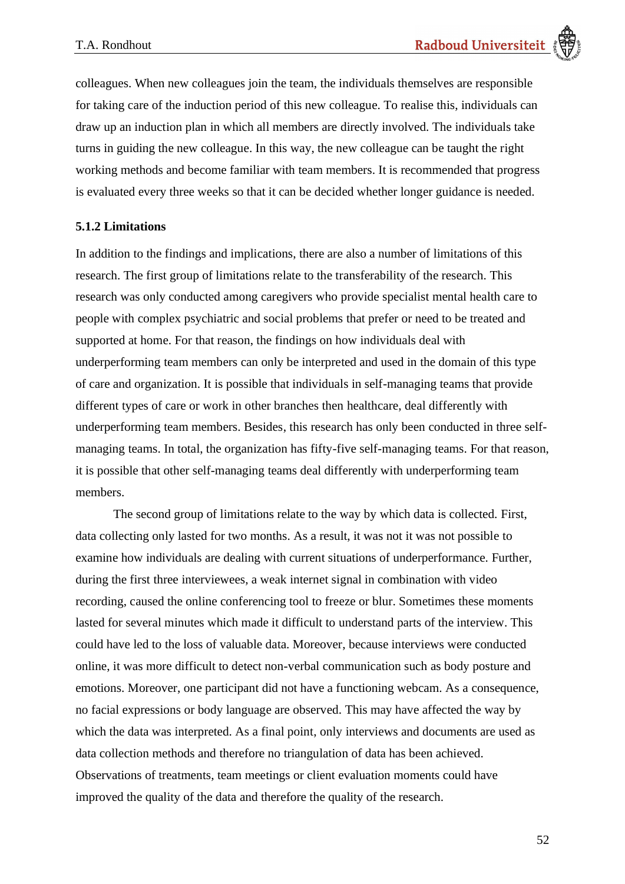colleagues. When new colleagues join the team, the individuals themselves are responsible for taking care of the induction period of this new colleague. To realise this, individuals can draw up an induction plan in which all members are directly involved. The individuals take turns in guiding the new colleague. In this way, the new colleague can be taught the right working methods and become familiar with team members. It is recommended that progress is evaluated every three weeks so that it can be decided whether longer guidance is needed.

### 5.1.2 Limitations

In addition to the findings and implications, there are also a number of limitations of this research. The first group of limitations relate to the transferability of the research. This research was only conducted among caregivers who provide specialist mental health care to people with complex psychiatric and social problems that prefer or need to be treated and supported at home. For that reason, the findings on how individuals deal with underperforming team members can only be interpreted and used in the domain of this type of care and organization. It is possible that individuals in self-managing teams that provide different types of care or work in other branches then healthcare, deal differently with underperforming team members. Besides, this research has only been conducted in three self-managing teams. In total, the organization has fifty-five self-managing teams. For that reason, it is possible that other self-managing teams deal differently with underperforming team members.

The second group of limitations relate to the way by which data is collected. First, data collecting only lasted for two months. As a result, it was not it was not possible to examine how individuals are dealing with current situations of underperformance. Further, during the first three interviewees, a weak internet signal in combination with video recording, caused the online conferencing tool to freeze or blur. Sometimes these moments lasted for several minutes which made it difficult to understand parts of the interview. This could have led to the loss of valuable data. Moreover, because interviews were conducted online, it was more difficult to detect non-verbal communication such as body posture and emotions. Moreover, one participant did not have a functioning webcam. As a consequence, no facial expressions or body language are observed. This may have affected the way by which the data was interpreted. As a final point, only interviews and documents are used as data collection methods and therefore no triangulation of data has been achieved. Observations of treatments, team meetings or client evaluation moments could have improved the quality of the data and therefore the quality of the research.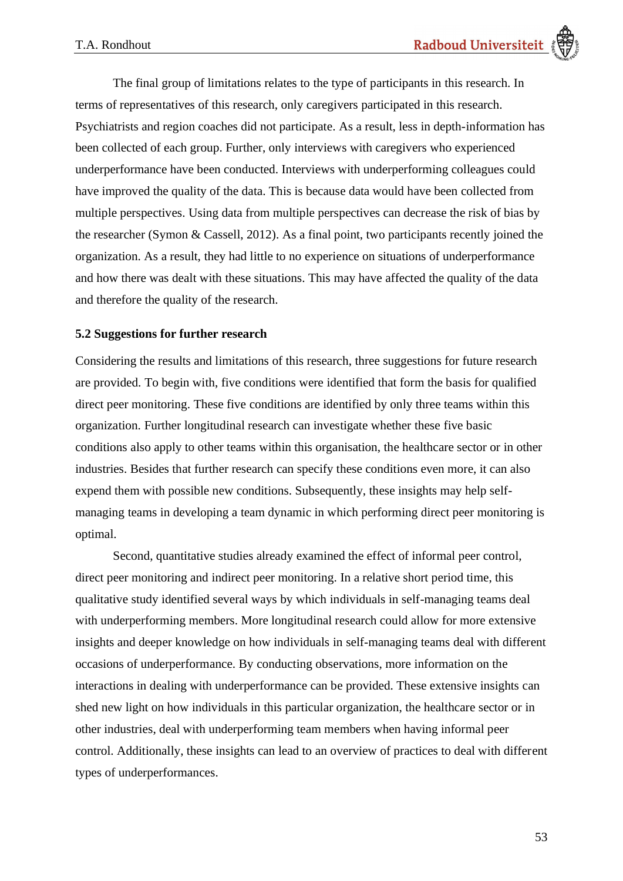The final group of limitations relates to the type of participants in this research. In terms of representatives of this research, only caregivers participated in this research. Psychiatrists and region coaches did not participate. As a result, less in depth-information has been collected of each group. Further, only interviews with caregivers who experienced underperformance have been conducted. Interviews with underperforming colleagues could have improved the quality of the data. This is because data would have been collected from multiple perspectives. Using data from multiple perspectives can decrease the risk of bias by the researcher (Symon & Cassell, 2012). As a final point, two participants recently joined the organization. As a result, they had little to no experience on situations of underperformance and how there was dealt with these situations. This may have affected the quality of the data and therefore the quality of the research.

### 5.2 Suggestions for further research

Considering the results and limitations of this research, three suggestions for future research are provided. To begin with, five conditions were identified that form the basis for qualified direct peer monitoring. These five conditions are identified by only three teams within this organization. Further longitudinal research can investigate whether these five basic conditions also apply to other teams within this organisation, the healthcare sector or in other industries. Besides that further research can specify these conditions even more, it can also expend them with possible new conditions. Subsequently, these insights may help self-managing teams in developing a team dynamic in which performing direct peer monitoring is optimal.

Second, quantitative studies already examined the effect of informal peer control, direct peer monitoring and indirect peer monitoring. In a relative short period time, this qualitative study identified several ways by which individuals in self-managing teams deal with underperforming members. More longitudinal research could allow for more extensive insights and deeper knowledge on how individuals in self-managing teams deal with different occasions of underperformance. By conducting observations, more information on the interactions in dealing with underperformance can be provided. These extensive insights can shed new light on how individuals in this particular organization, the healthcare sector or in other industries, deal with underperforming team members when having informal peer control. Additionally, these insights can lead to an overview of practices to deal with different types of underperformances.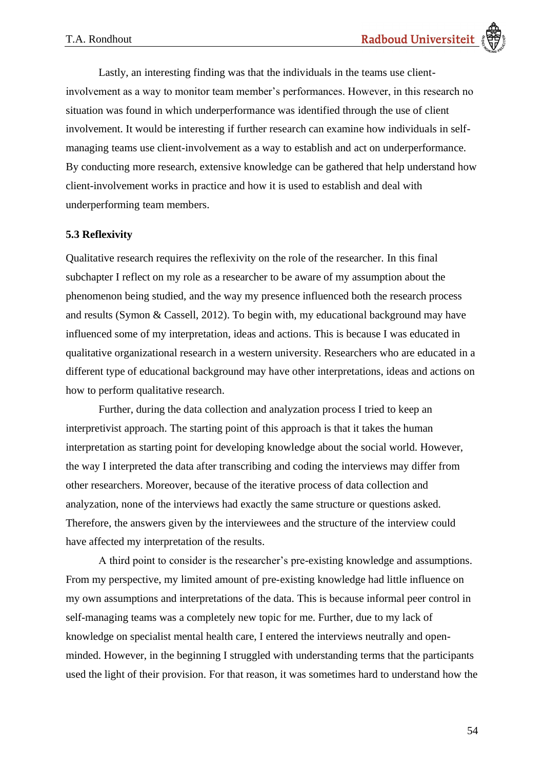Lastly, an interesting finding was that the individuals in the teams use client-involvement as a way to monitor team member's performances. However, in this research no situation was found in which underperformance was identified through the use of client involvement. It would be interesting if further research can examine how individuals in self-managing teams use client-involvement as a way to establish and act on underperformance. By conducting more research, extensive knowledge can be gathered that help understand how client-involvement works in practice and how it is used to establish and deal with underperforming team members.

### 5.3 Reflexivity

Qualitative research requires the reflexivity on the role of the researcher. In this final subchapter I reflect on my role as a researcher to be aware of my assumption about the phenomenon being studied, and the way my presence influenced both the research process and results (Symon & Cassell, 2012). To begin with, my educational background may have influenced some of my interpretation, ideas and actions. This is because I was educated in qualitative organizational research in a western university. Researchers who are educated in a different type of educational background may have other interpretations, ideas and actions on how to perform qualitative research.

Further, during the data collection and analyzation process I tried to keep an interpretivist approach. The starting point of this approach is that it takes the human interpretation as starting point for developing knowledge about the social world. However, the way I interpreted the data after transcribing and coding the interviews may differ from other researchers. Moreover, because of the iterative process of data collection and analyzation, none of the interviews had exactly the same structure or questions asked. Therefore, the answers given by the interviewees and the structure of the interview could have affected my interpretation of the results.

A third point to consider is the researcher's pre-existing knowledge and assumptions. From my perspective, my limited amount of pre-existing knowledge had little influence on my own assumptions and interpretations of the data. This is because informal peer control in self-managing teams was a completely new topic for me. Further, due to my lack of knowledge on specialist mental health care, I entered the interviews neutrally and open-minded. However, in the beginning I struggled with understanding terms that the participants used the light of their provision. For that reason, it was sometimes hard to understand how the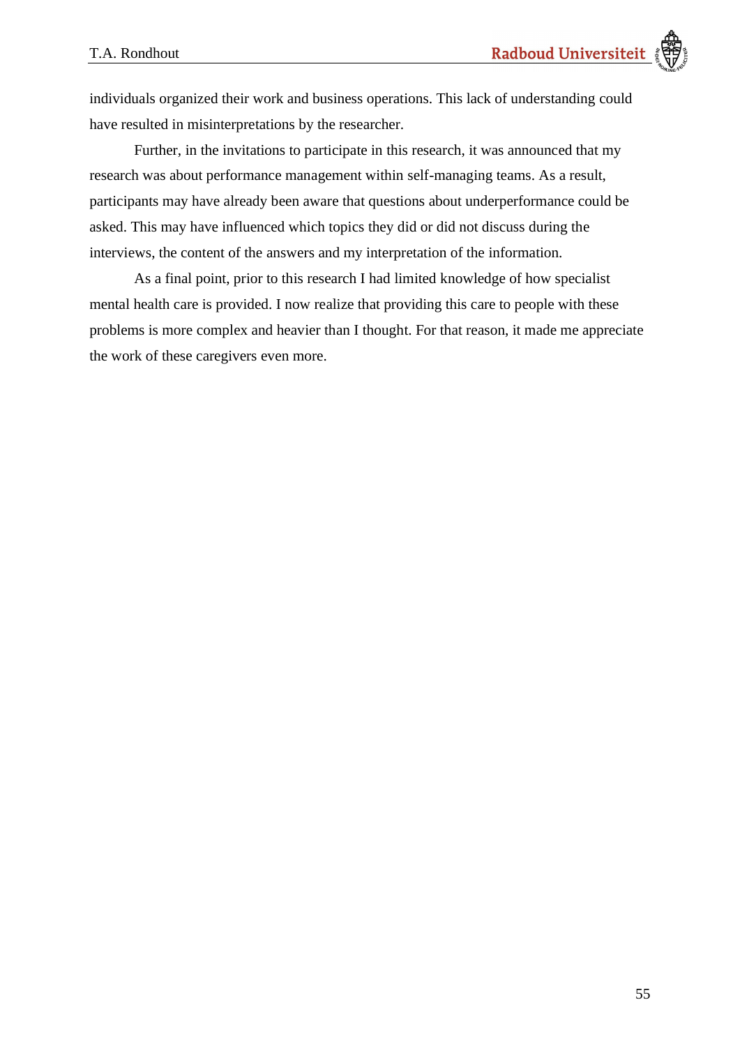individuals organized their work and business operations. This lack of understanding could have resulted in misinterpretations by the researcher.

Further, in the invitations to participate in this research, it was announced that my research was about performance management within self-managing teams. As a result, participants may have already been aware that questions about underperformance could be asked. This may have influenced which topics they did or did not discuss during the interviews, the content of the answers and my interpretation of the information.

As a final point, prior to this research I had limited knowledge of how specialist mental health care is provided. I now realize that providing this care to people with these problems is more complex and heavier than I thought. For that reason, it made me appreciate the work of these caregivers even more.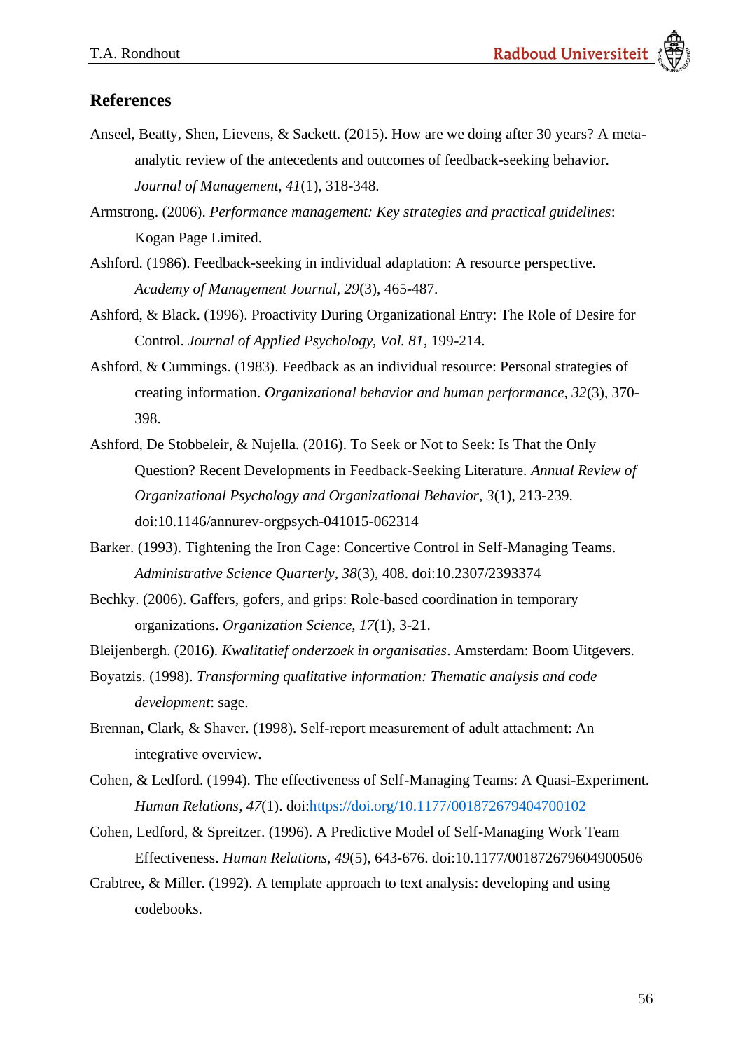## References

Anseel, Beatty, Shen, Lievens, & Sackett. (2015). How are we doing after 30 years? A meta-analytic review of the antecedents and outcomes of feedback-seeking behavior. *Journal of Management, 41*(1), 318-348.

Armstrong. (2006). *Performance management: Key strategies and practical guidelines*: Kogan Page Limited.

Ashford. (1986). Feedback-seeking in individual adaptation: A resource perspective. *Academy of Management Journal, 29*(3), 465-487.

Ashford, & Black. (1996). Proactivity During Organizational Entry: The Role of Desire for Control. *Journal of Applied Psychology, Vol. 81*, 199-214.

Ashford, & Cummings. (1983). Feedback as an individual resource: Personal strategies of creating information. *Organizational behavior and human performance, 32*(3), 370-398.

Ashford, De Stobbeleir, & Nujella. (2016). To Seek or Not to Seek: Is That the Only Question? Recent Developments in Feedback-Seeking Literature. *Annual Review of Organizational Psychology and Organizational Behavior, 3*(1), 213-239. doi:10.1146/annurev-orgpsych-041015-062314

Barker. (1993). Tightening the Iron Cage: Concertive Control in Self-Managing Teams. *Administrative Science Quarterly, 38*(3), 408. doi:10.2307/2393374

Bechky. (2006). Gaffers, gofers, and grips: Role-based coordination in temporary organizations. *Organization Science, 17*(1), 3-21.

Bleijenbergh. (2016). *Kwalitatief onderzoek in organisaties*. Amsterdam: Boom Uitgevers.

Boyatzis. (1998). *Transforming qualitative information: Thematic analysis and code development*: sage.

Brennan, Clark, & Shaver. (1998). Self-report measurement of adult attachment: An integrative overview.

Cohen, & Ledford. (1994). The effectiveness of Self-Managing Teams: A Quasi-Experiment. *Human Relations, 47*(1). doi:https://doi.org/10.1177/001872679404700102

Cohen, Ledford, & Spreitzer. (1996). A Predictive Model of Self-Managing Work Team Effectiveness. *Human Relations, 49*(5), 643-676. doi:10.1177/001872679604900506

Crabtree, & Miller. (1992). A template approach to text analysis: developing and using codebooks.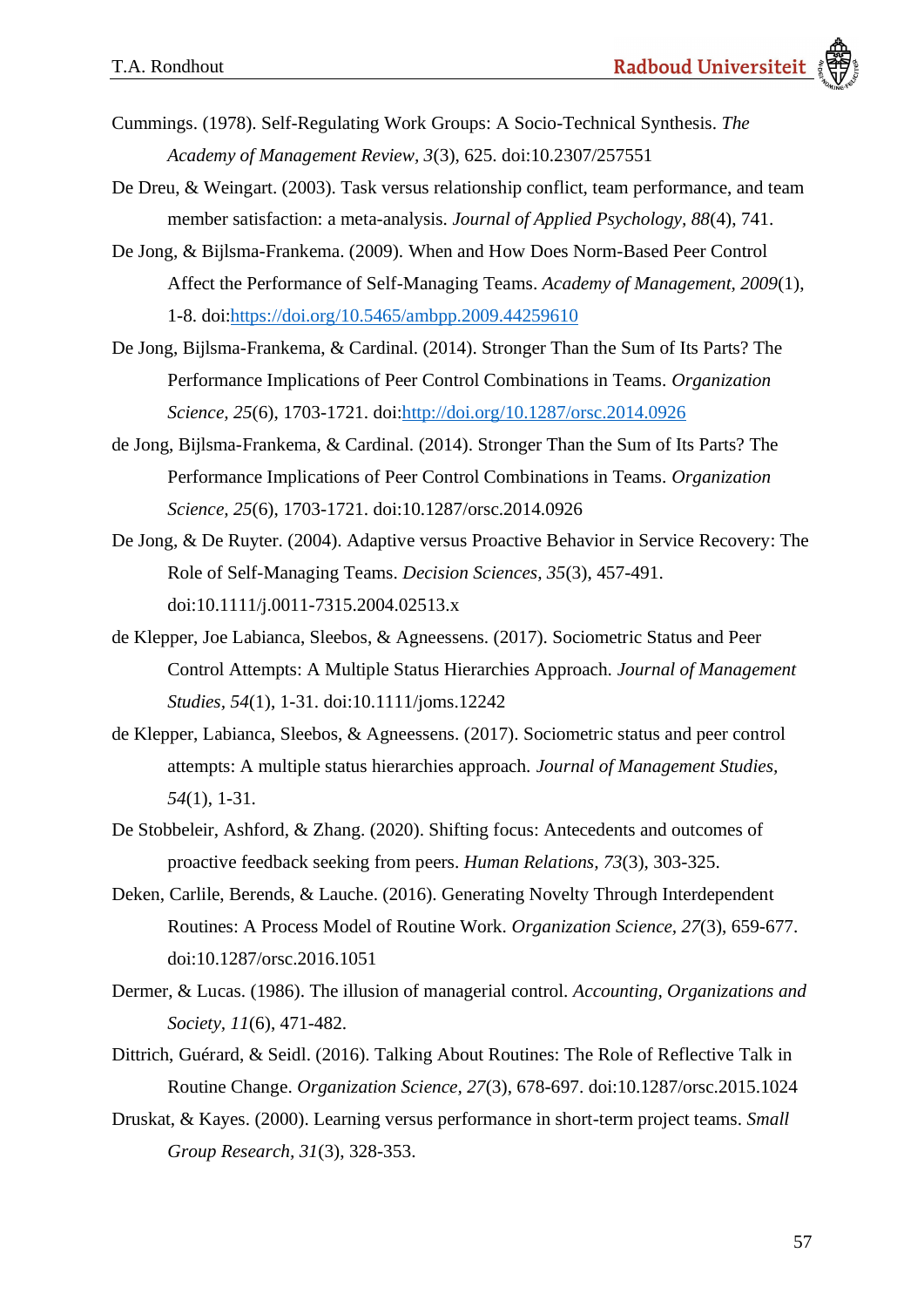Cummings. (1978). Self-Regulating Work Groups: A Socio-Technical Synthesis. *The Academy of Management Review, 3*(3), 625. doi:10.2307/257551

De Dreu, & Weingart. (2003). Task versus relationship conflict, team performance, and team member satisfaction: a meta-analysis. *Journal of Applied Psychology, 88*(4), 741.

De Jong, & Bijlsma-Frankema. (2009). When and How Does Norm-Based Peer Control Affect the Performance of Self-Managing Teams. *Academy of Management, 2009*(1), 1-8. doi:https://doi.org/10.5465/ambpp.2009.44259610

De Jong, Bijlsma-Frankema, & Cardinal. (2014). Stronger Than the Sum of Its Parts? The Performance Implications of Peer Control Combinations in Teams. *Organization Science, 25*(6), 1703-1721. doi:http://doi.org/10.1287/orsc.2014.0926

de Jong, Bijlsma-Frankema, & Cardinal. (2014). Stronger Than the Sum of Its Parts? The Performance Implications of Peer Control Combinations in Teams. *Organization Science, 25*(6), 1703-1721. doi:10.1287/orsc.2014.0926

De Jong, & De Ruyter. (2004). Adaptive versus Proactive Behavior in Service Recovery: The Role of Self-Managing Teams. *Decision Sciences, 35*(3), 457-491. doi:10.1111/j.0011-7315.2004.02513.x

de Klepper, Joe Labianca, Sleebos, & Agneessens. (2017). Sociometric Status and Peer Control Attempts: A Multiple Status Hierarchies Approach. *Journal of Management Studies, 54*(1), 1-31. doi:10.1111/joms.12242

de Klepper, Labianca, Sleebos, & Agneessens. (2017). Sociometric status and peer control attempts: A multiple status hierarchies approach. *Journal of Management Studies, 54*(1), 1-31.

De Stobbeleir, Ashford, & Zhang. (2020). Shifting focus: Antecedents and outcomes of proactive feedback seeking from peers. *Human Relations, 73*(3), 303-325.

Deken, Carlile, Berends, & Lauche. (2016). Generating Novelty Through Interdependent Routines: A Process Model of Routine Work. *Organization Science, 27*(3), 659-677. doi:10.1287/orsc.2016.1051

Dermer, & Lucas. (1986). The illusion of managerial control. *Accounting, Organizations and Society, 11*(6), 471-482.

Dittrich, Guérard, & Seidl. (2016). Talking About Routines: The Role of Reflective Talk in Routine Change. *Organization Science, 27*(3), 678-697. doi:10.1287/orsc.2015.1024

Druskat, & Kayes. (2000). Learning versus performance in short-term project teams. *Small Group Research, 31*(3), 328-353.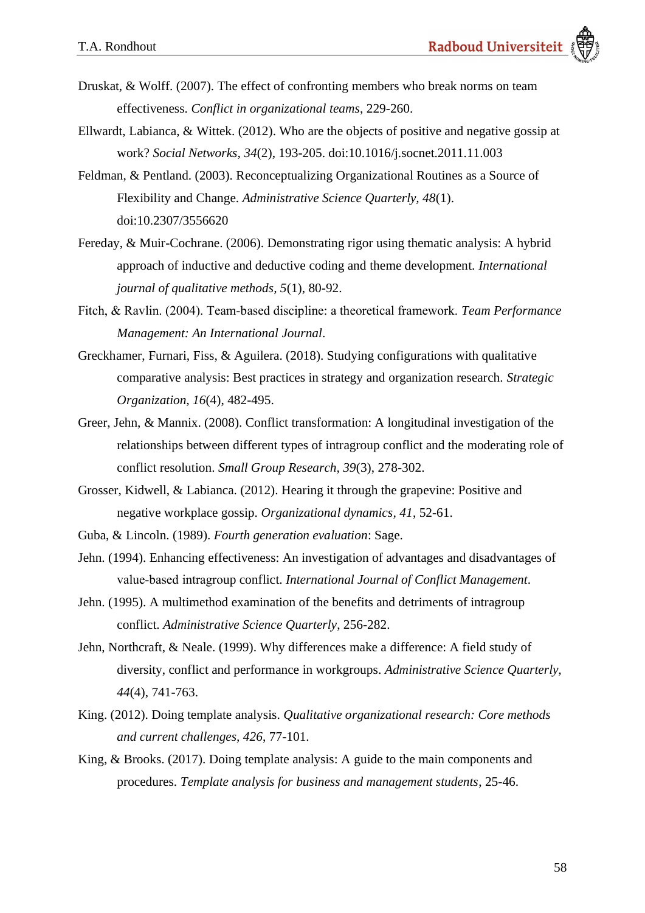Druskat, & Wolff. (2007). The effect of confronting members who break norms on team effectiveness. *Conflict in organizational teams*, 229-260.

Ellwardt, Labianca, & Wittek. (2012). Who are the objects of positive and negative gossip at work? *Social Networks, 34*(2), 193-205. doi:10.1016/j.socnet.2011.11.003

Feldman, & Pentland. (2003). Reconceptualizing Organizational Routines as a Source of Flexibility and Change. *Administrative Science Quarterly, 48*(1). doi:10.2307/3556620

Fereday, & Muir-Cochrane. (2006). Demonstrating rigor using thematic analysis: A hybrid approach of inductive and deductive coding and theme development. *International journal of qualitative methods, 5*(1), 80-92.

Fitch, & Ravlin. (2004). Team-based discipline: a theoretical framework. *Team Performance Management: An International Journal*.

Greckhamer, Furnari, Fiss, & Aguilera. (2018). Studying configurations with qualitative comparative analysis: Best practices in strategy and organization research. *Strategic Organization, 16*(4), 482-495.

Greer, Jehn, & Mannix. (2008). Conflict transformation: A longitudinal investigation of the relationships between different types of intragroup conflict and the moderating role of conflict resolution. *Small Group Research, 39*(3), 278-302.

Grosser, Kidwell, & Labianca. (2012). Hearing it through the grapevine: Positive and negative workplace gossip. *Organizational dynamics, 41*, 52-61.

Guba, & Lincoln. (1989). *Fourth generation evaluation*: Sage.

Jehn. (1994). Enhancing effectiveness: An investigation of advantages and disadvantages of value-based intragroup conflict. *International Journal of Conflict Management*.

Jehn. (1995). A multimethod examination of the benefits and detriments of intragroup conflict. *Administrative Science Quarterly*, 256-282.

Jehn, Northcraft, & Neale. (1999). Why differences make a difference: A field study of diversity, conflict and performance in workgroups. *Administrative Science Quarterly, 44*(4), 741-763.

King. (2012). Doing template analysis. *Qualitative organizational research: Core methods and current challenges, 426*, 77-101.

King, & Brooks. (2017). Doing template analysis: A guide to the main components and procedures. *Template analysis for business and management students*, 25-46.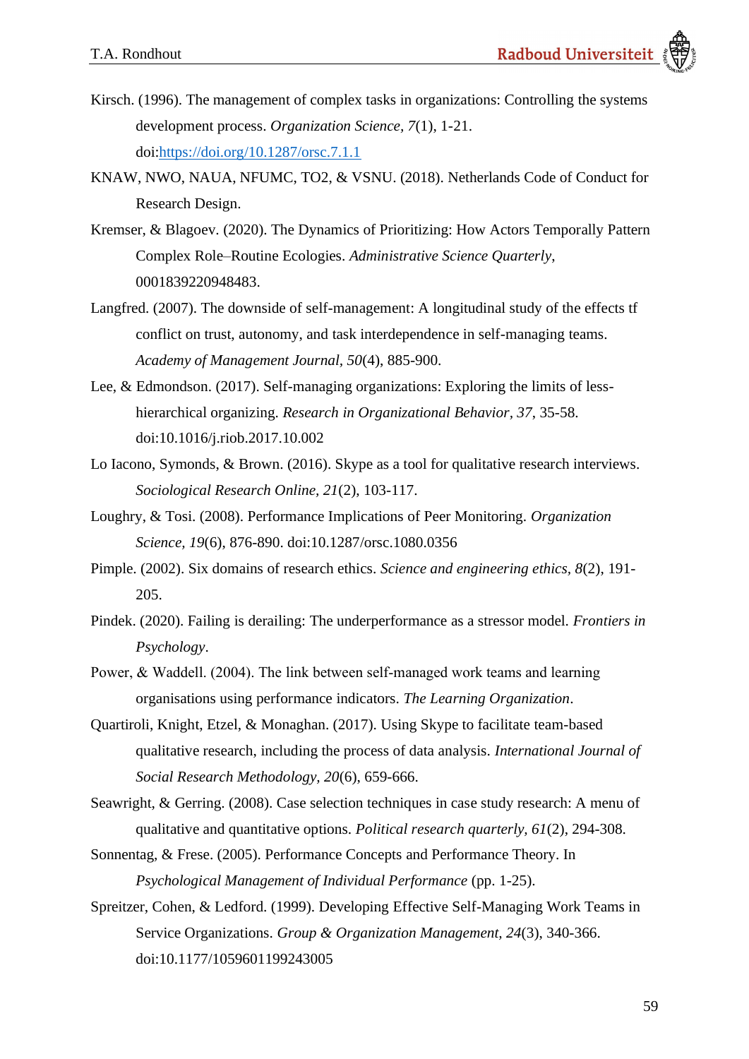Kirsch. (1996). The management of complex tasks in organizations: Controlling the systems development process. *Organization Science, 7*(1), 1-21. doi:[https://doi.org/10.1287/orsc.7.1.1](https://doi.org/10.1287/orsc.7.1.1)

KNAW, NWO, NAUA, NFUMC, TO2, & VSNU. (2018). Netherlands Code of Conduct for Research Design.

Kremser, & Blagoev. (2020). The Dynamics of Prioritizing: How Actors Temporally Pattern Complex Role–Routine Ecologies. *Administrative Science Quarterly*, 0001839220948483.

Langfred. (2007). The downside of self-management: A longitudinal study of the effects tf conflict on trust, autonomy, and task interdependence in self-managing teams. *Academy of Management Journal, 50*(4), 885-900.

Lee, & Edmondson. (2017). Self-managing organizations: Exploring the limits of less-hierarchical organizing. *Research in Organizational Behavior, 37*, 35-58. doi:10.1016/j.riob.2017.10.002

Lo Iacono, Symonds, & Brown. (2016). Skype as a tool for qualitative research interviews. *Sociological Research Online, 21*(2), 103-117.

Loughry, & Tosi. (2008). Performance Implications of Peer Monitoring. *Organization Science, 19*(6), 876-890. doi:10.1287/orsc.1080.0356

Pimple. (2002). Six domains of research ethics. *Science and engineering ethics, 8*(2), 191-205.

Pindek. (2020). Failing is derailing: The underperformance as a stressor model. *Frontiers in Psychology*.

Power, & Waddell. (2004). The link between self-managed work teams and learning organisations using performance indicators. *The Learning Organization*.

Quartiroli, Knight, Etzel, & Monaghan. (2017). Using Skype to facilitate team-based qualitative research, including the process of data analysis. *International Journal of Social Research Methodology, 20*(6), 659-666.

Seawright, & Gerring. (2008). Case selection techniques in case study research: A menu of qualitative and quantitative options. *Political research quarterly, 61*(2), 294-308.

Sonnentag, & Frese. (2005). Performance Concepts and Performance Theory. In *Psychological Management of Individual Performance* (pp. 1-25).

Spreitzer, Cohen, & Ledford. (1999). Developing Effective Self-Managing Work Teams in Service Organizations. *Group & Organization Management, 24*(3), 340-366. doi:10.1177/1059601199243005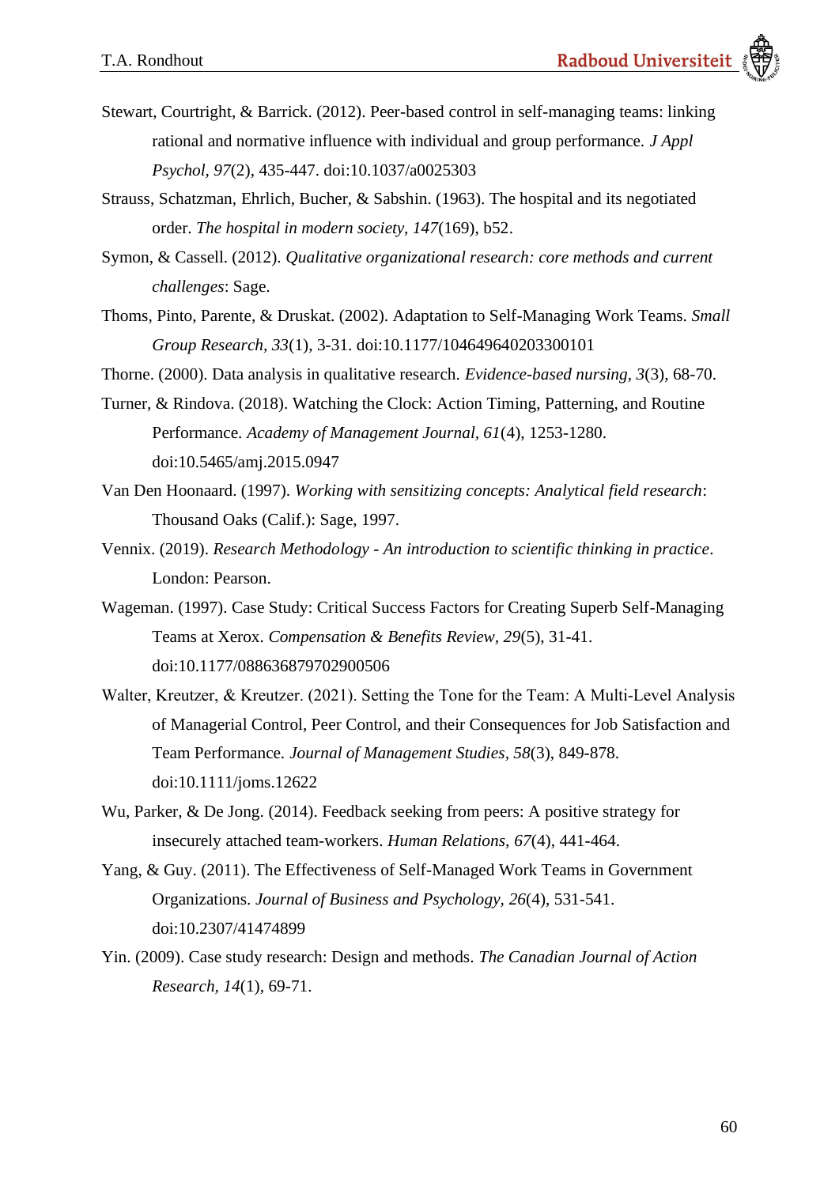Stewart, Courtright, & Barrick. (2012). Peer-based control in self-managing teams: linking rational and normative influence with individual and group performance. *J Appl Psychol, 97*(2), 435-447. doi:10.1037/a0025303

Strauss, Schatzman, Ehrlich, Bucher, & Sabshin. (1963). The hospital and its negotiated order. *The hospital in modern society, 147*(169), b52.

Symon, & Cassell. (2012). *Qualitative organizational research: core methods and current challenges*: Sage.

Thoms, Pinto, Parente, & Druskat. (2002). Adaptation to Self-Managing Work Teams. *Small Group Research, 33*(1), 3-31. doi:10.1177/104649640203300101

Thorne. (2000). Data analysis in qualitative research. *Evidence-based nursing, 3*(3), 68-70.

Turner, & Rindova. (2018). Watching the Clock: Action Timing, Patterning, and Routine Performance. *Academy of Management Journal, 61*(4), 1253-1280. doi:10.5465/amj.2015.0947

Van Den Hoonaard. (1997). *Working with sensitizing concepts: Analytical field research*: Thousand Oaks (Calif.): Sage, 1997.

Vennix. (2019). *Research Methodology - An introduction to scientific thinking in practice*. London: Pearson.

Wageman. (1997). Case Study: Critical Success Factors for Creating Superb Self-Managing Teams at Xerox. *Compensation & Benefits Review, 29*(5), 31-41. doi:10.1177/088636879702900506

Walter, Kreutzer, & Kreutzer. (2021). Setting the Tone for the Team: A Multi-Level Analysis of Managerial Control, Peer Control, and their Consequences for Job Satisfaction and Team Performance. *Journal of Management Studies, 58*(3), 849-878. doi:10.1111/joms.12622

Wu, Parker, & De Jong. (2014). Feedback seeking from peers: A positive strategy for insecurely attached team-workers. *Human Relations, 67*(4), 441-464.

Yang, & Guy. (2011). The Effectiveness of Self-Managed Work Teams in Government Organizations. *Journal of Business and Psychology, 26*(4), 531-541. doi:10.2307/41474899

Yin. (2009). Case study research: Design and methods. *The Canadian Journal of Action Research, 14*(1), 69-71.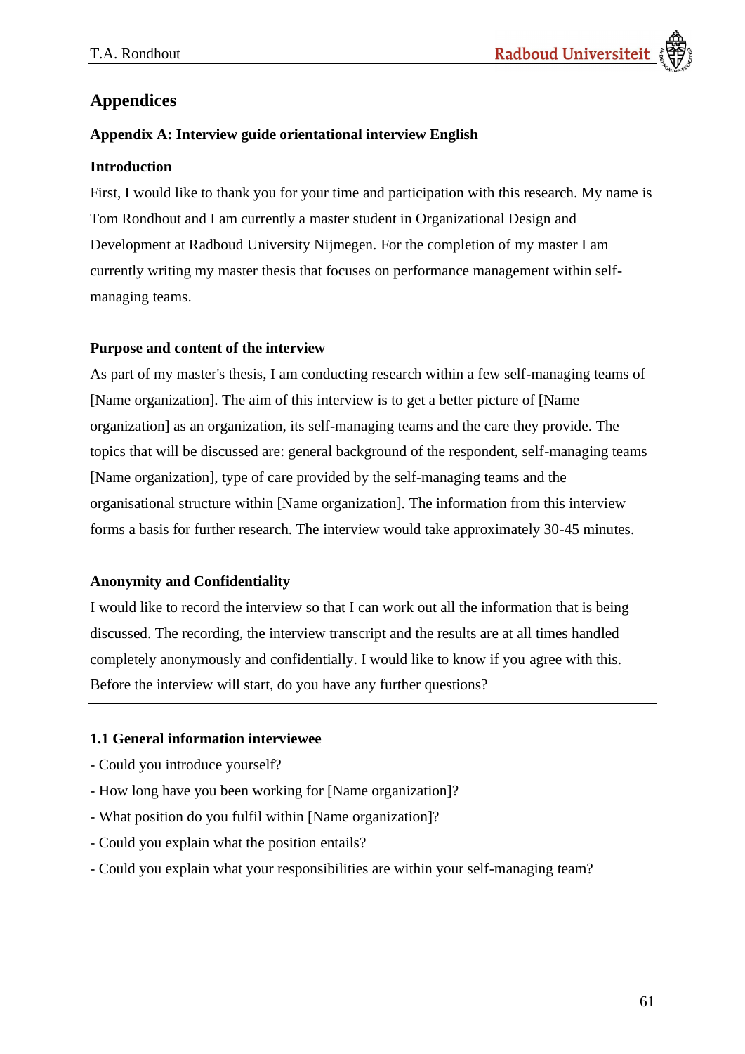# Appendices

## Appendix A: Interview guide orientational interview English

### Introduction

First, I would like to thank you for your time and participation with this research. My name is Tom Rondhout and I am currently a master student in Organizational Design and Development at Radboud University Nijmegen. For the completion of my master I am currently writing my master thesis that focuses on performance management within self-managing teams.

### Purpose and content of the interview

As part of my master's thesis, I am conducting research within a few self-managing teams of [Name organization]. The aim of this interview is to get a better picture of [Name organization] as an organization, its self-managing teams and the care they provide. The topics that will be discussed are: general background of the respondent, self-managing teams [Name organization], type of care provided by the self-managing teams and the organisational structure within [Name organization]. The information from this interview forms a basis for further research. The interview would take approximately 30-45 minutes.

### Anonymity and Confidentiality

I would like to record the interview so that I can work out all the information that is being discussed. The recording, the interview transcript and the results are at all times handled completely anonymously and confidentially. I would like to know if you agree with this. Before the interview will start, do you have any further questions?

---

### 1.1 General information interviewee

- Could you introduce yourself?
- How long have you been working for [Name organization]?
- What position do you fulfil within [Name organization]?
- Could you explain what the position entails?
- Could you explain what your responsibilities are within your self-managing team?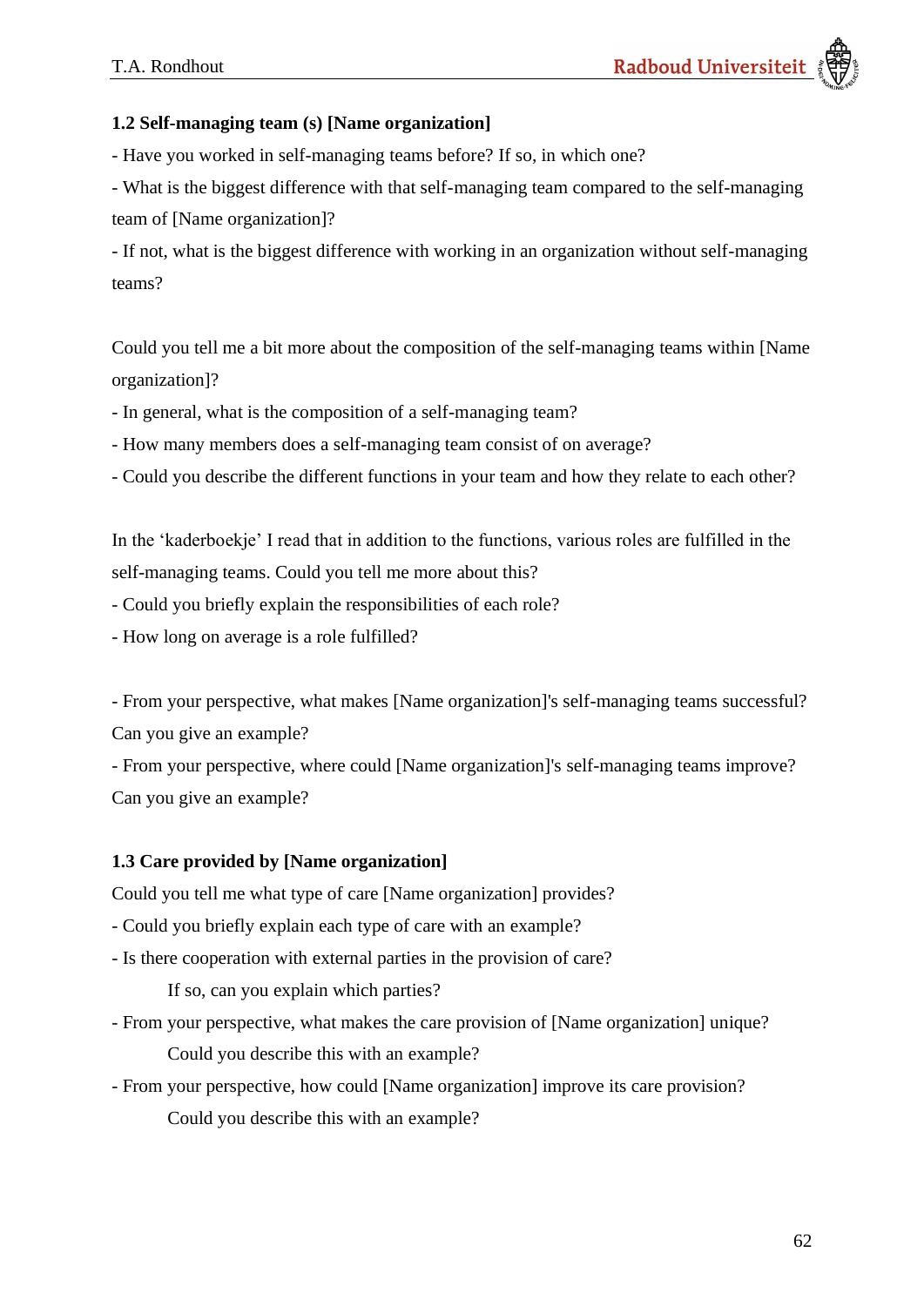### 1.2 Self-managing team (s) [Name organization]

- Have you worked in self-managing teams before? If so, in which one?
- What is the biggest difference with that self-managing team compared to the self-managing team of [Name organization]?
- If not, what is the biggest difference with working in an organization without self-managing teams?

Could you tell me a bit more about the composition of the self-managing teams within [Name organization]?

- In general, what is the composition of a self-managing team?
- How many members does a self-managing team consist of on average?
- Could you describe the different functions in your team and how they relate to each other?

In the 'kaderboekje' I read that in addition to the functions, various roles are fulfilled in the self-managing teams. Could you tell me more about this?

- Could you briefly explain the responsibilities of each role?
- How long on average is a role fulfilled?

- From your perspective, what makes [Name organization]'s self-managing teams successful? Can you give an example?
- From your perspective, where could [Name organization]'s self-managing teams improve? Can you give an example?

### 1.3 Care provided by [Name organization]

Could you tell me what type of care [Name organization] provides?

- Could you briefly explain each type of care with an example?
- Is there cooperation with external parties in the provision of care?
  
  If so, can you explain which parties?
- From your perspective, what makes the care provision of [Name organization] unique?
  
  Could you describe this with an example?
- From your perspective, how could [Name organization] improve its care provision?
  
  Could you describe this with an example?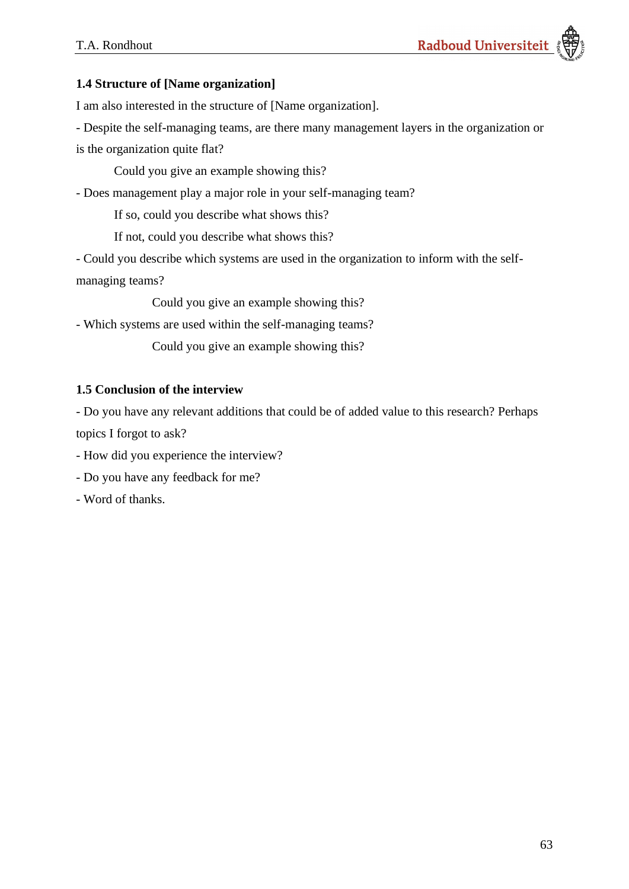### 1.4 Structure of [Name organization]

I am also interested in the structure of [Name organization].

- Despite the self-managing teams, are there many management layers in the organization or is the organization quite flat?

    Could you give an example showing this?

- Does management play a major role in your self-managing team?

    If so, could you describe what shows this?

    If not, could you describe what shows this?

- Could you describe which systems are used in the organization to inform with the self-managing teams?

    Could you give an example showing this?

- Which systems are used within the self-managing teams?

    Could you give an example showing this?

### 1.5 Conclusion of the interview

- Do you have any relevant additions that could be of added value to this research? Perhaps topics I forgot to ask?
- How did you experience the interview?
- Do you have any feedback for me?
- Word of thanks.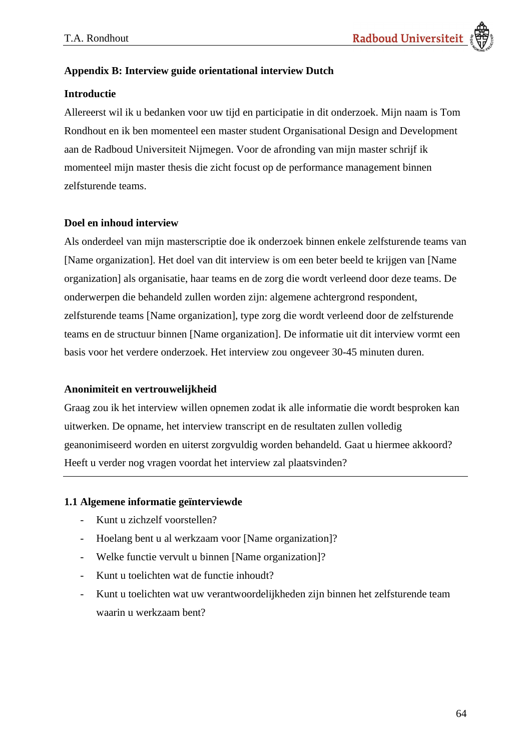## Appendix B: Interview guide orientational interview Dutch

**Introductie**

Allereerst wil ik u bedanken voor uw tijd en participatie in dit onderzoek. Mijn naam is Tom Rondhout en ik ben momenteel een master student Organisational Design and Development aan de Radboud Universiteit Nijmegen. Voor de afronding van mijn master schrijf ik momenteel mijn master thesis die zicht focust op de performance management binnen zelfsturende teams.

**Doel en inhoud interview**

Als onderdeel van mijn masterscriptie doe ik onderzoek binnen enkele zelfsturende teams van [Name organization]. Het doel van dit interview is om een beter beeld te krijgen van [Name organization] als organisatie, haar teams en de zorg die wordt verleend door deze teams. De onderwerpen die behandeld zullen worden zijn: algemene achtergrond respondent, zelfsturende teams [Name organization], type zorg die wordt verleend door de zelfsturende teams en de structuur binnen [Name organization]. De informatie uit dit interview vormt een basis voor het verdere onderzoek. Het interview zou ongeveer 30-45 minuten duren.

**Anonimiteit en vertrouwelijkheid**

Graag zou ik het interview willen opnemen zodat ik alle informatie die wordt besproken kan uitwerken. De opname, het interview transcript en de resultaten zullen volledig geanonimiseerd worden en uiterst zorgvuldig worden behandeld. Gaat u hiermee akkoord? Heeft u verder nog vragen voordat het interview zal plaatsvinden?

---

**1.1 Algemene informatie geïnterviewde**

- Kunt u zichzelf voorstellen?
- Hoelang bent u al werkzaam voor [Name organization]?
- Welke functie vervult u binnen [Name organization]?
- Kunt u toelichten wat de functie inhoudt?
- Kunt u toelichten wat uw verantwoordelijkheden zijn binnen het zelfsturende team waarin u werkzaam bent?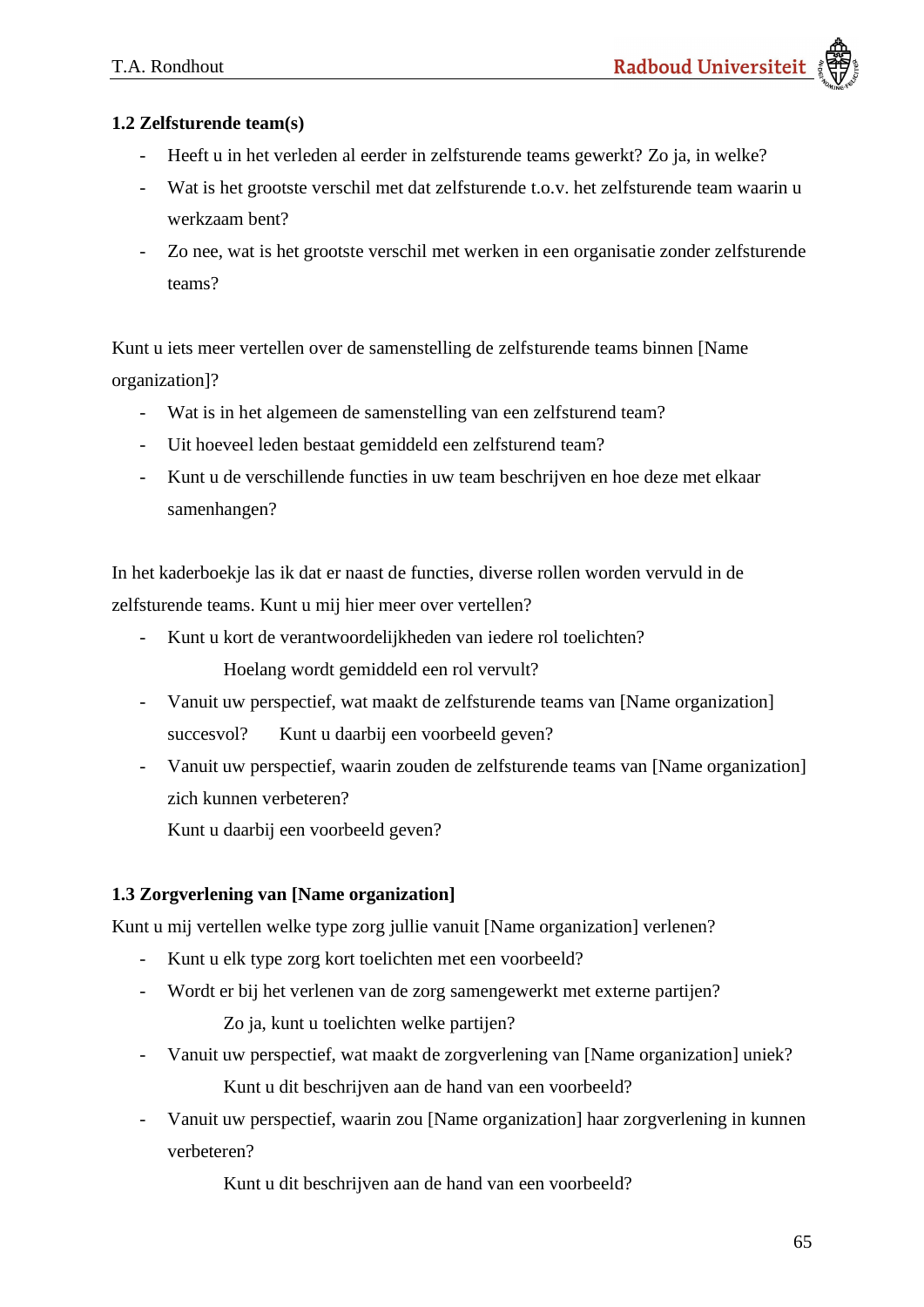**1.2 Zelfsturende team(s)**

- Heeft u in het verleden al eerder in zelfsturende teams gewerkt? Zo ja, in welke?
- Wat is het grootste verschil met dat zelfsturende t.o.v. het zelfsturende team waarin u werkzaam bent?
- Zo nee, wat is het grootste verschil met werken in een organisatie zonder zelfsturende teams?

Kunt u iets meer vertellen over de samenstelling de zelfsturende teams binnen [Name organization]?

- Wat is in het algemeen de samenstelling van een zelfsturend team?
- Uit hoeveel leden bestaat gemiddeld een zelfsturend team?
- Kunt u de verschillende functies in uw team beschrijven en hoe deze met elkaar samenhangen?

In het kaderboekje las ik dat er naast de functies, diverse rollen worden vervuld in de zelfsturende teams. Kunt u mij hier meer over vertellen?

- Kunt u kort de verantwoordelijkheden van iedere rol toelichten?
  
  Hoelang wordt gemiddeld een rol vervult?
- Vanuit uw perspectief, wat maakt de zelfsturende teams van [Name organization] succesvol? Kunt u daarbij een voorbeeld geven?
- Vanuit uw perspectief, waarin zouden de zelfsturende teams van [Name organization] zich kunnen verbeteren?
  
  Kunt u daarbij een voorbeeld geven?

**1.3 Zorgverlening van [Name organization]**

Kunt u mij vertellen welke type zorg jullie vanuit [Name organization] verlenen?

- Kunt u elk type zorg kort toelichten met een voorbeeld?
- Wordt er bij het verlenen van de zorg samengewerkt met externe partijen?
  
  Zo ja, kunt u toelichten welke partijen?
- Vanuit uw perspectief, wat maakt de zorgverlening van [Name organization] uniek?
  
  Kunt u dit beschrijven aan de hand van een voorbeeld?
- Vanuit uw perspectief, waarin zou [Name organization] haar zorgverlening in kunnen verbeteren?
  
  Kunt u dit beschrijven aan de hand van een voorbeeld?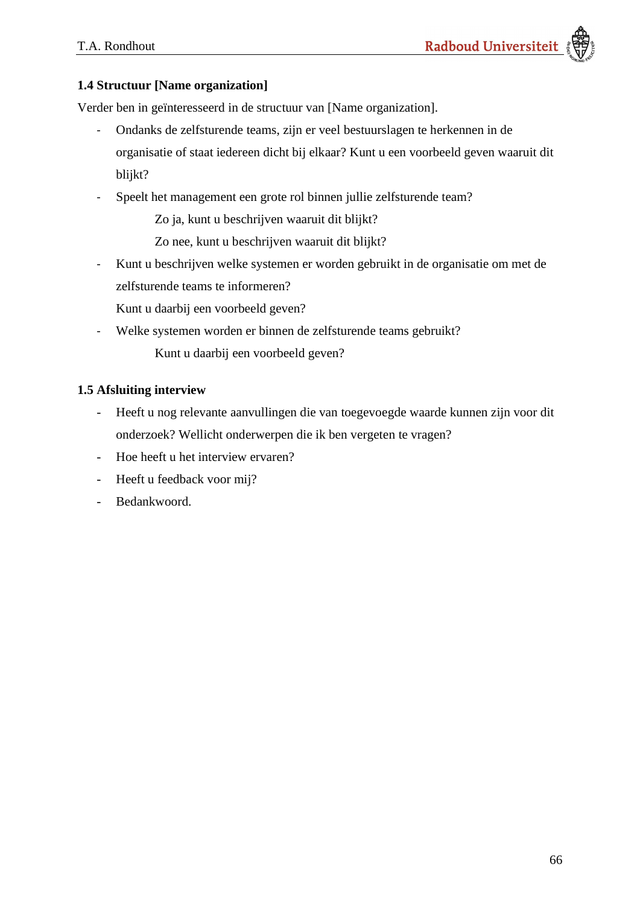### 1.4 Structuur [Name organization]

Verder ben in geïnteresseerd in de structuur van [Name organization].

- Ondanks de zelfsturende teams, zijn er veel bestuurslagen te herkennen in de organisatie of staat iedereen dicht bij elkaar? Kunt u een voorbeeld geven waaruit dit blijkt?
- Speelt het management een grote rol binnen jullie zelfsturende team?
  - Zo ja, kunt u beschrijven waaruit dit blijkt?
  - Zo nee, kunt u beschrijven waaruit dit blijkt?
- Kunt u beschrijven welke systemen er worden gebruikt in de organisatie om met de zelfsturende teams te informeren?
  Kunt u daarbij een voorbeeld geven?
- Welke systemen worden er binnen de zelfsturende teams gebruikt?
  - Kunt u daarbij een voorbeeld geven?

### 1.5 Afsluiting interview

- Heeft u nog relevante aanvullingen die van toegevoegde waarde kunnen zijn voor dit onderzoek? Wellicht onderwerpen die ik ben vergeten te vragen?
- Hoe heeft u het interview ervaren?
- Heeft u feedback voor mij?
- Bedankwoord.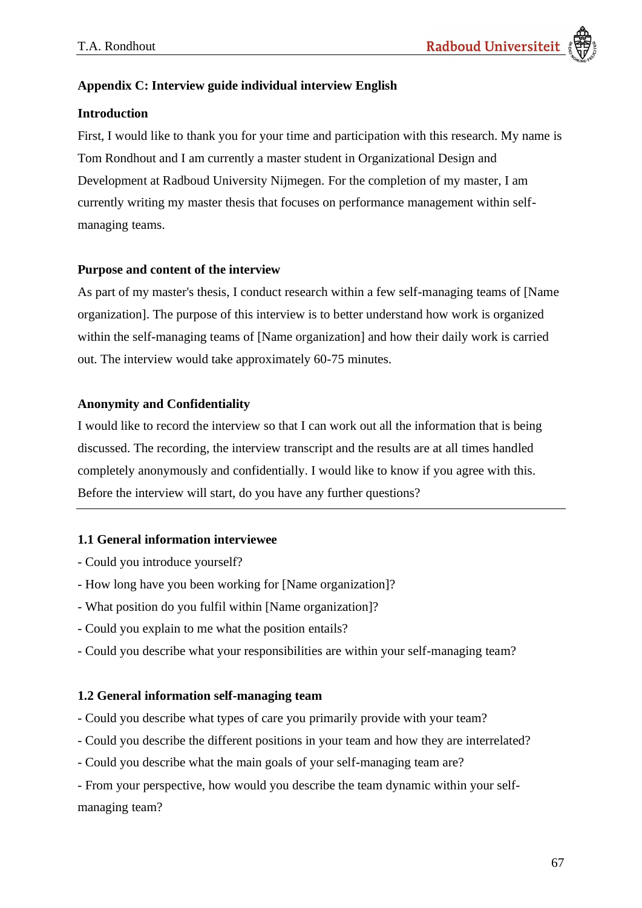## Appendix C: Interview guide individual interview English

### Introduction

First, I would like to thank you for your time and participation with this research. My name is Tom Rondhout and I am currently a master student in Organizational Design and Development at Radboud University Nijmegen. For the completion of my master, I am currently writing my master thesis that focuses on performance management within self-managing teams.

### Purpose and content of the interview

As part of my master's thesis, I conduct research within a few self-managing teams of [Name organization]. The purpose of this interview is to better understand how work is organized within the self-managing teams of [Name organization] and how their daily work is carried out. The interview would take approximately 60-75 minutes.

### Anonymity and Confidentiality

I would like to record the interview so that I can work out all the information that is being discussed. The recording, the interview transcript and the results are at all times handled completely anonymously and confidentially. I would like to know if you agree with this. Before the interview will start, do you have any further questions?

---

### 1.1 General information interviewee

- Could you introduce yourself?
- How long have you been working for [Name organization]?
- What position do you fulfil within [Name organization]?
- Could you explain to me what the position entails?
- Could you describe what your responsibilities are within your self-managing team?

### 1.2 General information self-managing team

- Could you describe what types of care you primarily provide with your team?
- Could you describe the different positions in your team and how they are interrelated?
- Could you describe what the main goals of your self-managing team are?
- From your perspective, how would you describe the team dynamic within your self-managing team?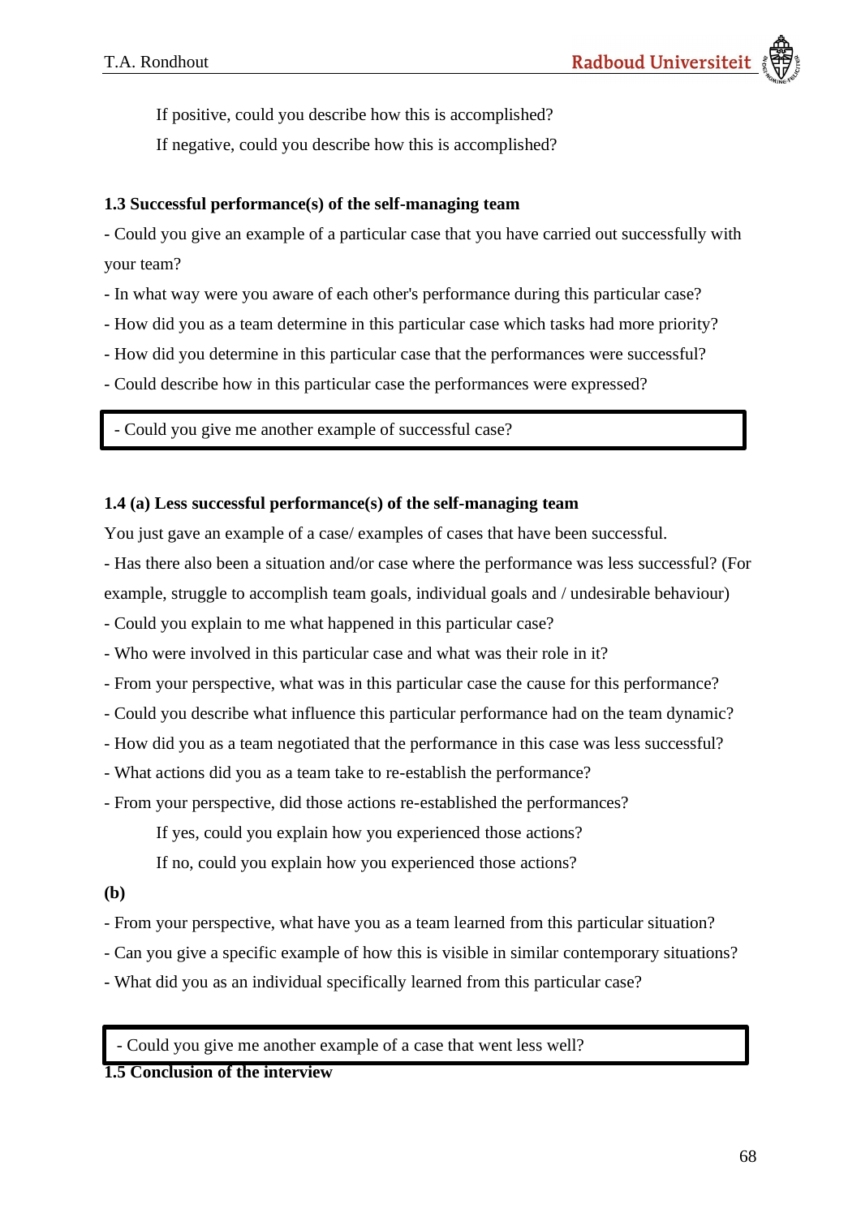If positive, could you describe how this is accomplished?

If negative, could you describe how this is accomplished?

**1.3 Successful performance(s) of the self-managing team**

- Could you give an example of a particular case that you have carried out successfully with your team?
- In what way were you aware of each other's performance during this particular case?
- How did you as a team determine in this particular case which tasks had more priority?
- How did you determine in this particular case that the performances were successful?
- Could describe how in this particular case the performances were expressed?

| - Could you give me another example of successful case? |
|---|

**1.4 (a) Less successful performance(s) of the self-managing team**

You just gave an example of a case/ examples of cases that have been successful.

- Has there also been a situation and/or case where the performance was less successful? (For example, struggle to accomplish team goals, individual goals and / undesirable behaviour)
- Could you explain to me what happened in this particular case?
- Who were involved in this particular case and what was their role in it?
- From your perspective, what was in this particular case the cause for this performance?
- Could you describe what influence this particular performance had on the team dynamic?
- How did you as a team negotiated that the performance in this case was less successful?
- What actions did you as a team take to re-establish the performance?
- From your perspective, did those actions re-established the performances?

If yes, could you explain how you experienced those actions?

If no, could you explain how you experienced those actions?

**(b)**

- From your perspective, what have you as a team learned from this particular situation?
- Can you give a specific example of how this is visible in similar contemporary situations?
- What did you as an individual specifically learned from this particular case?

| - Could you give me another example of a case that went less well? |
|---|

**1.5 Conclusion of the interview**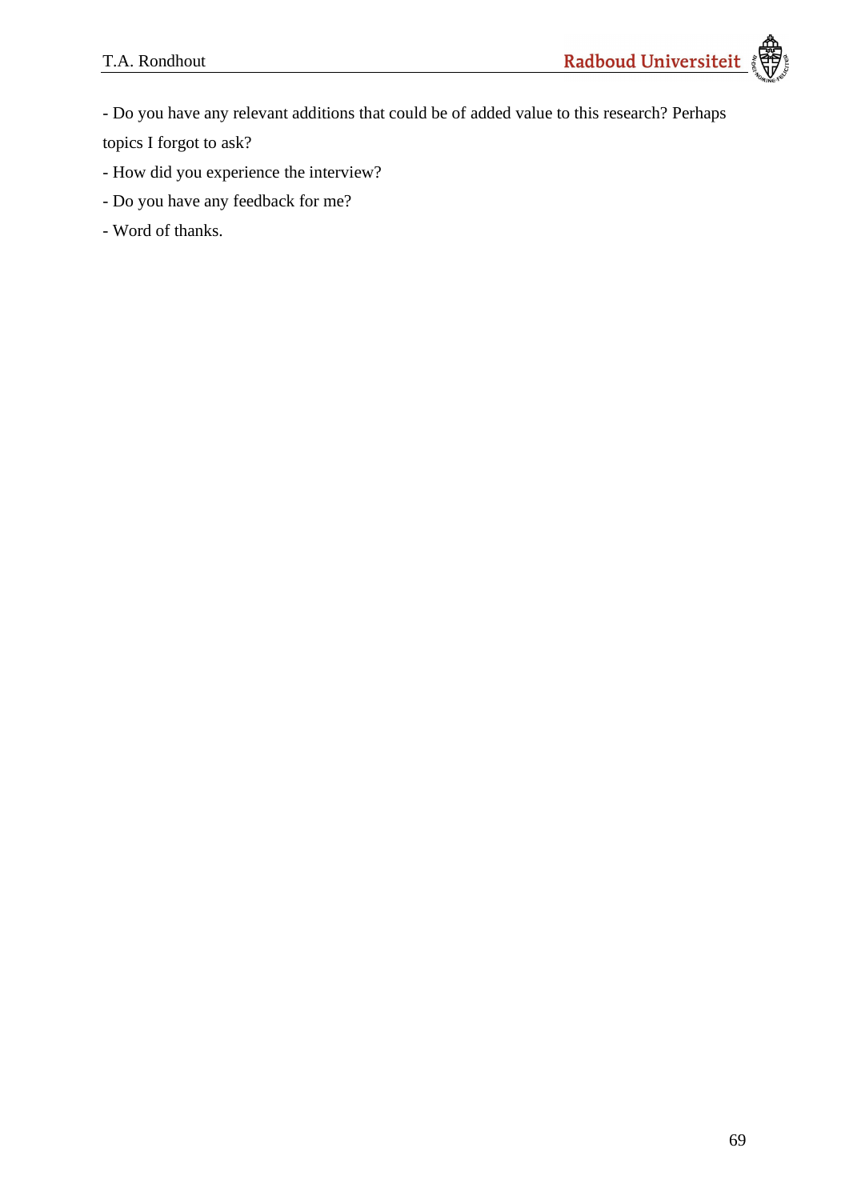- Do you have any relevant additions that could be of added value to this research? Perhaps topics I forgot to ask?

- How did you experience the interview?

- Do you have any feedback for me?

- Word of thanks.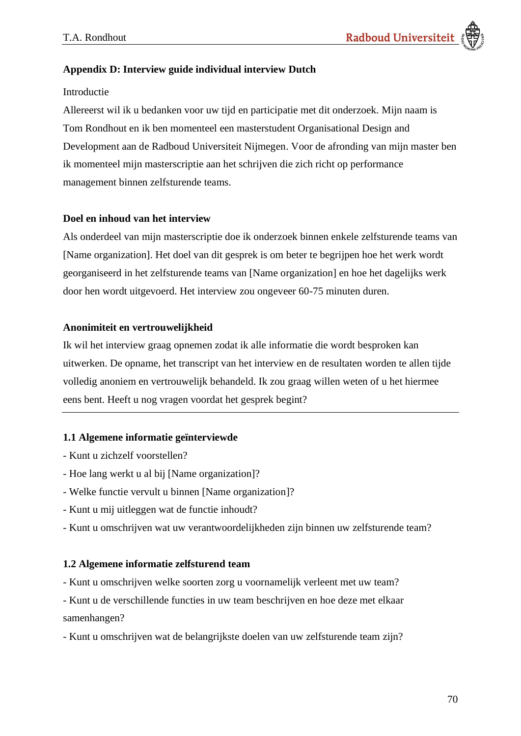## Appendix D: Interview guide individual interview Dutch

Introductie

Allereerst wil ik u bedanken voor uw tijd en participatie met dit onderzoek. Mijn naam is Tom Rondhout en ik ben momenteel een masterstudent Organisational Design and Development aan de Radboud Universiteit Nijmegen. Voor de afronding van mijn master ben ik momenteel mijn masterscriptie aan het schrijven die zich richt op performance management binnen zelfsturende teams.

**Doel en inhoud van het interview**

Als onderdeel van mijn masterscriptie doe ik onderzoek binnen enkele zelfsturende teams van [Name organization]. Het doel van dit gesprek is om beter te begrijpen hoe het werk wordt georganiseerd in het zelfsturende teams van [Name organization] en hoe het dagelijks werk door hen wordt uitgevoerd. Het interview zou ongeveer 60-75 minuten duren.

**Anonimiteit en vertrouwelijkheid**

Ik wil het interview graag opnemen zodat ik alle informatie die wordt besproken kan uitwerken. De opname, het transcript van het interview en de resultaten worden te allen tijde volledig anoniem en vertrouwelijk behandeld. Ik zou graag willen weten of u het hiermee eens bent. Heeft u nog vragen voordat het gesprek begint?

---

**1.1 Algemene informatie geïnterviewde**

- Kunt u zichzelf voorstellen?
- Hoe lang werkt u al bij [Name organization]?
- Welke functie vervult u binnen [Name organization]?
- Kunt u mij uitleggen wat de functie inhoudt?
- Kunt u omschrijven wat uw verantwoordelijkheden zijn binnen uw zelfsturende team?

**1.2 Algemene informatie zelfsturend team**

- Kunt u omschrijven welke soorten zorg u voornamelijk verleent met uw team?
- Kunt u de verschillende functies in uw team beschrijven en hoe deze met elkaar samenhangen?
- Kunt u omschrijven wat de belangrijkste doelen van uw zelfsturende team zijn?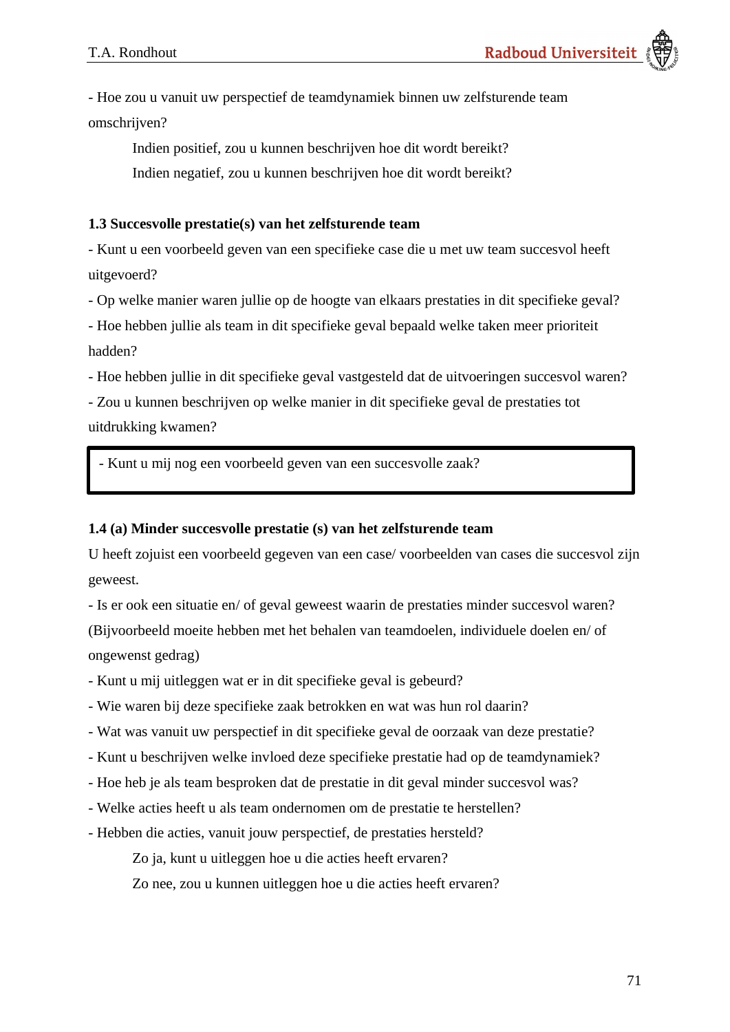- Hoe zou u vanuit uw perspectief de teamdynamiek binnen uw zelfsturende team omschrijven?

  Indien positief, zou u kunnen beschrijven hoe dit wordt bereikt?

  Indien negatief, zou u kunnen beschrijven hoe dit wordt bereikt?

**1.3 Succesvolle prestatie(s) van het zelfsturende team**

- Kunt u een voorbeeld geven van een specifieke case die u met uw team succesvol heeft uitgevoerd?
- Op welke manier waren jullie op de hoogte van elkaars prestaties in dit specifieke geval?
- Hoe hebben jullie als team in dit specifieke geval bepaald welke taken meer prioriteit hadden?
- Hoe hebben jullie in dit specifieke geval vastgesteld dat de uitvoeringen succesvol waren?
- Zou u kunnen beschrijven op welke manier in dit specifieke geval de prestaties tot uitdrukking kwamen?

| - Kunt u mij nog een voorbeeld geven van een succesvolle zaak? |
|---|

**1.4 (a) Minder succesvolle prestatie (s) van het zelfsturende team**

U heeft zojuist een voorbeeld gegeven van een case/ voorbeelden van cases die succesvol zijn geweest.

- Is er ook een situatie en/ of geval geweest waarin de prestaties minder succesvol waren? (Bijvoorbeeld moeite hebben met het behalen van teamdoelen, individuele doelen en/ of ongewenst gedrag)
- Kunt u mij uitleggen wat er in dit specifieke geval is gebeurd?
- Wie waren bij deze specifieke zaak betrokken en wat was hun rol daarin?
- Wat was vanuit uw perspectief in dit specifieke geval de oorzaak van deze prestatie?
- Kunt u beschrijven welke invloed deze specifieke prestatie had op de teamdynamiek?
- Hoe heb je als team besproken dat de prestatie in dit geval minder succesvol was?
- Welke acties heeft u als team ondernomen om de prestatie te herstellen?
- Hebben die acties, vanuit jouw perspectief, de prestaties hersteld?

  Zo ja, kunt u uitleggen hoe u die acties heeft ervaren?

  Zo nee, zou u kunnen uitleggen hoe u die acties heeft ervaren?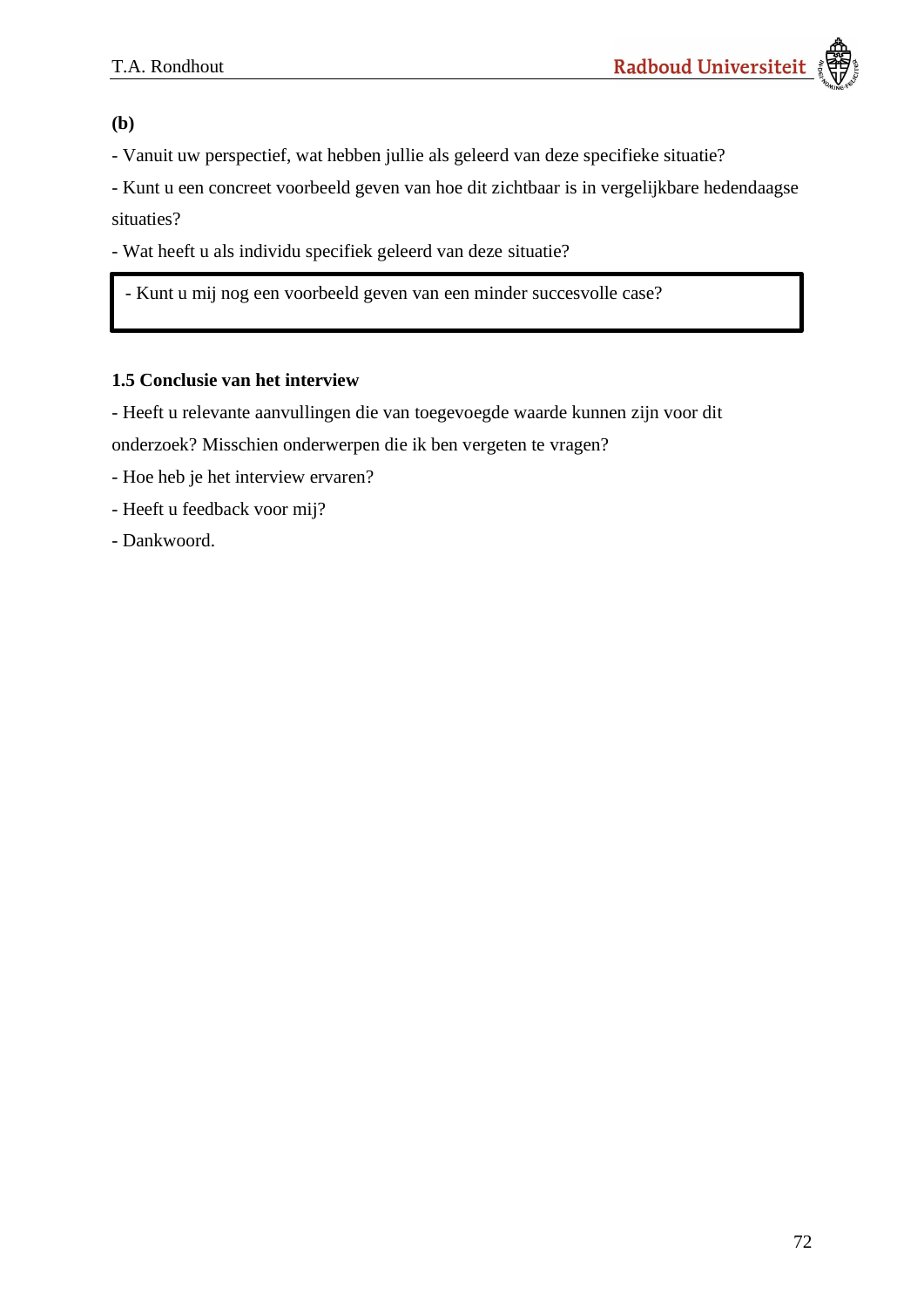**(b)**

- Vanuit uw perspectief, wat hebben jullie als geleerd van deze specifieke situatie?
- Kunt u een concreet voorbeeld geven van hoe dit zichtbaar is in vergelijkbare hedendaagse situaties?
- Wat heeft u als individu specifiek geleerd van deze situatie?

| - Kunt u mij nog een voorbeeld geven van een minder succesvolle case? |
|---|

### 1.5 Conclusie van het interview

- Heeft u relevante aanvullingen die van toegevoegde waarde kunnen zijn voor dit onderzoek? Misschien onderwerpen die ik ben vergeten te vragen?
- Hoe heb je het interview ervaren?
- Heeft u feedback voor mij?
- Dankwoord.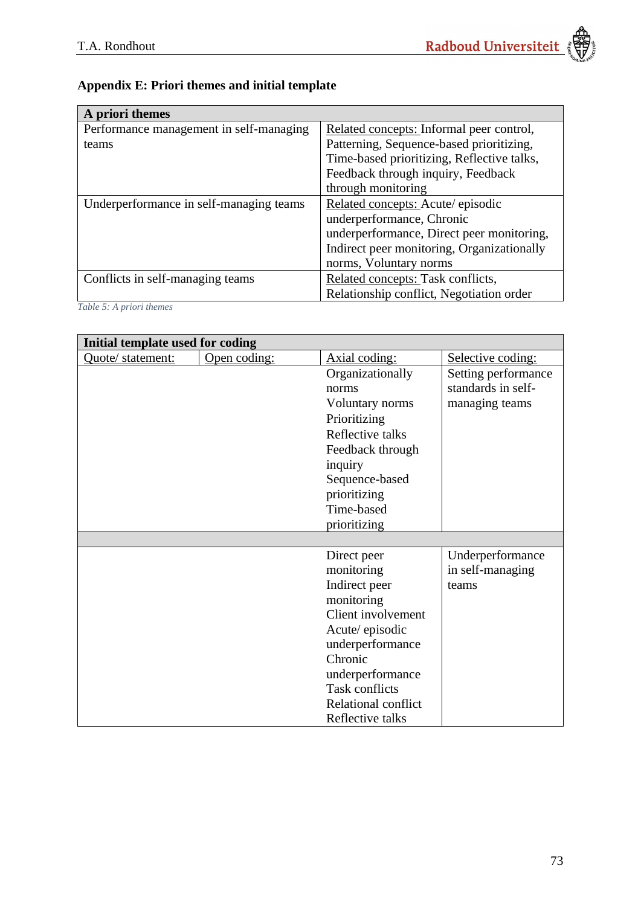## Appendix E: Priori themes and initial template

| A priori themes | |
|---|---|
| Performance management in self-managing teams | Related concepts: Informal peer control, Patterning, Sequence-based prioritizing, Time-based prioritizing, Reflective talks, Feedback through inquiry, Feedback through monitoring |
| Underperformance in self-managing teams | Related concepts: Acute/ episodic underperformance, Chronic underperformance, Direct peer monitoring, Indirect peer monitoring, Organizationally norms, Voluntary norms |
| Conflicts in self-managing teams | Related concepts: Task conflicts, Relationship conflict, Negotiation order |

*Table 5: A priori themes*

| Initial template used for coding | | | |
|---|---|---|---|
| Quote/ statement: | Open coding: | Axial coding: | Selective coding: |
| | | Organizationally norms<br>Voluntary norms<br>Prioritizing<br>Reflective talks<br>Feedback through inquiry<br>Sequence-based prioritizing<br>Time-based prioritizing | Setting performance standards in self-managing teams |
| | | | |
| | | Direct peer monitoring<br>Indirect peer monitoring<br>Client involvement<br>Acute/ episodic underperformance<br>Chronic underperformance<br>Task conflicts<br>Relational conflict<br>Reflective talks | Underperformance in self-managing teams |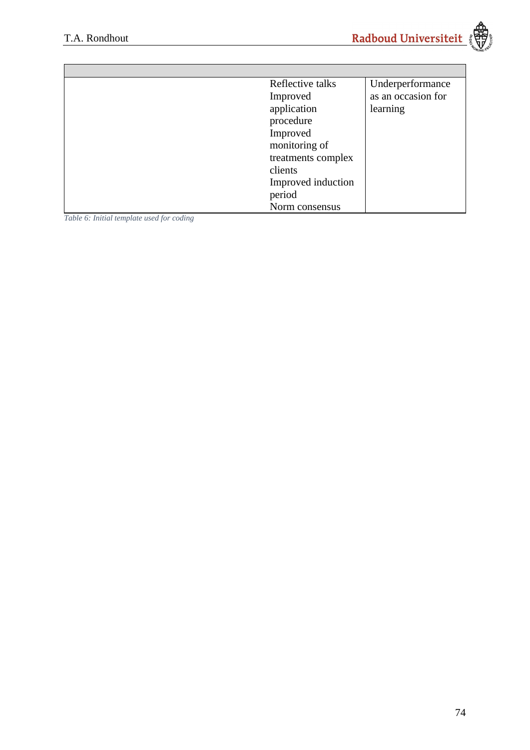| | | |
|---|---|---|
| | Reflective talks<br>Improved application procedure<br>Improved monitoring of treatments complex clients<br>Improved induction period<br>Norm consensus | Underperformance as an occasion for learning |

*Table 6: Initial template used for coding*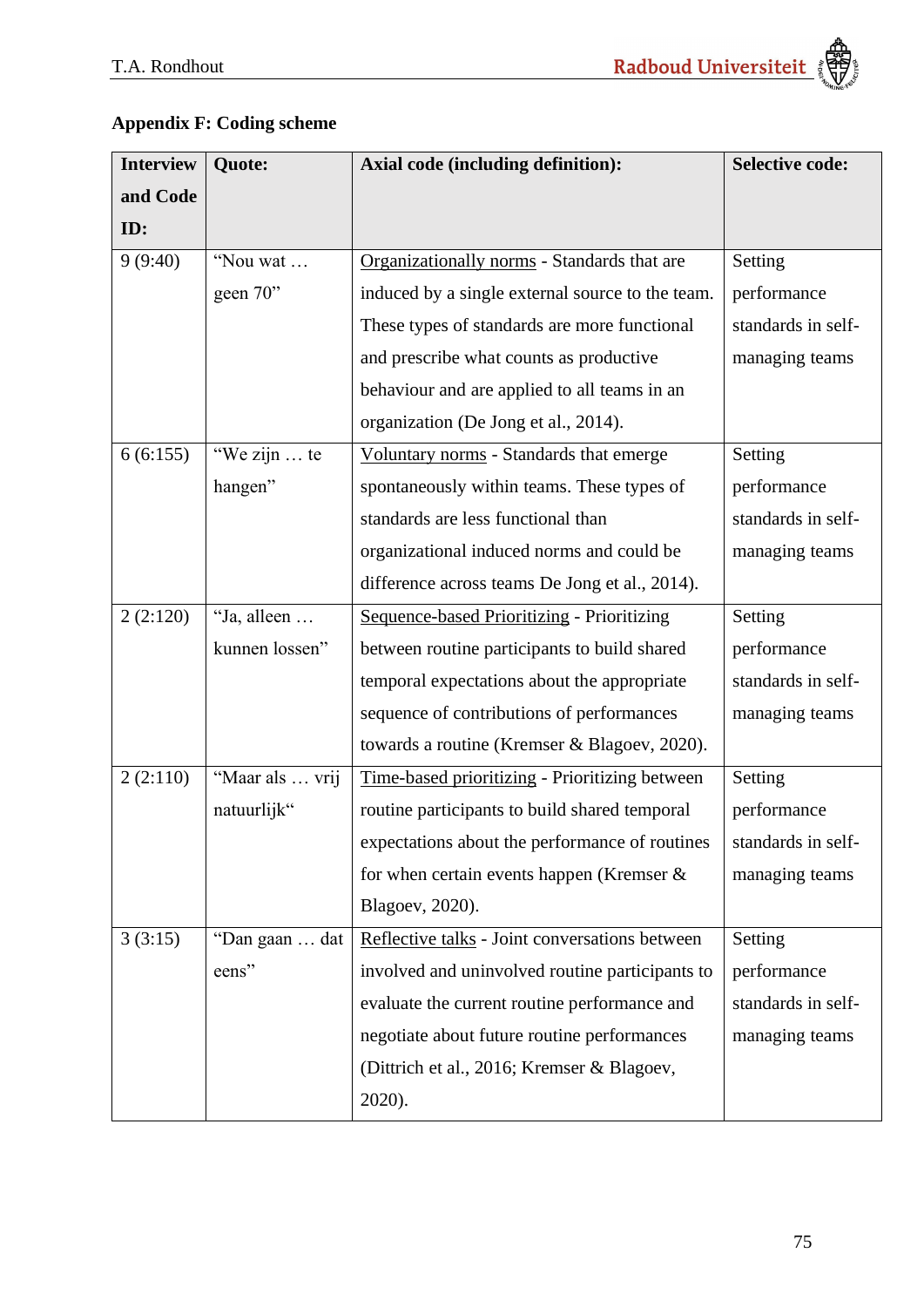## Appendix F: Coding scheme

| Interview and Code ID: | Quote: | Axial code (including definition): | Selective code: |
|---|---|---|---|
| 9 (9:40) | "Nou wat … geen 70" | Organizationally norms - Standards that are induced by a single external source to the team. These types of standards are more functional and prescribe what counts as productive behaviour and are applied to all teams in an organization (De Jong et al., 2014). | Setting performance standards in self-managing teams |
| 6 (6:155) | "We zijn … te hangen" | Voluntary norms - Standards that emerge spontaneously within teams. These types of standards are less functional than organizational induced norms and could be difference across teams De Jong et al., 2014). | Setting performance standards in self-managing teams |
| 2 (2:120) | "Ja, alleen … kunnen lossen" | Sequence-based Prioritizing - Prioritizing between routine participants to build shared temporal expectations about the appropriate sequence of contributions of performances towards a routine (Kremser & Blagoev, 2020). | Setting performance standards in self-managing teams |
| 2 (2:110) | "Maar als … vrij natuurlijk" | Time-based prioritizing - Prioritizing between routine participants to build shared temporal expectations about the performance of routines for when certain events happen (Kremser & Blagoev, 2020). | Setting performance standards in self-managing teams |
| 3 (3:15) | "Dan gaan … dat eens" | Reflective talks - Joint conversations between involved and uninvolved routine participants to evaluate the current routine performance and negotiate about future routine performances (Dittrich et al., 2016; Kremser & Blagoev, 2020). | Setting performance standards in self-managing teams |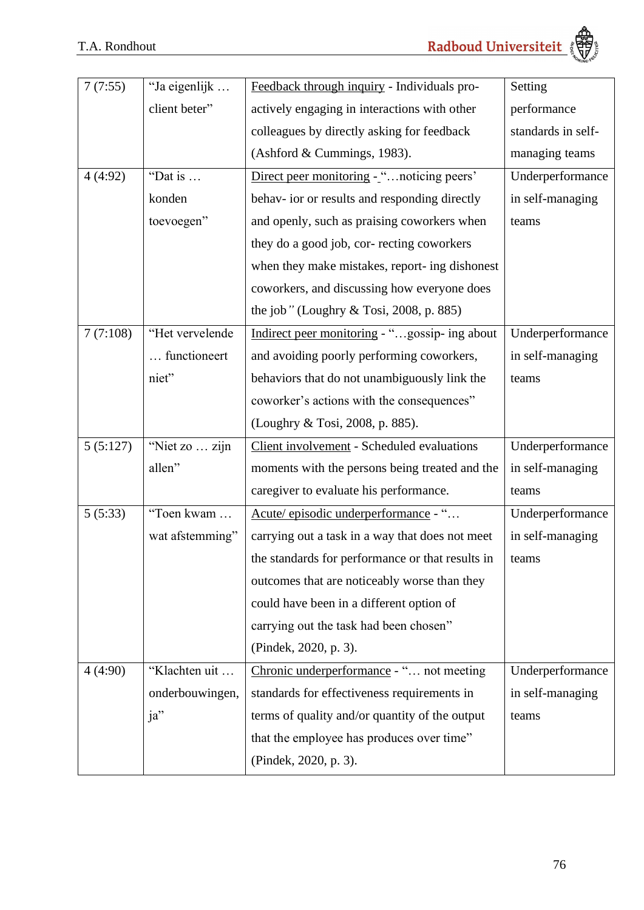| 7 (7:55) | "Ja eigenlijk … client beter" | Feedback through inquiry - Individuals pro-actively engaging in interactions with other colleagues by directly asking for feedback (Ashford & Cummings, 1983). | Setting performance standards in self-managing teams |
|---|---|---|---|
| 4 (4:92) | "Dat is … konden toevoegen" | Direct peer monitoring - "…noticing peers' behav- ior or results and responding directly and openly, such as praising coworkers when they do a good job, cor- recting coworkers when they make mistakes, report- ing dishonest coworkers, and discussing how everyone does the job" (Loughry & Tosi, 2008, p. 885) | Underperformance in self-managing teams |
| 7 (7:108) | "Het vervelende … functioneert niet" | Indirect peer monitoring - "…gossip- ing about and avoiding poorly performing coworkers, behaviors that do not unambiguously link the coworker's actions with the consequences" (Loughry & Tosi, 2008, p. 885). | Underperformance in self-managing teams |
| 5 (5:127) | "Niet zo … zijn allen" | Client involvement - Scheduled evaluations moments with the persons being treated and the caregiver to evaluate his performance. | Underperformance in self-managing teams |
| 5 (5:33) | "Toen kwam … wat afstemming" | Acute/ episodic underperformance - "… carrying out a task in a way that does not meet the standards for performance or that results in outcomes that are noticeably worse than they could have been in a different option of carrying out the task had been chosen" (Pindek, 2020, p. 3). | Underperformance in self-managing teams |
| 4 (4:90) | "Klachten uit … onderbouwingen, ja" | Chronic underperformance - "… not meeting standards for effectiveness requirements in terms of quality and/or quantity of the output that the employee has produces over time" (Pindek, 2020, p. 3). | Underperformance in self-managing teams |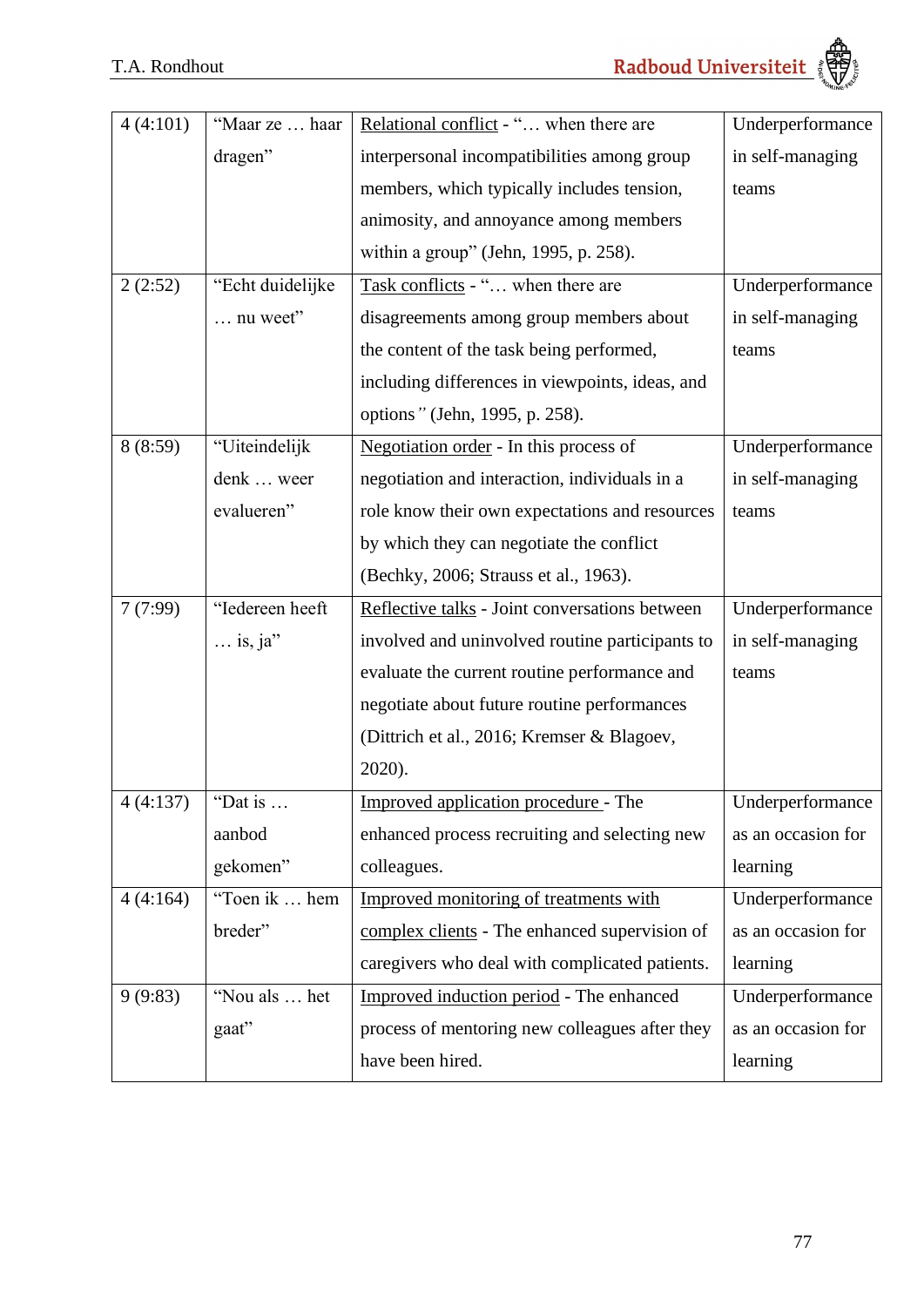| | | | |
|---|---|---|---|
| 4 (4:101) | "Maar ze … haar dragen" | Relational conflict - "… when there are interpersonal incompatibilities among group members, which typically includes tension, animosity, and annoyance among members within a group" (Jehn, 1995, p. 258). | Underperformance in self-managing teams |
| 2 (2:52) | "Echt duidelijke … nu weet" | Task conflicts - "… when there are disagreements among group members about the content of the task being performed, including differences in viewpoints, ideas, and options" (Jehn, 1995, p. 258). | Underperformance in self-managing teams |
| 8 (8:59) | "Uiteindelijk denk … weer evalueren" | Negotiation order - In this process of negotiation and interaction, individuals in a role know their own expectations and resources by which they can negotiate the conflict (Bechky, 2006; Strauss et al., 1963). | Underperformance in self-managing teams |
| 7 (7:99) | "Iedereen heeft … is, ja" | Reflective talks - Joint conversations between involved and uninvolved routine participants to evaluate the current routine performance and negotiate about future routine performances (Dittrich et al., 2016; Kremser & Blagoev, 2020). | Underperformance in self-managing teams |
| 4 (4:137) | "Dat is … aanbod gekomen" | Improved application procedure - The enhanced process recruiting and selecting new colleagues. | Underperformance as an occasion for learning |
| 4 (4:164) | "Toen ik … hem breder" | Improved monitoring of treatments with complex clients - The enhanced supervision of caregivers who deal with complicated patients. | Underperformance as an occasion for learning |
| 9 (9:83) | "Nou als … het gaat" | Improved induction period - The enhanced process of mentoring new colleagues after they have been hired. | Underperformance as an occasion for learning |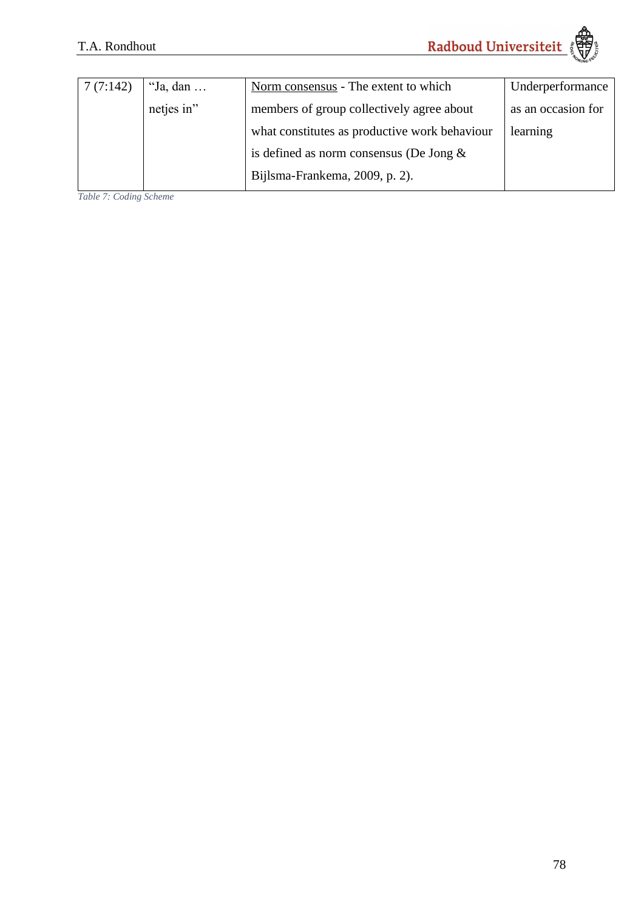| 7 (7:142) | "Ja, dan … netjes in" | Norm consensus - The extent to which members of group collectively agree about what constitutes as productive work behaviour is defined as norm consensus (De Jong & Bijlsma-Frankema, 2009, p. 2). | Underperformance as an occasion for learning |
|---|---|---|---|

*Table 7: Coding Scheme*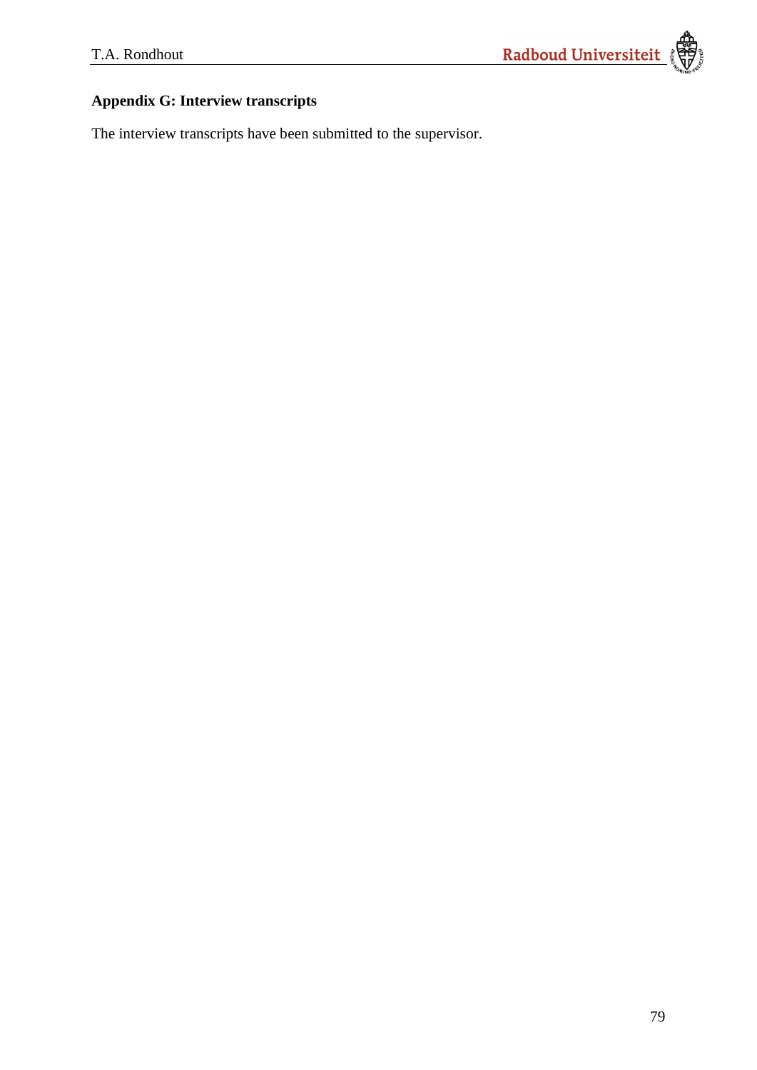## Appendix G: Interview transcripts

The interview transcripts have been submitted to the supervisor.